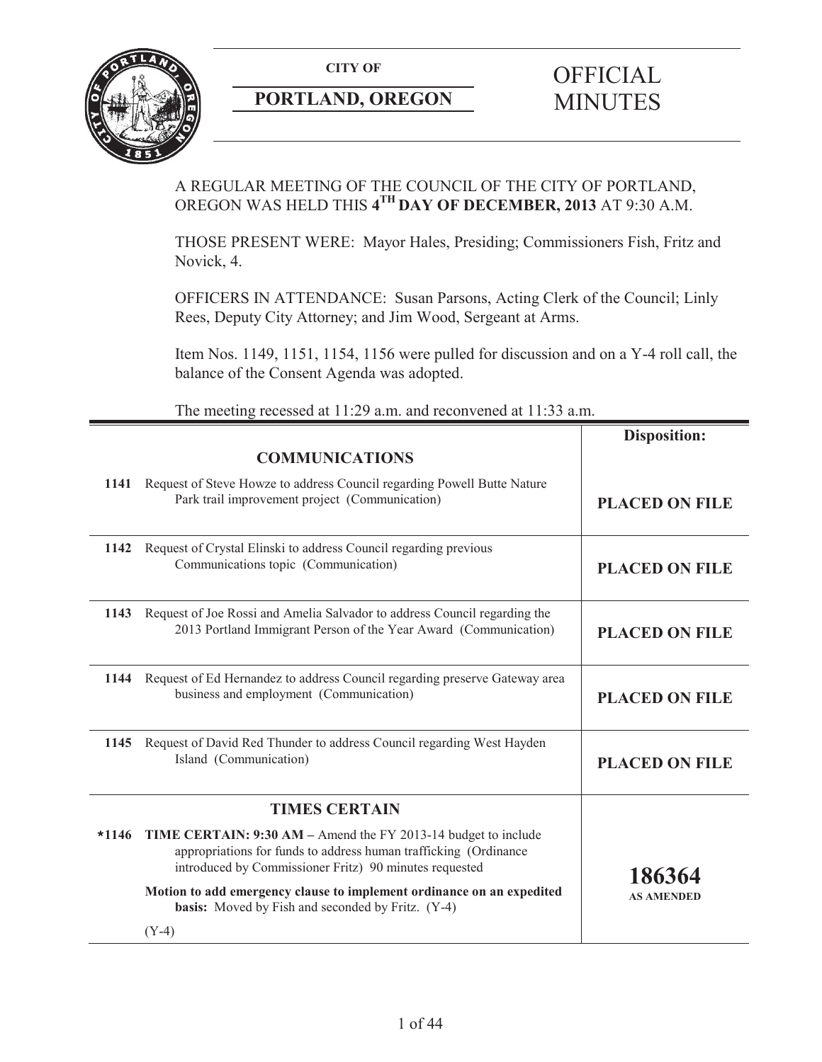**CITY OF**

**PORTLAND, OREGON**

# OFFICIAL MINUTES

A REGULAR MEETING OF THE COUNCIL OF THE CITY OF PORTLAND, OREGON WAS HELD THIS **4TH DAY OF DECEMBER, 2013** AT 9:30 A.M.

THOSE PRESENT WERE: Mayor Hales, Presiding; Commissioners Fish, Fritz and Novick, 4.

OFFICERS IN ATTENDANCE: Susan Parsons, Acting Clerk of the Council; Linly Rees, Deputy City Attorney; and Jim Wood, Sergeant at Arms.

Item Nos. 1149, 1151, 1154, 1156 were pulled for discussion and on a Y-4 roll call, the balance of the Consent Agenda was adopted.

The meeting recessed at 11:29 a.m. and reconvened at 11:33 a.m.

| | | **Disposition:** |
|---|---|---|
| | **COMMUNICATIONS** | |
| **1141** | Request of Steve Howze to address Council regarding Powell Butte Nature Park trail improvement project (Communication) | **PLACED ON FILE** |
| **1142** | Request of Crystal Elinski to address Council regarding previous Communications topic (Communication) | **PLACED ON FILE** |
| **1143** | Request of Joe Rossi and Amelia Salvador to address Council regarding the 2013 Portland Immigrant Person of the Year Award (Communication) | **PLACED ON FILE** |
| **1144** | Request of Ed Hernandez to address Council regarding preserve Gateway area business and employment (Communication) | **PLACED ON FILE** |
| **1145** | Request of David Red Thunder to address Council regarding West Hayden Island (Communication) | **PLACED ON FILE** |
| | **TIMES CERTAIN** | |
| **\*1146** | **TIME CERTAIN: 9:30 AM –** Amend the FY 2013-14 budget to include appropriations for funds to address human trafficking (Ordinance introduced by Commissioner Fritz) 90 minutes requested<br><br>**Motion to add emergency clause to implement ordinance on an expedited basis:** Moved by Fish and seconded by Fritz. (Y-4)<br><br>(Y-4) | **186364**<br>**AS AMENDED** |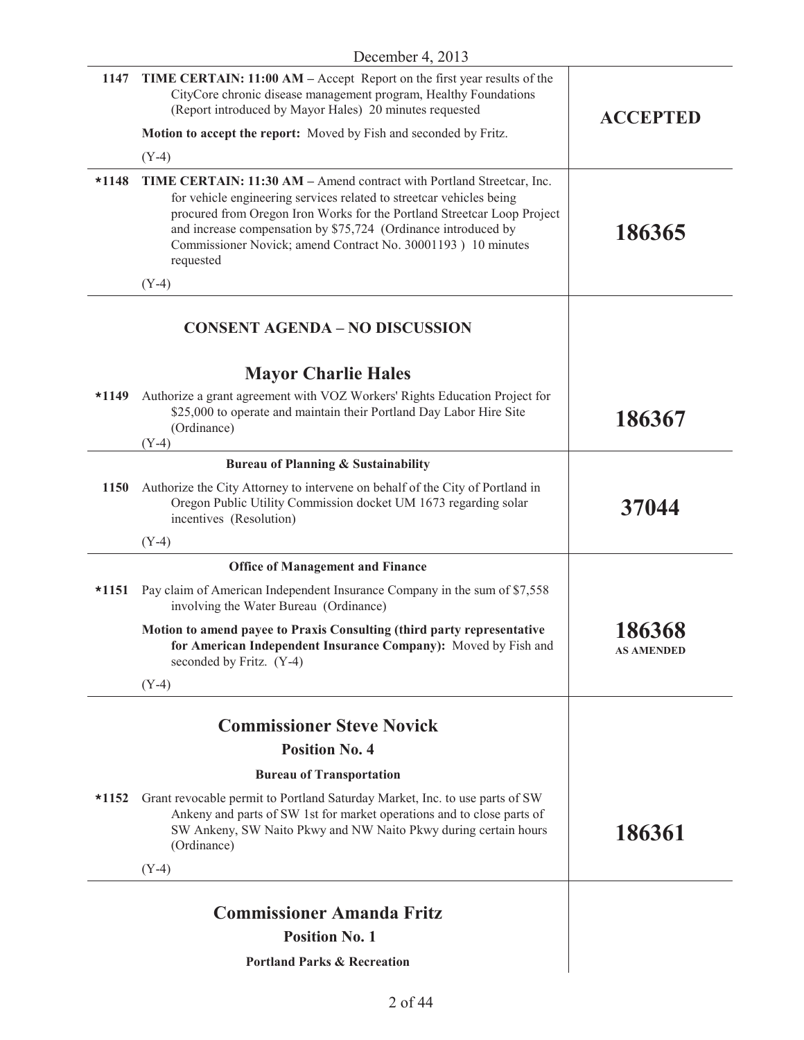December 4, 2013

| | | |
|---|---|---|
| 1147 | **TIME CERTAIN: 11:00 AM –** Accept Report on the first year results of the CityCore chronic disease management program, Healthy Foundations (Report introduced by Mayor Hales) 20 minutes requested<br><br>**Motion to accept the report:** Moved by Fish and seconded by Fritz.<br><br>(Y-4) | **ACCEPTED** |
| *1148 | **TIME CERTAIN: 11:30 AM –** Amend contract with Portland Streetcar, Inc. for vehicle engineering services related to streetcar vehicles being procured from Oregon Iron Works for the Portland Streetcar Loop Project and increase compensation by $75,724 (Ordinance introduced by Commissioner Novick; amend Contract No. 30001193 ) 10 minutes requested<br><br>(Y-4) | **186365** |

## CONSENT AGENDA – NO DISCUSSION

### Mayor Charlie Hales

| | | |
|---|---|---|
| *1149 | Authorize a grant agreement with VOZ Workers' Rights Education Project for $25,000 to operate and maintain their Portland Day Labor Hire Site (Ordinance)<br>(Y-4) | **186367** |

**Bureau of Planning & Sustainability**

| | | |
|---|---|---|
| 1150 | Authorize the City Attorney to intervene on behalf of the City of Portland in Oregon Public Utility Commission docket UM 1673 regarding solar incentives (Resolution)<br><br>(Y-4) | **37044** |

**Office of Management and Finance**

| | | |
|---|---|---|
| *1151 | Pay claim of American Independent Insurance Company in the sum of $7,558 involving the Water Bureau (Ordinance)<br><br>**Motion to amend payee to Praxis Consulting (third party representative for American Independent Insurance Company):** Moved by Fish and seconded by Fritz. (Y-4)<br><br>(Y-4) | **186368**<br>**AS AMENDED** |

### Commissioner Steve Novick

**Position No. 4**

**Bureau of Transportation**

| | | |
|---|---|---|
| *1152 | Grant revocable permit to Portland Saturday Market, Inc. to use parts of SW Ankeny and parts of SW 1st for market operations and to close parts of SW Ankeny, SW Naito Pkwy and NW Naito Pkwy during certain hours (Ordinance)<br><br>(Y-4) | **186361** |

### Commissioner Amanda Fritz

**Position No. 1**

**Portland Parks & Recreation**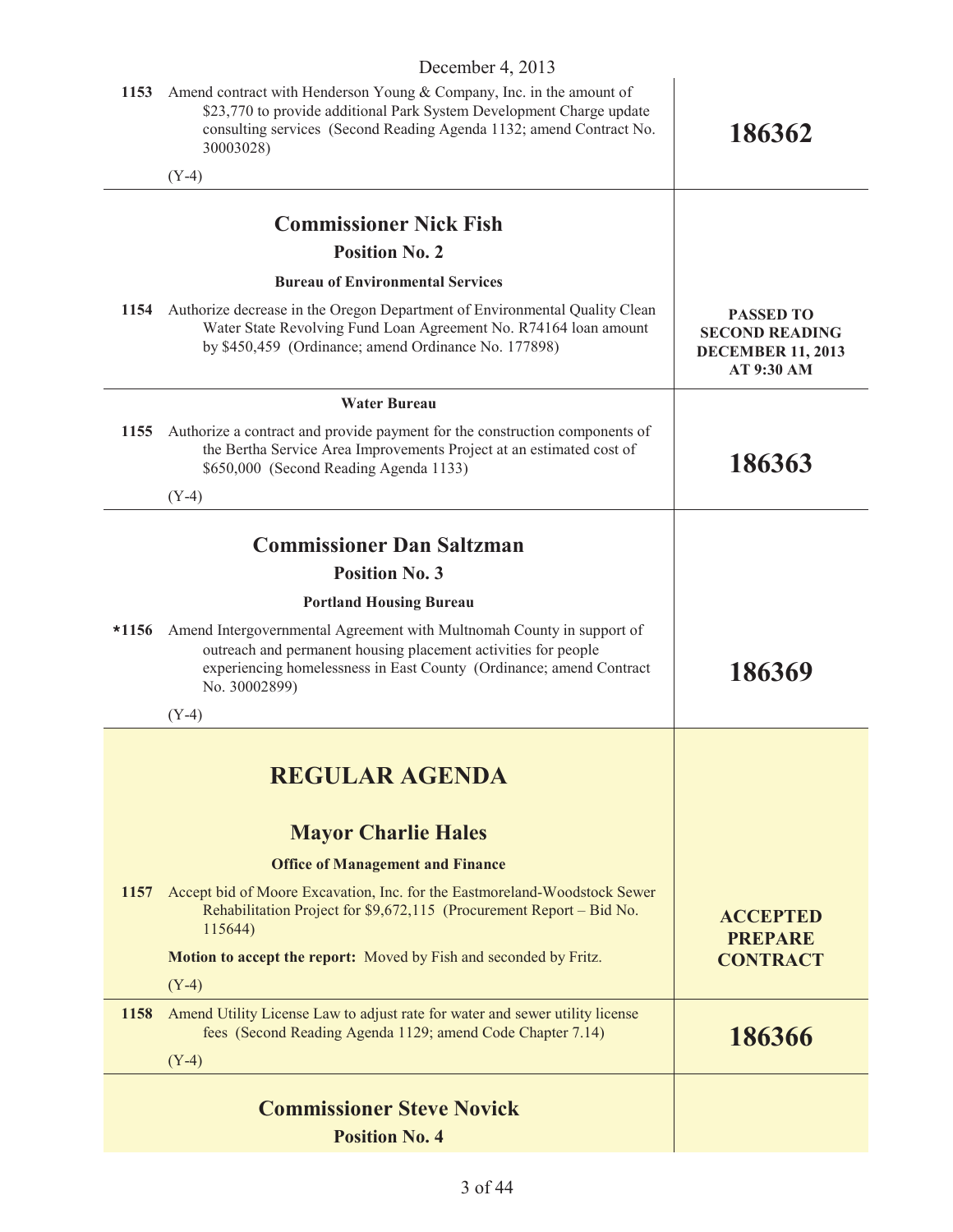December 4, 2013

| | | |
|---|---|---|
| **1153** | Amend contract with Henderson Young & Company, Inc. in the amount of $23,770 to provide additional Park System Development Charge update consulting services (Second Reading Agenda 1132; amend Contract No. 30003028)<br><br>(Y-4) | **186362** |

## Commissioner Nick Fish

### Position No. 2

**Bureau of Environmental Services**

| | | |
|---|---|---|
| **1154** | Authorize decrease in the Oregon Department of Environmental Quality Clean Water State Revolving Fund Loan Agreement No. R74164 loan amount by $450,459 (Ordinance; amend Ordinance No. 177898) | **PASSED TO SECOND READING DECEMBER 11, 2013 AT 9:30 AM** |

**Water Bureau**

| | | |
|---|---|---|
| **1155** | Authorize a contract and provide payment for the construction components of the Bertha Service Area Improvements Project at an estimated cost of $650,000 (Second Reading Agenda 1133)<br><br>(Y-4) | **186363** |

## Commissioner Dan Saltzman

### Position No. 3

**Portland Housing Bureau**

| | | |
|---|---|---|
| ***1156** | Amend Intergovernmental Agreement with Multnomah County in support of outreach and permanent housing placement activities for people experiencing homelessness in East County (Ordinance; amend Contract No. 30002899)<br><br>(Y-4) | **186369** |

# REGULAR AGENDA

## Mayor Charlie Hales

**Office of Management and Finance**

| | | |
|---|---|---|
| **1157** | Accept bid of Moore Excavation, Inc. for the Eastmoreland-Woodstock Sewer Rehabilitation Project for $9,672,115 (Procurement Report – Bid No. 115644)<br><br>**Motion to accept the report:** Moved by Fish and seconded by Fritz.<br><br>(Y-4) | **ACCEPTED PREPARE CONTRACT** |
| **1158** | Amend Utility License Law to adjust rate for water and sewer utility license fees (Second Reading Agenda 1129; amend Code Chapter 7.14)<br><br>(Y-4) | **186366** |

## Commissioner Steve Novick

### Position No. 4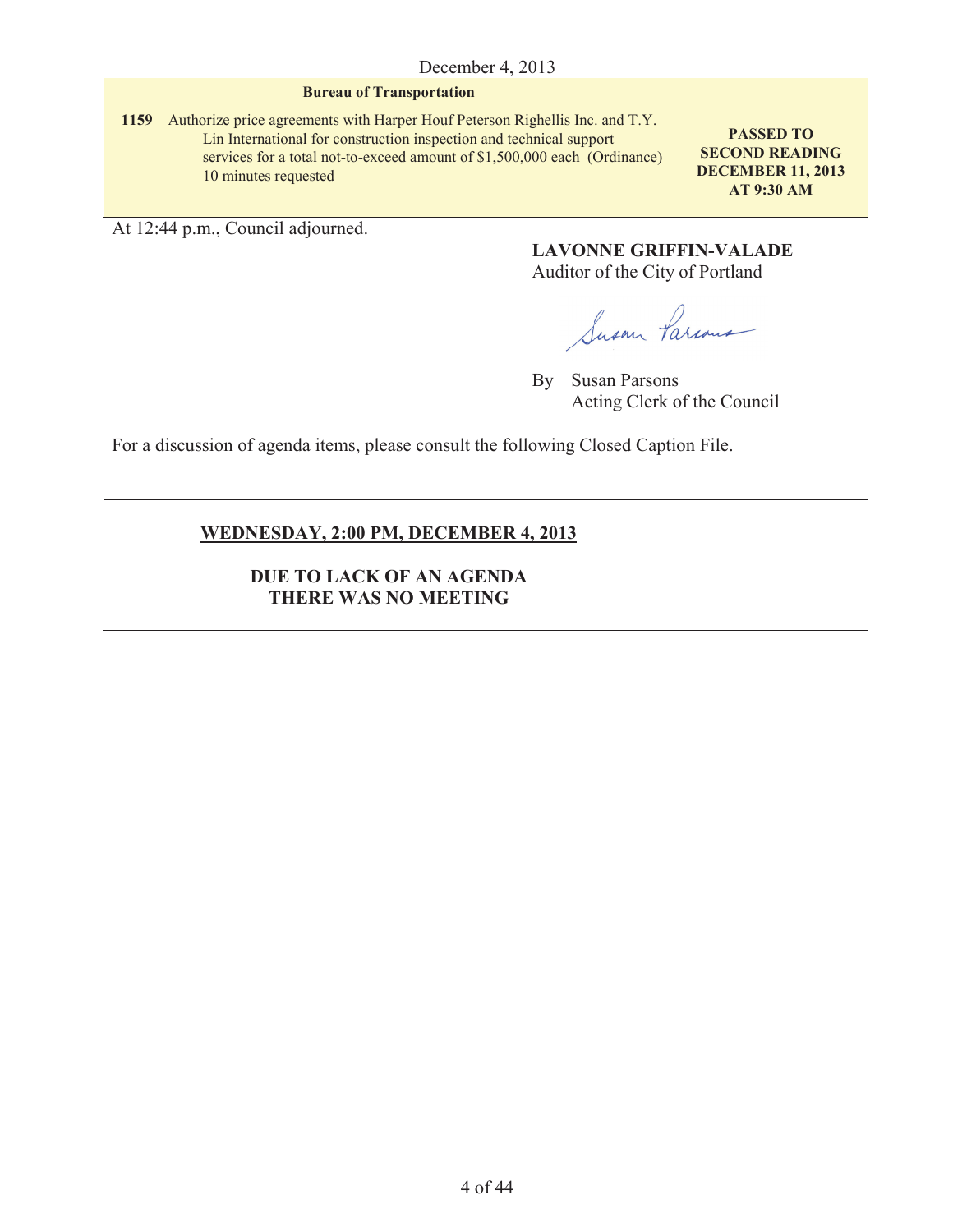December 4, 2013

| Bureau of Transportation | |
|---|---|
| **1159** Authorize price agreements with Harper Houf Peterson Righellis Inc. and T.Y. Lin International for construction inspection and technical support services for a total not-to-exceed amount of $1,500,000 each (Ordinance) 10 minutes requested | **PASSED TO SECOND READING DECEMBER 11, 2013 AT 9:30 AM** |

At 12:44 p.m., Council adjourned.

**LAVONNE GRIFFIN-VALADE**
Auditor of the City of Portland

By Susan Parsons
Acting Clerk of the Council

For a discussion of agenda items, please consult the following Closed Caption File.

| **WEDNESDAY, 2:00 PM, DECEMBER 4, 2013** <br><br> **DUE TO LACK OF AN AGENDA THERE WAS NO MEETING** | |
|---|---|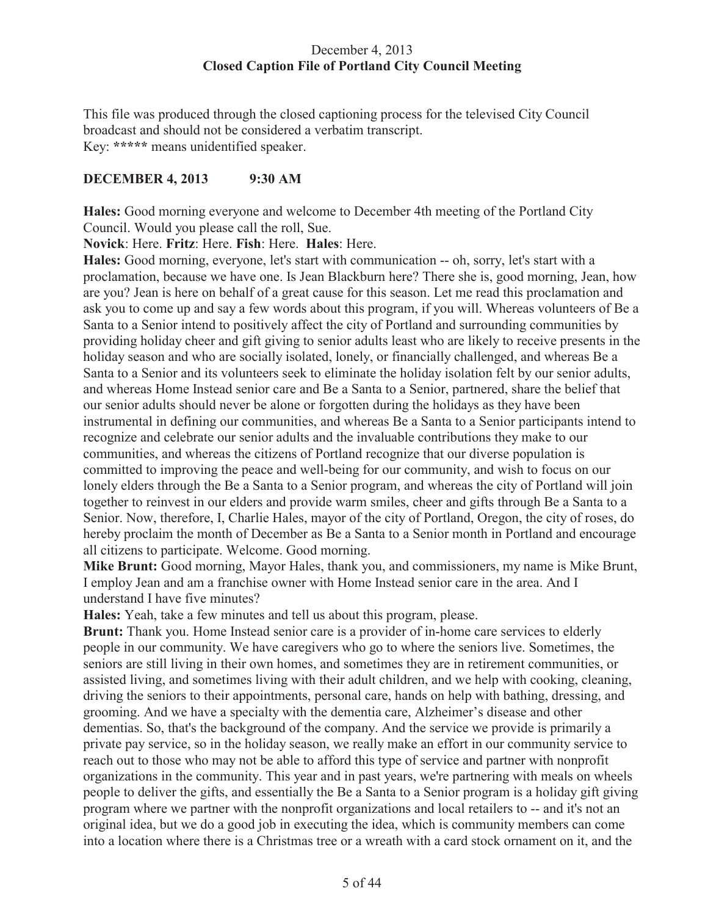December 4, 2013
**Closed Caption File of Portland City Council Meeting**

This file was produced through the closed captioning process for the televised City Council broadcast and should not be considered a verbatim transcript.
Key: **\*\*\*\*\*** means unidentified speaker.

**DECEMBER 4, 2013 9:30 AM**

**Hales:** Good morning everyone and welcome to December 4th meeting of the Portland City Council. Would you please call the roll, Sue.

**Novick**: Here. **Fritz**: Here. **Fish**: Here. **Hales**: Here.

**Hales:** Good morning, everyone, let's start with communication -- oh, sorry, let's start with a proclamation, because we have one. Is Jean Blackburn here? There she is, good morning, Jean, how are you? Jean is here on behalf of a great cause for this season. Let me read this proclamation and ask you to come up and say a few words about this program, if you will. Whereas volunteers of Be a Santa to a Senior intend to positively affect the city of Portland and surrounding communities by providing holiday cheer and gift giving to senior adults least who are likely to receive presents in the holiday season and who are socially isolated, lonely, or financially challenged, and whereas Be a Santa to a Senior and its volunteers seek to eliminate the holiday isolation felt by our senior adults, and whereas Home Instead senior care and Be a Santa to a Senior, partnered, share the belief that our senior adults should never be alone or forgotten during the holidays as they have been instrumental in defining our communities, and whereas Be a Santa to a Senior participants intend to recognize and celebrate our senior adults and the invaluable contributions they make to our communities, and whereas the citizens of Portland recognize that our diverse population is committed to improving the peace and well-being for our community, and wish to focus on our lonely elders through the Be a Santa to a Senior program, and whereas the city of Portland will join together to reinvest in our elders and provide warm smiles, cheer and gifts through Be a Santa to a Senior. Now, therefore, I, Charlie Hales, mayor of the city of Portland, Oregon, the city of roses, do hereby proclaim the month of December as Be a Santa to a Senior month in Portland and encourage all citizens to participate. Welcome. Good morning.

**Mike Brunt:** Good morning, Mayor Hales, thank you, and commissioners, my name is Mike Brunt, I employ Jean and am a franchise owner with Home Instead senior care in the area. And I understand I have five minutes?

**Hales:** Yeah, take a few minutes and tell us about this program, please.

**Brunt:** Thank you. Home Instead senior care is a provider of in-home care services to elderly people in our community. We have caregivers who go to where the seniors live. Sometimes, the seniors are still living in their own homes, and sometimes they are in retirement communities, or assisted living, and sometimes living with their adult children, and we help with cooking, cleaning, driving the seniors to their appointments, personal care, hands on help with bathing, dressing, and grooming. And we have a specialty with the dementia care, Alzheimer's disease and other dementias. So, that's the background of the company. And the service we provide is primarily a private pay service, so in the holiday season, we really make an effort in our community service to reach out to those who may not be able to afford this type of service and partner with nonprofit organizations in the community. This year and in past years, we're partnering with meals on wheels people to deliver the gifts, and essentially the Be a Santa to a Senior program is a holiday gift giving program where we partner with the nonprofit organizations and local retailers to -- and it's not an original idea, but we do a good job in executing the idea, which is community members can come into a location where there is a Christmas tree or a wreath with a card stock ornament on it, and the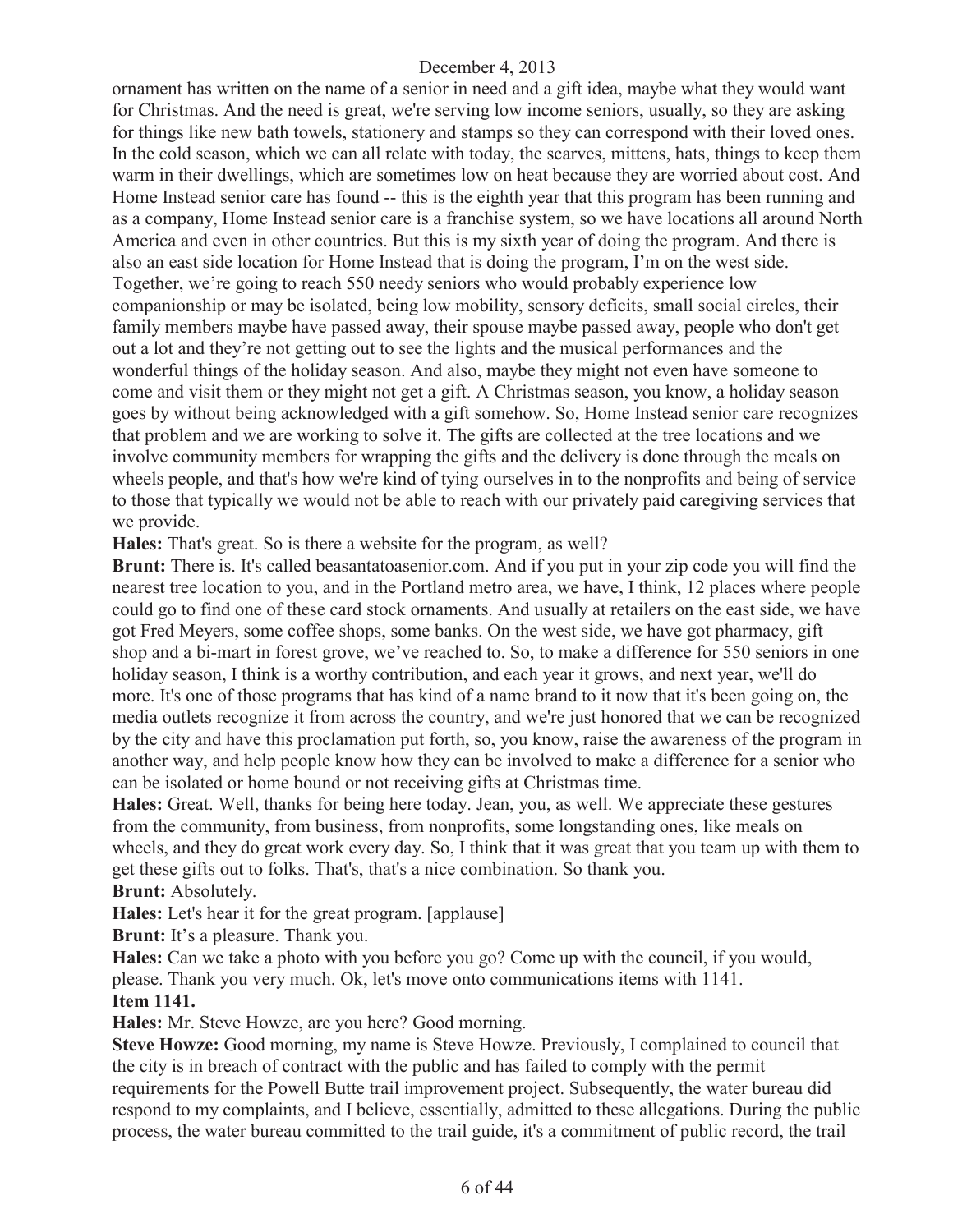ornament has written on the name of a senior in need and a gift idea, maybe what they would want for Christmas. And the need is great, we're serving low income seniors, usually, so they are asking for things like new bath towels, stationery and stamps so they can correspond with their loved ones. In the cold season, which we can all relate with today, the scarves, mittens, hats, things to keep them warm in their dwellings, which are sometimes low on heat because they are worried about cost. And Home Instead senior care has found -- this is the eighth year that this program has been running and as a company, Home Instead senior care is a franchise system, so we have locations all around North America and even in other countries. But this is my sixth year of doing the program. And there is also an east side location for Home Instead that is doing the program, I'm on the west side. Together, we're going to reach 550 needy seniors who would probably experience low companionship or may be isolated, being low mobility, sensory deficits, small social circles, their family members maybe have passed away, their spouse maybe passed away, people who don't get out a lot and they're not getting out to see the lights and the musical performances and the wonderful things of the holiday season. And also, maybe they might not even have someone to come and visit them or they might not get a gift. A Christmas season, you know, a holiday season goes by without being acknowledged with a gift somehow. So, Home Instead senior care recognizes that problem and we are working to solve it. The gifts are collected at the tree locations and we involve community members for wrapping the gifts and the delivery is done through the meals on wheels people, and that's how we're kind of tying ourselves in to the nonprofits and being of service to those that typically we would not be able to reach with our privately paid caregiving services that we provide.

**Hales:** That's great. So is there a website for the program, as well?

**Brunt:** There is. It's called beasantatoasenior.com. And if you put in your zip code you will find the nearest tree location to you, and in the Portland metro area, we have, I think, 12 places where people could go to find one of these card stock ornaments. And usually at retailers on the east side, we have got Fred Meyers, some coffee shops, some banks. On the west side, we have got pharmacy, gift shop and a bi-mart in forest grove, we've reached to. So, to make a difference for 550 seniors in one holiday season, I think is a worthy contribution, and each year it grows, and next year, we'll do more. It's one of those programs that has kind of a name brand to it now that it's been going on, the media outlets recognize it from across the country, and we're just honored that we can be recognized by the city and have this proclamation put forth, so, you know, raise the awareness of the program in another way, and help people know how they can be involved to make a difference for a senior who can be isolated or home bound or not receiving gifts at Christmas time.

**Hales:** Great. Well, thanks for being here today. Jean, you, as well. We appreciate these gestures from the community, from business, from nonprofits, some longstanding ones, like meals on wheels, and they do great work every day. So, I think that it was great that you team up with them to get these gifts out to folks. That's, that's a nice combination. So thank you.

**Brunt:** Absolutely.

**Hales:** Let's hear it for the great program. [applause]

**Brunt:** It's a pleasure. Thank you.

**Hales:** Can we take a photo with you before you go? Come up with the council, if you would, please. Thank you very much. Ok, let's move onto communications items with 1141.

**Item 1141.**

**Hales:** Mr. Steve Howze, are you here? Good morning.

**Steve Howze:** Good morning, my name is Steve Howze. Previously, I complained to council that the city is in breach of contract with the public and has failed to comply with the permit requirements for the Powell Butte trail improvement project. Subsequently, the water bureau did respond to my complaints, and I believe, essentially, admitted to these allegations. During the public process, the water bureau committed to the trail guide, it's a commitment of public record, the trail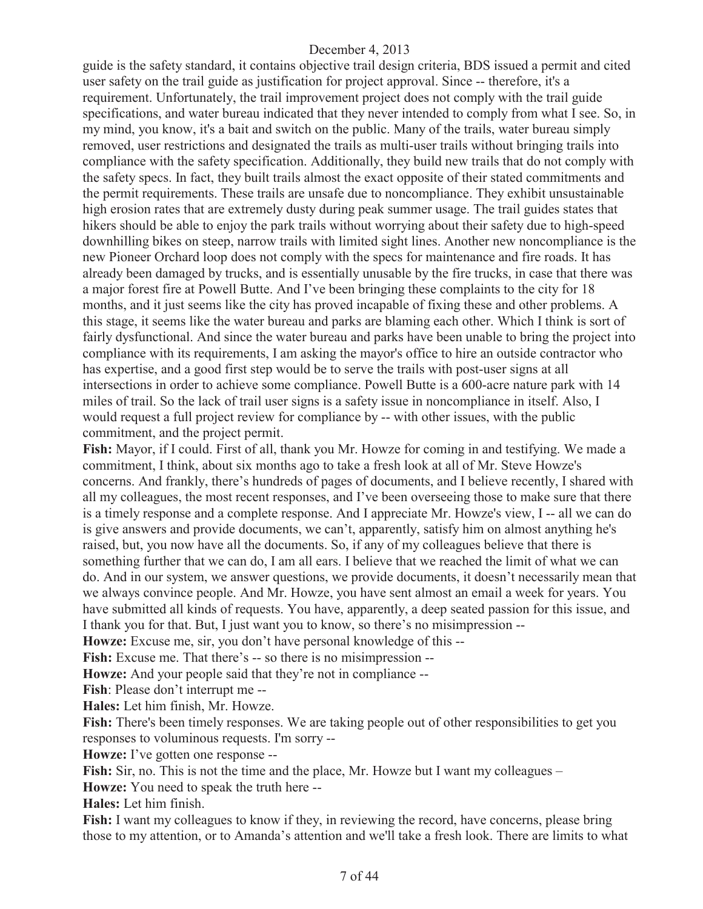guide is the safety standard, it contains objective trail design criteria, BDS issued a permit and cited user safety on the trail guide as justification for project approval. Since -- therefore, it's a requirement. Unfortunately, the trail improvement project does not comply with the trail guide specifications, and water bureau indicated that they never intended to comply from what I see. So, in my mind, you know, it's a bait and switch on the public. Many of the trails, water bureau simply removed, user restrictions and designated the trails as multi-user trails without bringing trails into compliance with the safety specification. Additionally, they build new trails that do not comply with the safety specs. In fact, they built trails almost the exact opposite of their stated commitments and the permit requirements. These trails are unsafe due to noncompliance. They exhibit unsustainable high erosion rates that are extremely dusty during peak summer usage. The trail guides states that hikers should be able to enjoy the park trails without worrying about their safety due to high-speed downhilling bikes on steep, narrow trails with limited sight lines. Another new noncompliance is the new Pioneer Orchard loop does not comply with the specs for maintenance and fire roads. It has already been damaged by trucks, and is essentially unusable by the fire trucks, in case that there was a major forest fire at Powell Butte. And I've been bringing these complaints to the city for 18 months, and it just seems like the city has proved incapable of fixing these and other problems. A this stage, it seems like the water bureau and parks are blaming each other. Which I think is sort of fairly dysfunctional. And since the water bureau and parks have been unable to bring the project into compliance with its requirements, I am asking the mayor's office to hire an outside contractor who has expertise, and a good first step would be to serve the trails with post-user signs at all intersections in order to achieve some compliance. Powell Butte is a 600-acre nature park with 14 miles of trail. So the lack of trail user signs is a safety issue in noncompliance in itself. Also, I would request a full project review for compliance by -- with other issues, with the public commitment, and the project permit.

**Fish:** Mayor, if I could. First of all, thank you Mr. Howze for coming in and testifying. We made a commitment, I think, about six months ago to take a fresh look at all of Mr. Steve Howze's concerns. And frankly, there's hundreds of pages of documents, and I believe recently, I shared with all my colleagues, the most recent responses, and I've been overseeing those to make sure that there is a timely response and a complete response. And I appreciate Mr. Howze's view, I -- all we can do is give answers and provide documents, we can't, apparently, satisfy him on almost anything he's raised, but, you now have all the documents. So, if any of my colleagues believe that there is something further that we can do, I am all ears. I believe that we reached the limit of what we can do. And in our system, we answer questions, we provide documents, it doesn't necessarily mean that we always convince people. And Mr. Howze, you have sent almost an email a week for years. You have submitted all kinds of requests. You have, apparently, a deep seated passion for this issue, and I thank you for that. But, I just want you to know, so there's no misimpression --

**Howze:** Excuse me, sir, you don't have personal knowledge of this --

**Fish:** Excuse me. That there's -- so there is no misimpression --

**Howze:** And your people said that they're not in compliance --

**Fish**: Please don't interrupt me --

**Hales:** Let him finish, Mr. Howze.

**Fish:** There's been timely responses. We are taking people out of other responsibilities to get you responses to voluminous requests. I'm sorry --

**Howze:** I've gotten one response --

**Fish:** Sir, no. This is not the time and the place, Mr. Howze but I want my colleagues –

**Howze:** You need to speak the truth here --

**Hales:** Let him finish.

**Fish:** I want my colleagues to know if they, in reviewing the record, have concerns, please bring those to my attention, or to Amanda's attention and we'll take a fresh look. There are limits to what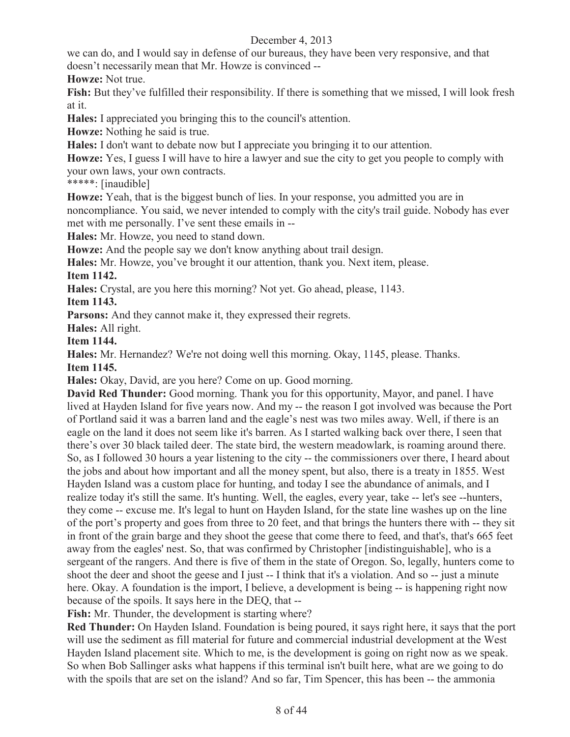we can do, and I would say in defense of our bureaus, they have been very responsive, and that doesn't necessarily mean that Mr. Howze is convinced --

**Howze:** Not true.

**Fish:** But they've fulfilled their responsibility. If there is something that we missed, I will look fresh at it.

**Hales:** I appreciated you bringing this to the council's attention.

**Howze:** Nothing he said is true.

**Hales:** I don't want to debate now but I appreciate you bringing it to our attention.

**Howze:** Yes, I guess I will have to hire a lawyer and sue the city to get you people to comply with your own laws, your own contracts.

*****: [inaudible]

**Howze:** Yeah, that is the biggest bunch of lies. In your response, you admitted you are in noncompliance. You said, we never intended to comply with the city's trail guide. Nobody has ever met with me personally. I've sent these emails in --

**Hales:** Mr. Howze, you need to stand down.

**Howze:** And the people say we don't know anything about trail design.

**Hales:** Mr. Howze, you've brought it our attention, thank you. Next item, please.

**Item 1142.**

**Hales:** Crystal, are you here this morning? Not yet. Go ahead, please, 1143.

**Item 1143.**

**Parsons:** And they cannot make it, they expressed their regrets.

**Hales:** All right.

**Item 1144.**

**Hales:** Mr. Hernandez? We're not doing well this morning. Okay, 1145, please. Thanks.

**Item 1145.**

**Hales:** Okay, David, are you here? Come on up. Good morning.

**David Red Thunder:** Good morning. Thank you for this opportunity, Mayor, and panel. I have lived at Hayden Island for five years now. And my -- the reason I got involved was because the Port of Portland said it was a barren land and the eagle's nest was two miles away. Well, if there is an eagle on the land it does not seem like it's barren. As I started walking back over there, I seen that there's over 30 black tailed deer. The state bird, the western meadowlark, is roaming around there. So, as I followed 30 hours a year listening to the city -- the commissioners over there, I heard about the jobs and about how important and all the money spent, but also, there is a treaty in 1855. West Hayden Island was a custom place for hunting, and today I see the abundance of animals, and I realize today it's still the same. It's hunting. Well, the eagles, every year, take -- let's see --hunters, they come -- excuse me. It's legal to hunt on Hayden Island, for the state line washes up on the line of the port's property and goes from three to 20 feet, and that brings the hunters there with -- they sit in front of the grain barge and they shoot the geese that come there to feed, and that's, that's 665 feet away from the eagles' nest. So, that was confirmed by Christopher [indistinguishable], who is a sergeant of the rangers. And there is five of them in the state of Oregon. So, legally, hunters come to shoot the deer and shoot the geese and I just -- I think that it's a violation. And so -- just a minute here. Okay. A foundation is the import, I believe, a development is being -- is happening right now because of the spoils. It says here in the DEQ, that --

**Fish:** Mr. Thunder, the development is starting where?

**Red Thunder:** On Hayden Island. Foundation is being poured, it says right here, it says that the port will use the sediment as fill material for future and commercial industrial development at the West Hayden Island placement site. Which to me, is the development is going on right now as we speak. So when Bob Sallinger asks what happens if this terminal isn't built here, what are we going to do with the spoils that are set on the island? And so far, Tim Spencer, this has been -- the ammonia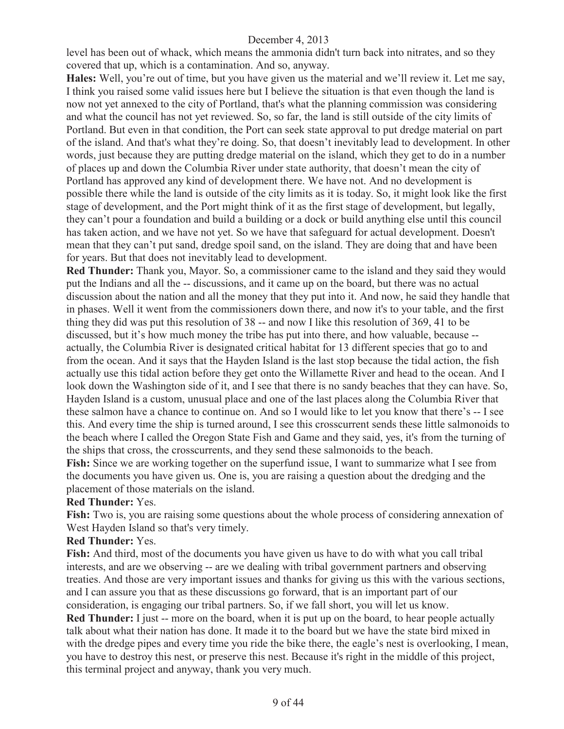level has been out of whack, which means the ammonia didn't turn back into nitrates, and so they covered that up, which is a contamination. And so, anyway.

**Hales:** Well, you're out of time, but you have given us the material and we'll review it. Let me say, I think you raised some valid issues here but I believe the situation is that even though the land is now not yet annexed to the city of Portland, that's what the planning commission was considering and what the council has not yet reviewed. So, so far, the land is still outside of the city limits of Portland. But even in that condition, the Port can seek state approval to put dredge material on part of the island. And that's what they're doing. So, that doesn't inevitably lead to development. In other words, just because they are putting dredge material on the island, which they get to do in a number of places up and down the Columbia River under state authority, that doesn't mean the city of Portland has approved any kind of development there. We have not. And no development is possible there while the land is outside of the city limits as it is today. So, it might look like the first stage of development, and the Port might think of it as the first stage of development, but legally, they can't pour a foundation and build a building or a dock or build anything else until this council has taken action, and we have not yet. So we have that safeguard for actual development. Doesn't mean that they can't put sand, dredge spoil sand, on the island. They are doing that and have been for years. But that does not inevitably lead to development.

**Red Thunder:** Thank you, Mayor. So, a commissioner came to the island and they said they would put the Indians and all the -- discussions, and it came up on the board, but there was no actual discussion about the nation and all the money that they put into it. And now, he said they handle that in phases. Well it went from the commissioners down there, and now it's to your table, and the first thing they did was put this resolution of 38 -- and now I like this resolution of 369, 41 to be discussed, but it's how much money the tribe has put into there, and how valuable, because -- actually, the Columbia River is designated critical habitat for 13 different species that go to and from the ocean. And it says that the Hayden Island is the last stop because the tidal action, the fish actually use this tidal action before they get onto the Willamette River and head to the ocean. And I look down the Washington side of it, and I see that there is no sandy beaches that they can have. So, Hayden Island is a custom, unusual place and one of the last places along the Columbia River that these salmon have a chance to continue on. And so I would like to let you know that there's -- I see this. And every time the ship is turned around, I see this crosscurrent sends these little salmonoids to the beach where I called the Oregon State Fish and Game and they said, yes, it's from the turning of the ships that cross, the crosscurrents, and they send these salmonoids to the beach.

**Fish:** Since we are working together on the superfund issue, I want to summarize what I see from the documents you have given us. One is, you are raising a question about the dredging and the placement of those materials on the island.

**Red Thunder:** Yes.

**Fish:** Two is, you are raising some questions about the whole process of considering annexation of West Hayden Island so that's very timely.

**Red Thunder:** Yes.

**Fish:** And third, most of the documents you have given us have to do with what you call tribal interests, and are we observing -- are we dealing with tribal government partners and observing treaties. And those are very important issues and thanks for giving us this with the various sections, and I can assure you that as these discussions go forward, that is an important part of our consideration, is engaging our tribal partners. So, if we fall short, you will let us know.

**Red Thunder:** I just -- more on the board, when it is put up on the board, to hear people actually talk about what their nation has done. It made it to the board but we have the state bird mixed in with the dredge pipes and every time you ride the bike there, the eagle's nest is overlooking, I mean, you have to destroy this nest, or preserve this nest. Because it's right in the middle of this project, this terminal project and anyway, thank you very much.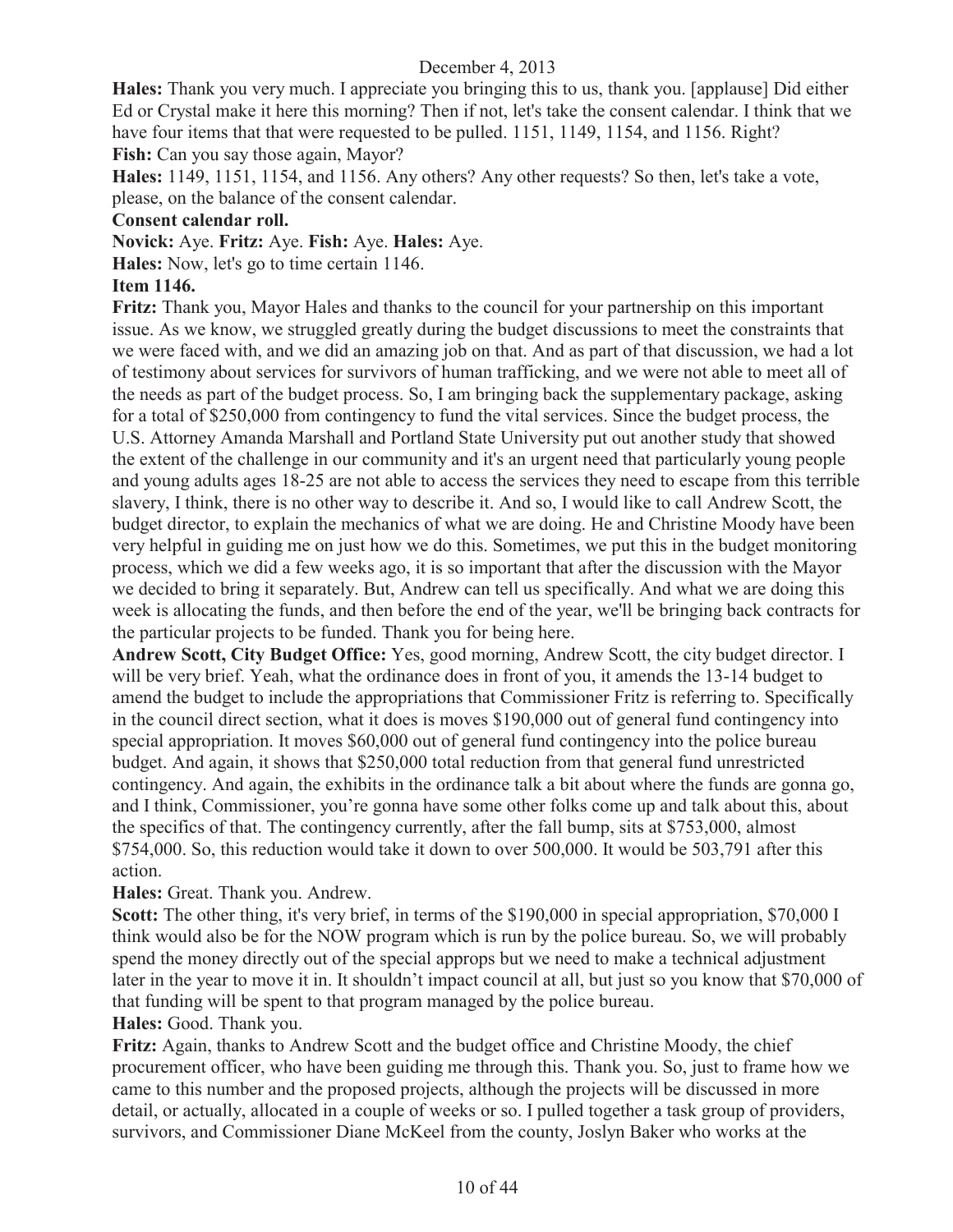**Hales:** Thank you very much. I appreciate you bringing this to us, thank you. [applause] Did either Ed or Crystal make it here this morning? Then if not, let's take the consent calendar. I think that we have four items that that were requested to be pulled. 1151, 1149, 1154, and 1156. Right?

**Fish:** Can you say those again, Mayor?

**Hales:** 1149, 1151, 1154, and 1156. Any others? Any other requests? So then, let's take a vote, please, on the balance of the consent calendar.

**Consent calendar roll.**

**Novick:** Aye. **Fritz:** Aye. **Fish:** Aye. **Hales:** Aye.

**Hales:** Now, let's go to time certain 1146.

**Item 1146.**

**Fritz:** Thank you, Mayor Hales and thanks to the council for your partnership on this important issue. As we know, we struggled greatly during the budget discussions to meet the constraints that we were faced with, and we did an amazing job on that. And as part of that discussion, we had a lot of testimony about services for survivors of human trafficking, and we were not able to meet all of the needs as part of the budget process. So, I am bringing back the supplementary package, asking for a total of $250,000 from contingency to fund the vital services. Since the budget process, the U.S. Attorney Amanda Marshall and Portland State University put out another study that showed the extent of the challenge in our community and it's an urgent need that particularly young people and young adults ages 18-25 are not able to access the services they need to escape from this terrible slavery, I think, there is no other way to describe it. And so, I would like to call Andrew Scott, the budget director, to explain the mechanics of what we are doing. He and Christine Moody have been very helpful in guiding me on just how we do this. Sometimes, we put this in the budget monitoring process, which we did a few weeks ago, it is so important that after the discussion with the Mayor we decided to bring it separately. But, Andrew can tell us specifically. And what we are doing this week is allocating the funds, and then before the end of the year, we'll be bringing back contracts for the particular projects to be funded. Thank you for being here.

**Andrew Scott, City Budget Office:** Yes, good morning, Andrew Scott, the city budget director. I will be very brief. Yeah, what the ordinance does in front of you, it amends the 13-14 budget to amend the budget to include the appropriations that Commissioner Fritz is referring to. Specifically in the council direct section, what it does is moves $190,000 out of general fund contingency into special appropriation. It moves $60,000 out of general fund contingency into the police bureau budget. And again, it shows that $250,000 total reduction from that general fund unrestricted contingency. And again, the exhibits in the ordinance talk a bit about where the funds are gonna go, and I think, Commissioner, you're gonna have some other folks come up and talk about this, about the specifics of that. The contingency currently, after the fall bump, sits at $753,000, almost $754,000. So, this reduction would take it down to over 500,000. It would be 503,791 after this action.

**Hales:** Great. Thank you. Andrew.

**Scott:** The other thing, it's very brief, in terms of the $190,000 in special appropriation, $70,000 I think would also be for the NOW program which is run by the police bureau. So, we will probably spend the money directly out of the special approps but we need to make a technical adjustment later in the year to move it in. It shouldn't impact council at all, but just so you know that $70,000 of that funding will be spent to that program managed by the police bureau.

**Hales:** Good. Thank you.

**Fritz:** Again, thanks to Andrew Scott and the budget office and Christine Moody, the chief procurement officer, who have been guiding me through this. Thank you. So, just to frame how we came to this number and the proposed projects, although the projects will be discussed in more detail, or actually, allocated in a couple of weeks or so. I pulled together a task group of providers, survivors, and Commissioner Diane McKeel from the county, Joslyn Baker who works at the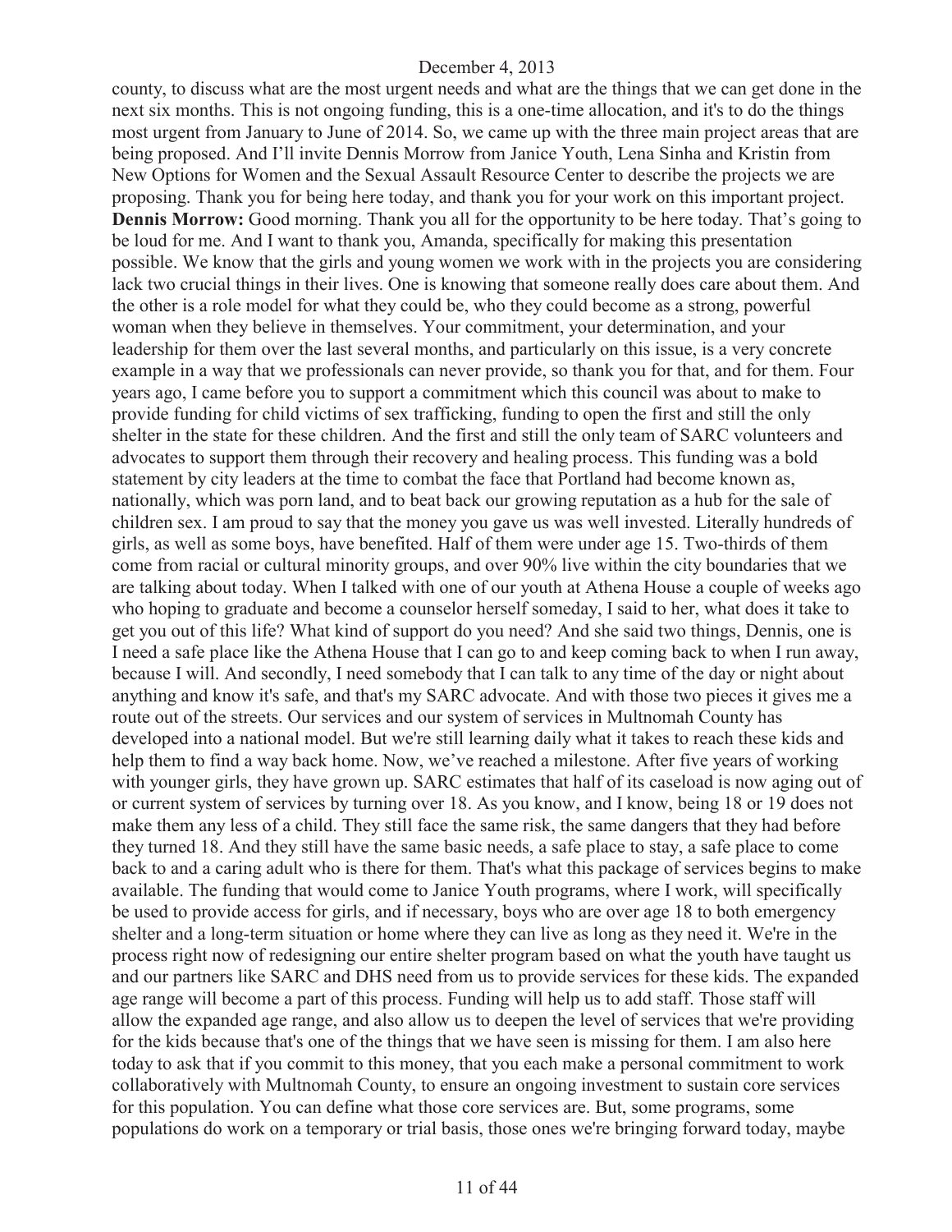county, to discuss what are the most urgent needs and what are the things that we can get done in the next six months. This is not ongoing funding, this is a one-time allocation, and it's to do the things most urgent from January to June of 2014. So, we came up with the three main project areas that are being proposed. And I'll invite Dennis Morrow from Janice Youth, Lena Sinha and Kristin from New Options for Women and the Sexual Assault Resource Center to describe the projects we are proposing. Thank you for being here today, and thank you for your work on this important project.

**Dennis Morrow:** Good morning. Thank you all for the opportunity to be here today. That's going to be loud for me. And I want to thank you, Amanda, specifically for making this presentation possible. We know that the girls and young women we work with in the projects you are considering lack two crucial things in their lives. One is knowing that someone really does care about them. And the other is a role model for what they could be, who they could become as a strong, powerful woman when they believe in themselves. Your commitment, your determination, and your leadership for them over the last several months, and particularly on this issue, is a very concrete example in a way that we professionals can never provide, so thank you for that, and for them. Four years ago, I came before you to support a commitment which this council was about to make to provide funding for child victims of sex trafficking, funding to open the first and still the only shelter in the state for these children. And the first and still the only team of SARC volunteers and advocates to support them through their recovery and healing process. This funding was a bold statement by city leaders at the time to combat the face that Portland had become known as, nationally, which was porn land, and to beat back our growing reputation as a hub for the sale of children sex. I am proud to say that the money you gave us was well invested. Literally hundreds of girls, as well as some boys, have benefited. Half of them were under age 15. Two-thirds of them come from racial or cultural minority groups, and over 90% live within the city boundaries that we are talking about today. When I talked with one of our youth at Athena House a couple of weeks ago who hoping to graduate and become a counselor herself someday, I said to her, what does it take to get you out of this life? What kind of support do you need? And she said two things, Dennis, one is I need a safe place like the Athena House that I can go to and keep coming back to when I run away, because I will. And secondly, I need somebody that I can talk to any time of the day or night about anything and know it's safe, and that's my SARC advocate. And with those two pieces it gives me a route out of the streets. Our services and our system of services in Multnomah County has developed into a national model. But we're still learning daily what it takes to reach these kids and help them to find a way back home. Now, we've reached a milestone. After five years of working with younger girls, they have grown up. SARC estimates that half of its caseload is now aging out of or current system of services by turning over 18. As you know, and I know, being 18 or 19 does not make them any less of a child. They still face the same risk, the same dangers that they had before they turned 18. And they still have the same basic needs, a safe place to stay, a safe place to come back to and a caring adult who is there for them. That's what this package of services begins to make available. The funding that would come to Janice Youth programs, where I work, will specifically be used to provide access for girls, and if necessary, boys who are over age 18 to both emergency shelter and a long-term situation or home where they can live as long as they need it. We're in the process right now of redesigning our entire shelter program based on what the youth have taught us and our partners like SARC and DHS need from us to provide services for these kids. The expanded age range will become a part of this process. Funding will help us to add staff. Those staff will allow the expanded age range, and also allow us to deepen the level of services that we're providing for the kids because that's one of the things that we have seen is missing for them. I am also here today to ask that if you commit to this money, that you each make a personal commitment to work collaboratively with Multnomah County, to ensure an ongoing investment to sustain core services for this population. You can define what those core services are. But, some programs, some populations do work on a temporary or trial basis, those ones we're bringing forward today, maybe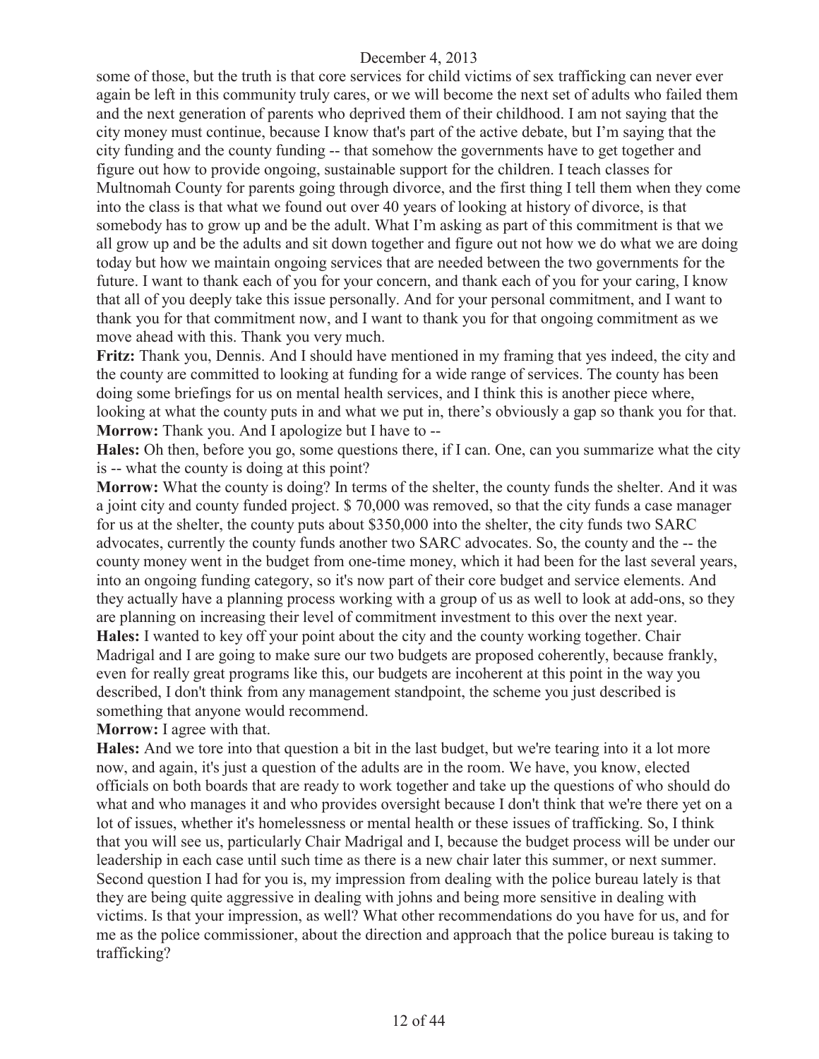some of those, but the truth is that core services for child victims of sex trafficking can never ever again be left in this community truly cares, or we will become the next set of adults who failed them and the next generation of parents who deprived them of their childhood. I am not saying that the city money must continue, because I know that's part of the active debate, but I'm saying that the city funding and the county funding -- that somehow the governments have to get together and figure out how to provide ongoing, sustainable support for the children. I teach classes for Multnomah County for parents going through divorce, and the first thing I tell them when they come into the class is that what we found out over 40 years of looking at history of divorce, is that somebody has to grow up and be the adult. What I'm asking as part of this commitment is that we all grow up and be the adults and sit down together and figure out not how we do what we are doing today but how we maintain ongoing services that are needed between the two governments for the future. I want to thank each of you for your concern, and thank each of you for your caring, I know that all of you deeply take this issue personally. And for your personal commitment, and I want to thank you for that commitment now, and I want to thank you for that ongoing commitment as we move ahead with this. Thank you very much.

**Fritz:** Thank you, Dennis. And I should have mentioned in my framing that yes indeed, the city and the county are committed to looking at funding for a wide range of services. The county has been doing some briefings for us on mental health services, and I think this is another piece where, looking at what the county puts in and what we put in, there's obviously a gap so thank you for that.

**Morrow:** Thank you. And I apologize but I have to --

**Hales:** Oh then, before you go, some questions there, if I can. One, can you summarize what the city is -- what the county is doing at this point?

**Morrow:** What the county is doing? In terms of the shelter, the county funds the shelter. And it was a joint city and county funded project. $ 70,000 was removed, so that the city funds a case manager for us at the shelter, the county puts about $350,000 into the shelter, the city funds two SARC advocates, currently the county funds another two SARC advocates. So, the county and the -- the county money went in the budget from one-time money, which it had been for the last several years, into an ongoing funding category, so it's now part of their core budget and service elements. And they actually have a planning process working with a group of us as well to look at add-ons, so they are planning on increasing their level of commitment investment to this over the next year.

**Hales:** I wanted to key off your point about the city and the county working together. Chair Madrigal and I are going to make sure our two budgets are proposed coherently, because frankly, even for really great programs like this, our budgets are incoherent at this point in the way you described, I don't think from any management standpoint, the scheme you just described is something that anyone would recommend.

**Morrow:** I agree with that.

**Hales:** And we tore into that question a bit in the last budget, but we're tearing into it a lot more now, and again, it's just a question of the adults are in the room. We have, you know, elected officials on both boards that are ready to work together and take up the questions of who should do what and who manages it and who provides oversight because I don't think that we're there yet on a lot of issues, whether it's homelessness or mental health or these issues of trafficking. So, I think that you will see us, particularly Chair Madrigal and I, because the budget process will be under our leadership in each case until such time as there is a new chair later this summer, or next summer. Second question I had for you is, my impression from dealing with the police bureau lately is that they are being quite aggressive in dealing with johns and being more sensitive in dealing with victims. Is that your impression, as well? What other recommendations do you have for us, and for me as the police commissioner, about the direction and approach that the police bureau is taking to trafficking?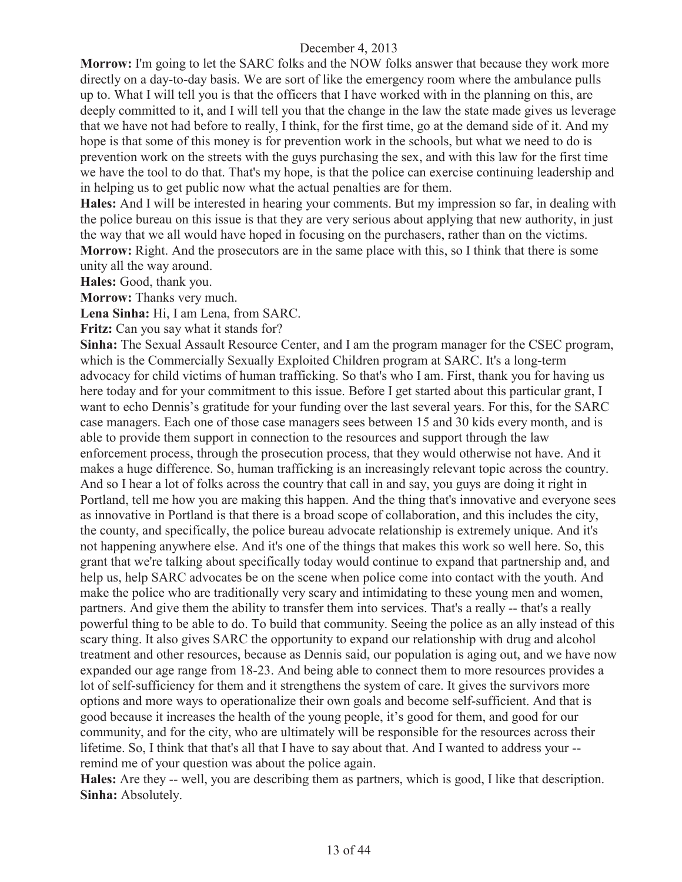**Morrow:** I'm going to let the SARC folks and the NOW folks answer that because they work more directly on a day-to-day basis. We are sort of like the emergency room where the ambulance pulls up to. What I will tell you is that the officers that I have worked with in the planning on this, are deeply committed to it, and I will tell you that the change in the law the state made gives us leverage that we have not had before to really, I think, for the first time, go at the demand side of it. And my hope is that some of this money is for prevention work in the schools, but what we need to do is prevention work on the streets with the guys purchasing the sex, and with this law for the first time we have the tool to do that. That's my hope, is that the police can exercise continuing leadership and in helping us to get public now what the actual penalties are for them.

**Hales:** And I will be interested in hearing your comments. But my impression so far, in dealing with the police bureau on this issue is that they are very serious about applying that new authority, in just the way that we all would have hoped in focusing on the purchasers, rather than on the victims.

**Morrow:** Right. And the prosecutors are in the same place with this, so I think that there is some unity all the way around.

**Hales:** Good, thank you.

**Morrow:** Thanks very much.

**Lena Sinha:** Hi, I am Lena, from SARC.

**Fritz:** Can you say what it stands for?

**Sinha:** The Sexual Assault Resource Center, and I am the program manager for the CSEC program, which is the Commercially Sexually Exploited Children program at SARC. It's a long-term advocacy for child victims of human trafficking. So that's who I am. First, thank you for having us here today and for your commitment to this issue. Before I get started about this particular grant, I want to echo Dennis's gratitude for your funding over the last several years. For this, for the SARC case managers. Each one of those case managers sees between 15 and 30 kids every month, and is able to provide them support in connection to the resources and support through the law enforcement process, through the prosecution process, that they would otherwise not have. And it makes a huge difference. So, human trafficking is an increasingly relevant topic across the country. And so I hear a lot of folks across the country that call in and say, you guys are doing it right in Portland, tell me how you are making this happen. And the thing that's innovative and everyone sees as innovative in Portland is that there is a broad scope of collaboration, and this includes the city, the county, and specifically, the police bureau advocate relationship is extremely unique. And it's not happening anywhere else. And it's one of the things that makes this work so well here. So, this grant that we're talking about specifically today would continue to expand that partnership and, and help us, help SARC advocates be on the scene when police come into contact with the youth. And make the police who are traditionally very scary and intimidating to these young men and women, partners. And give them the ability to transfer them into services. That's a really -- that's a really powerful thing to be able to do. To build that community. Seeing the police as an ally instead of this scary thing. It also gives SARC the opportunity to expand our relationship with drug and alcohol treatment and other resources, because as Dennis said, our population is aging out, and we have now expanded our age range from 18-23. And being able to connect them to more resources provides a lot of self-sufficiency for them and it strengthens the system of care. It gives the survivors more options and more ways to operationalize their own goals and become self-sufficient. And that is good because it increases the health of the young people, it's good for them, and good for our community, and for the city, who are ultimately will be responsible for the resources across their lifetime. So, I think that that's all that I have to say about that. And I wanted to address your -- remind me of your question was about the police again.

**Hales:** Are they -- well, you are describing them as partners, which is good, I like that description.

**Sinha:** Absolutely.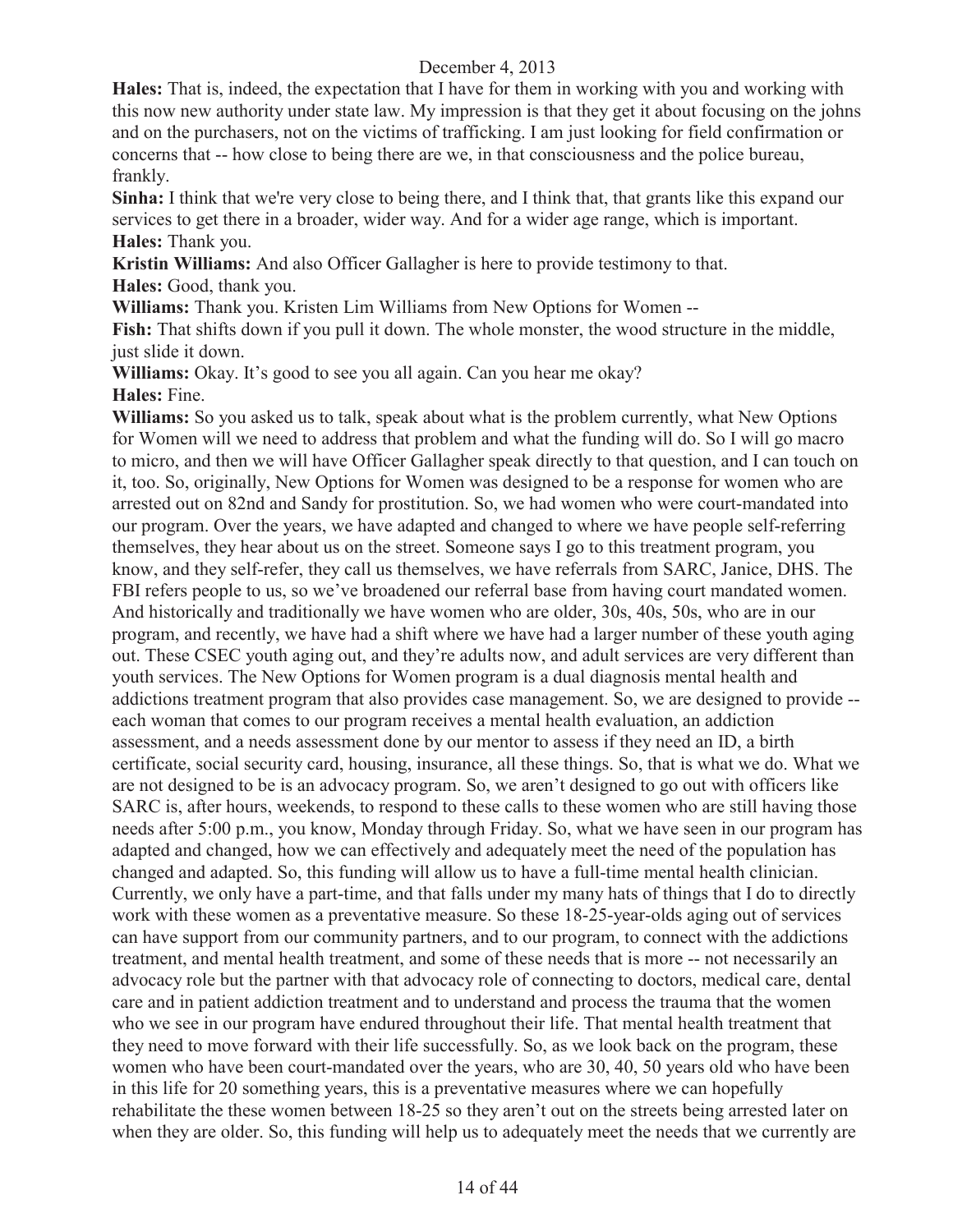**Hales:** That is, indeed, the expectation that I have for them in working with you and working with this now new authority under state law. My impression is that they get it about focusing on the johns and on the purchasers, not on the victims of trafficking. I am just looking for field confirmation or concerns that -- how close to being there are we, in that consciousness and the police bureau, frankly.

**Sinha:** I think that we're very close to being there, and I think that, that grants like this expand our services to get there in a broader, wider way. And for a wider age range, which is important.

**Hales:** Thank you.

**Kristin Williams:** And also Officer Gallagher is here to provide testimony to that.

**Hales:** Good, thank you.

**Williams:** Thank you. Kristen Lim Williams from New Options for Women --

**Fish:** That shifts down if you pull it down. The whole monster, the wood structure in the middle, just slide it down.

**Williams:** Okay. It's good to see you all again. Can you hear me okay?

**Hales:** Fine.

**Williams:** So you asked us to talk, speak about what is the problem currently, what New Options for Women will we need to address that problem and what the funding will do. So I will go macro to micro, and then we will have Officer Gallagher speak directly to that question, and I can touch on it, too. So, originally, New Options for Women was designed to be a response for women who are arrested out on 82nd and Sandy for prostitution. So, we had women who were court-mandated into our program. Over the years, we have adapted and changed to where we have people self-referring themselves, they hear about us on the street. Someone says I go to this treatment program, you know, and they self-refer, they call us themselves, we have referrals from SARC, Janice, DHS. The FBI refers people to us, so we've broadened our referral base from having court mandated women. And historically and traditionally we have women who are older, 30s, 40s, 50s, who are in our program, and recently, we have had a shift where we have had a larger number of these youth aging out. These CSEC youth aging out, and they're adults now, and adult services are very different than youth services. The New Options for Women program is a dual diagnosis mental health and addictions treatment program that also provides case management. So, we are designed to provide -- each woman that comes to our program receives a mental health evaluation, an addiction assessment, and a needs assessment done by our mentor to assess if they need an ID, a birth certificate, social security card, housing, insurance, all these things. So, that is what we do. What we are not designed to be is an advocacy program. So, we aren't designed to go out with officers like SARC is, after hours, weekends, to respond to these calls to these women who are still having those needs after 5:00 p.m., you know, Monday through Friday. So, what we have seen in our program has adapted and changed, how we can effectively and adequately meet the need of the population has changed and adapted. So, this funding will allow us to have a full-time mental health clinician. Currently, we only have a part-time, and that falls under my many hats of things that I do to directly work with these women as a preventative measure. So these 18-25-year-olds aging out of services can have support from our community partners, and to our program, to connect with the addictions treatment, and mental health treatment, and some of these needs that is more -- not necessarily an advocacy role but the partner with that advocacy role of connecting to doctors, medical care, dental care and in patient addiction treatment and to understand and process the trauma that the women who we see in our program have endured throughout their life. That mental health treatment that they need to move forward with their life successfully. So, as we look back on the program, these women who have been court-mandated over the years, who are 30, 40, 50 years old who have been in this life for 20 something years, this is a preventative measures where we can hopefully rehabilitate the these women between 18-25 so they aren't out on the streets being arrested later on when they are older. So, this funding will help us to adequately meet the needs that we currently are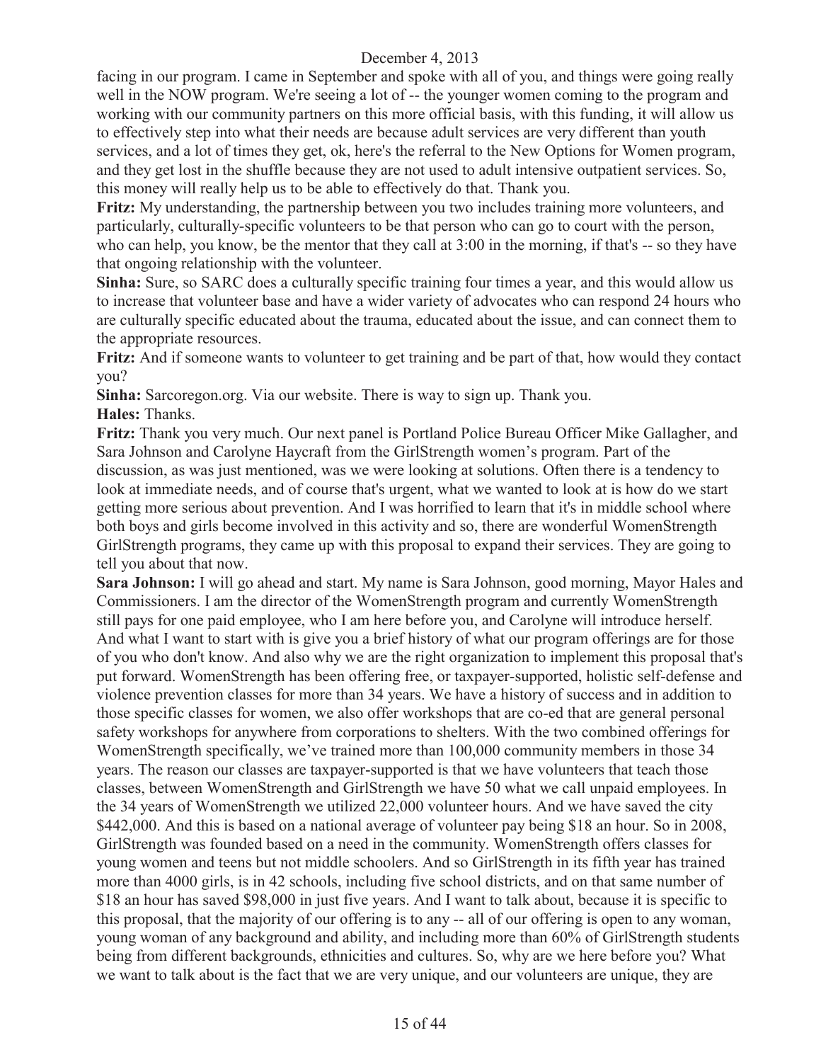facing in our program. I came in September and spoke with all of you, and things were going really well in the NOW program. We're seeing a lot of -- the younger women coming to the program and working with our community partners on this more official basis, with this funding, it will allow us to effectively step into what their needs are because adult services are very different than youth services, and a lot of times they get, ok, here's the referral to the New Options for Women program, and they get lost in the shuffle because they are not used to adult intensive outpatient services. So, this money will really help us to be able to effectively do that. Thank you.

**Fritz:** My understanding, the partnership between you two includes training more volunteers, and particularly, culturally-specific volunteers to be that person who can go to court with the person, who can help, you know, be the mentor that they call at 3:00 in the morning, if that's -- so they have that ongoing relationship with the volunteer.

**Sinha:** Sure, so SARC does a culturally specific training four times a year, and this would allow us to increase that volunteer base and have a wider variety of advocates who can respond 24 hours who are culturally specific educated about the trauma, educated about the issue, and can connect them to the appropriate resources.

**Fritz:** And if someone wants to volunteer to get training and be part of that, how would they contact you?

**Sinha:** Sarcoregon.org. Via our website. There is way to sign up. Thank you.

**Hales:** Thanks.

**Fritz:** Thank you very much. Our next panel is Portland Police Bureau Officer Mike Gallagher, and Sara Johnson and Carolyne Haycraft from the GirlStrength women's program. Part of the discussion, as was just mentioned, was we were looking at solutions. Often there is a tendency to look at immediate needs, and of course that's urgent, what we wanted to look at is how do we start getting more serious about prevention. And I was horrified to learn that it's in middle school where both boys and girls become involved in this activity and so, there are wonderful WomenStrength GirlStrength programs, they came up with this proposal to expand their services. They are going to tell you about that now.

**Sara Johnson:** I will go ahead and start. My name is Sara Johnson, good morning, Mayor Hales and Commissioners. I am the director of the WomenStrength program and currently WomenStrength still pays for one paid employee, who I am here before you, and Carolyne will introduce herself. And what I want to start with is give you a brief history of what our program offerings are for those of you who don't know. And also why we are the right organization to implement this proposal that's put forward. WomenStrength has been offering free, or taxpayer-supported, holistic self-defense and violence prevention classes for more than 34 years. We have a history of success and in addition to those specific classes for women, we also offer workshops that are co-ed that are general personal safety workshops for anywhere from corporations to shelters. With the two combined offerings for WomenStrength specifically, we've trained more than 100,000 community members in those 34 years. The reason our classes are taxpayer-supported is that we have volunteers that teach those classes, between WomenStrength and GirlStrength we have 50 what we call unpaid employees. In the 34 years of WomenStrength we utilized 22,000 volunteer hours. And we have saved the city $442,000. And this is based on a national average of volunteer pay being $18 an hour. So in 2008, GirlStrength was founded based on a need in the community. WomenStrength offers classes for young women and teens but not middle schoolers. And so GirlStrength in its fifth year has trained more than 4000 girls, is in 42 schools, including five school districts, and on that same number of $18 an hour has saved $98,000 in just five years. And I want to talk about, because it is specific to this proposal, that the majority of our offering is to any -- all of our offering is open to any woman, young woman of any background and ability, and including more than 60% of GirlStrength students being from different backgrounds, ethnicities and cultures. So, why are we here before you? What we want to talk about is the fact that we are very unique, and our volunteers are unique, they are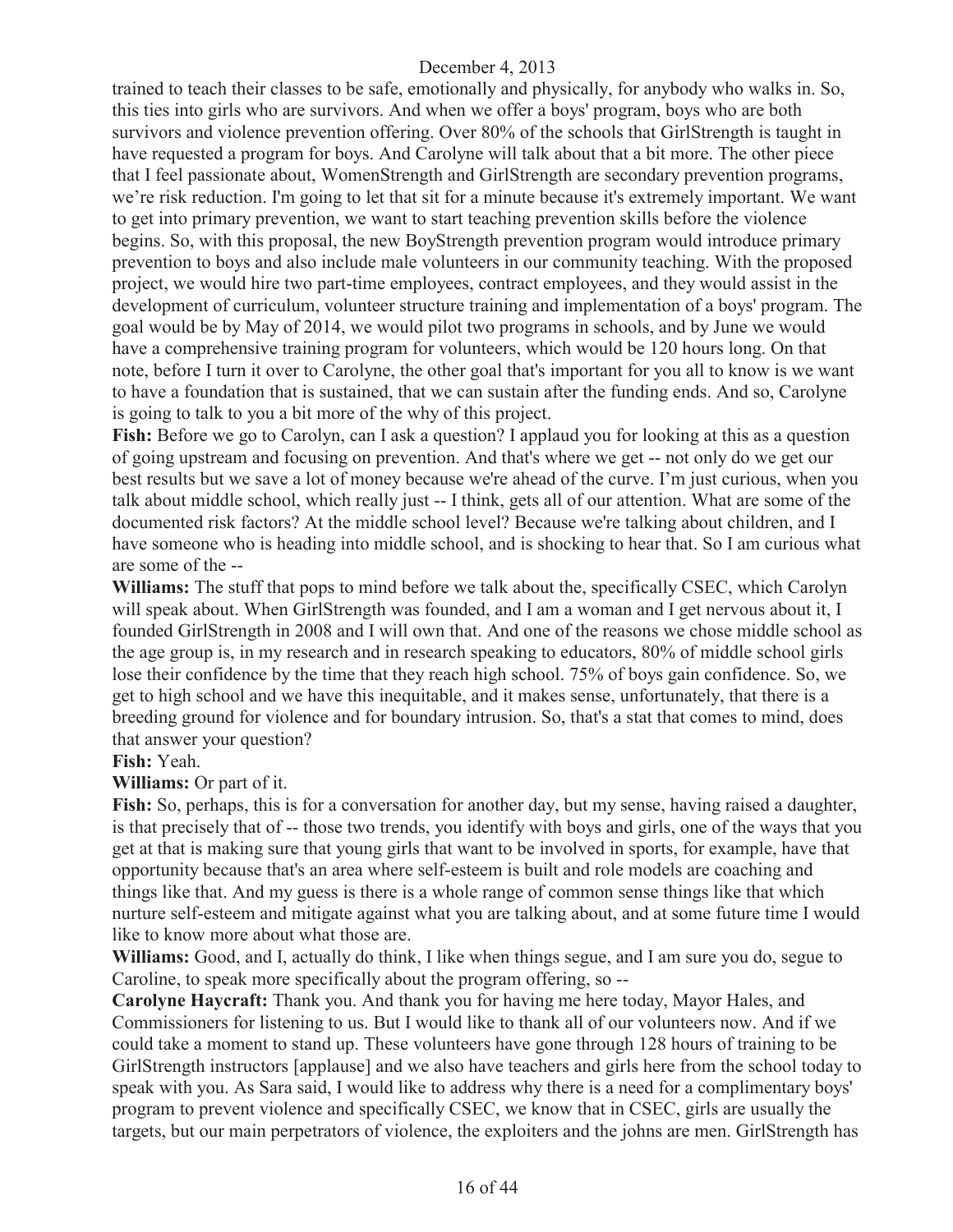trained to teach their classes to be safe, emotionally and physically, for anybody who walks in. So, this ties into girls who are survivors. And when we offer a boys' program, boys who are both survivors and violence prevention offering. Over 80% of the schools that GirlStrength is taught in have requested a program for boys. And Carolyne will talk about that a bit more. The other piece that I feel passionate about, WomenStrength and GirlStrength are secondary prevention programs, we're risk reduction. I'm going to let that sit for a minute because it's extremely important. We want to get into primary prevention, we want to start teaching prevention skills before the violence begins. So, with this proposal, the new BoyStrength prevention program would introduce primary prevention to boys and also include male volunteers in our community teaching. With the proposed project, we would hire two part-time employees, contract employees, and they would assist in the development of curriculum, volunteer structure training and implementation of a boys' program. The goal would be by May of 2014, we would pilot two programs in schools, and by June we would have a comprehensive training program for volunteers, which would be 120 hours long. On that note, before I turn it over to Carolyne, the other goal that's important for you all to know is we want to have a foundation that is sustained, that we can sustain after the funding ends. And so, Carolyne is going to talk to you a bit more of the why of this project.

**Fish:** Before we go to Carolyn, can I ask a question? I applaud you for looking at this as a question of going upstream and focusing on prevention. And that's where we get -- not only do we get our best results but we save a lot of money because we're ahead of the curve. I'm just curious, when you talk about middle school, which really just -- I think, gets all of our attention. What are some of the documented risk factors? At the middle school level? Because we're talking about children, and I have someone who is heading into middle school, and is shocking to hear that. So I am curious what are some of the --

**Williams:** The stuff that pops to mind before we talk about the, specifically CSEC, which Carolyn will speak about. When GirlStrength was founded, and I am a woman and I get nervous about it, I founded GirlStrength in 2008 and I will own that. And one of the reasons we chose middle school as the age group is, in my research and in research speaking to educators, 80% of middle school girls lose their confidence by the time that they reach high school. 75% of boys gain confidence. So, we get to high school and we have this inequitable, and it makes sense, unfortunately, that there is a breeding ground for violence and for boundary intrusion. So, that's a stat that comes to mind, does that answer your question?

**Fish:** Yeah.

**Williams:** Or part of it.

**Fish:** So, perhaps, this is for a conversation for another day, but my sense, having raised a daughter, is that precisely that of -- those two trends, you identify with boys and girls, one of the ways that you get at that is making sure that young girls that want to be involved in sports, for example, have that opportunity because that's an area where self-esteem is built and role models are coaching and things like that. And my guess is there is a whole range of common sense things like that which nurture self-esteem and mitigate against what you are talking about, and at some future time I would like to know more about what those are.

**Williams:** Good, and I, actually do think, I like when things segue, and I am sure you do, segue to Caroline, to speak more specifically about the program offering, so --

**Carolyne Haycraft:** Thank you. And thank you for having me here today, Mayor Hales, and Commissioners for listening to us. But I would like to thank all of our volunteers now. And if we could take a moment to stand up. These volunteers have gone through 128 hours of training to be GirlStrength instructors [applause] and we also have teachers and girls here from the school today to speak with you. As Sara said, I would like to address why there is a need for a complimentary boys' program to prevent violence and specifically CSEC, we know that in CSEC, girls are usually the targets, but our main perpetrators of violence, the exploiters and the johns are men. GirlStrength has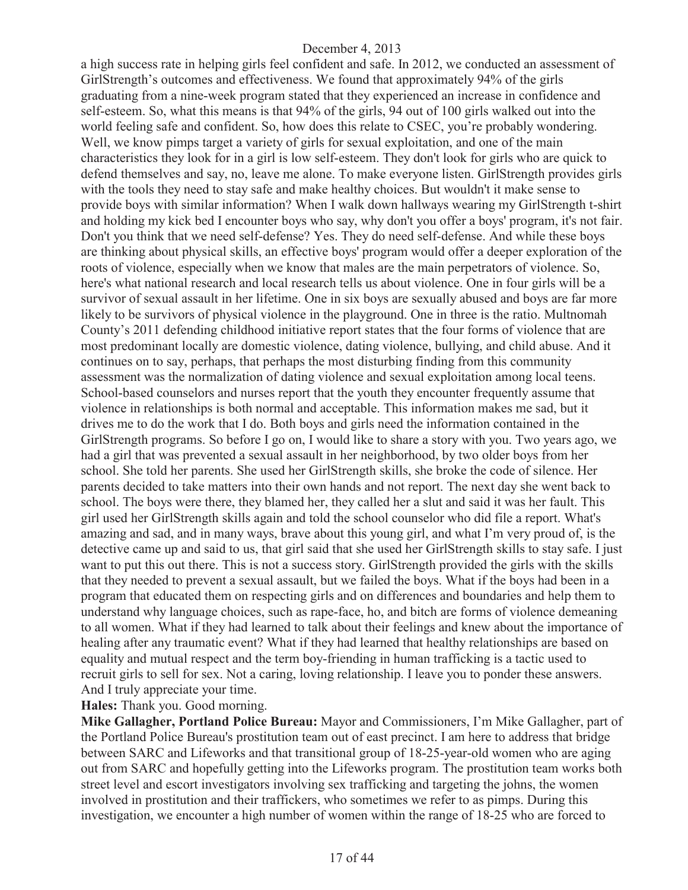a high success rate in helping girls feel confident and safe. In 2012, we conducted an assessment of GirlStrength's outcomes and effectiveness. We found that approximately 94% of the girls graduating from a nine-week program stated that they experienced an increase in confidence and self-esteem. So, what this means is that 94% of the girls, 94 out of 100 girls walked out into the world feeling safe and confident. So, how does this relate to CSEC, you're probably wondering. Well, we know pimps target a variety of girls for sexual exploitation, and one of the main characteristics they look for in a girl is low self-esteem. They don't look for girls who are quick to defend themselves and say, no, leave me alone. To make everyone listen. GirlStrength provides girls with the tools they need to stay safe and make healthy choices. But wouldn't it make sense to provide boys with similar information? When I walk down hallways wearing my GirlStrength t-shirt and holding my kick bed I encounter boys who say, why don't you offer a boys' program, it's not fair. Don't you think that we need self-defense? Yes. They do need self-defense. And while these boys are thinking about physical skills, an effective boys' program would offer a deeper exploration of the roots of violence, especially when we know that males are the main perpetrators of violence. So, here's what national research and local research tells us about violence. One in four girls will be a survivor of sexual assault in her lifetime. One in six boys are sexually abused and boys are far more likely to be survivors of physical violence in the playground. One in three is the ratio. Multnomah County's 2011 defending childhood initiative report states that the four forms of violence that are most predominant locally are domestic violence, dating violence, bullying, and child abuse. And it continues on to say, perhaps, that perhaps the most disturbing finding from this community assessment was the normalization of dating violence and sexual exploitation among local teens. School-based counselors and nurses report that the youth they encounter frequently assume that violence in relationships is both normal and acceptable. This information makes me sad, but it drives me to do the work that I do. Both boys and girls need the information contained in the GirlStrength programs. So before I go on, I would like to share a story with you. Two years ago, we had a girl that was prevented a sexual assault in her neighborhood, by two older boys from her school. She told her parents. She used her GirlStrength skills, she broke the code of silence. Her parents decided to take matters into their own hands and not report. The next day she went back to school. The boys were there, they blamed her, they called her a slut and said it was her fault. This girl used her GirlStrength skills again and told the school counselor who did file a report. What's amazing and sad, and in many ways, brave about this young girl, and what I'm very proud of, is the detective came up and said to us, that girl said that she used her GirlStrength skills to stay safe. I just want to put this out there. This is not a success story. GirlStrength provided the girls with the skills that they needed to prevent a sexual assault, but we failed the boys. What if the boys had been in a program that educated them on respecting girls and on differences and boundaries and help them to understand why language choices, such as rape-face, ho, and bitch are forms of violence demeaning to all women. What if they had learned to talk about their feelings and knew about the importance of healing after any traumatic event? What if they had learned that healthy relationships are based on equality and mutual respect and the term boy-friending in human trafficking is a tactic used to recruit girls to sell for sex. Not a caring, loving relationship. I leave you to ponder these answers. And I truly appreciate your time.

**Hales:** Thank you. Good morning.

**Mike Gallagher, Portland Police Bureau:** Mayor and Commissioners, I'm Mike Gallagher, part of the Portland Police Bureau's prostitution team out of east precinct. I am here to address that bridge between SARC and Lifeworks and that transitional group of 18-25-year-old women who are aging out from SARC and hopefully getting into the Lifeworks program. The prostitution team works both street level and escort investigators involving sex trafficking and targeting the johns, the women involved in prostitution and their traffickers, who sometimes we refer to as pimps. During this investigation, we encounter a high number of women within the range of 18-25 who are forced to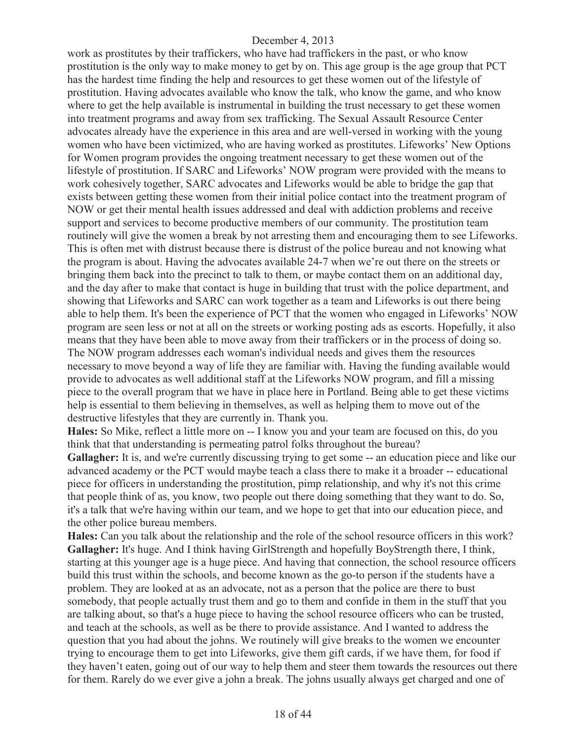work as prostitutes by their traffickers, who have had traffickers in the past, or who know prostitution is the only way to make money to get by on. This age group is the age group that PCT has the hardest time finding the help and resources to get these women out of the lifestyle of prostitution. Having advocates available who know the talk, who know the game, and who know where to get the help available is instrumental in building the trust necessary to get these women into treatment programs and away from sex trafficking. The Sexual Assault Resource Center advocates already have the experience in this area and are well-versed in working with the young women who have been victimized, who are having worked as prostitutes. Lifeworks' New Options for Women program provides the ongoing treatment necessary to get these women out of the lifestyle of prostitution. If SARC and Lifeworks' NOW program were provided with the means to work cohesively together, SARC advocates and Lifeworks would be able to bridge the gap that exists between getting these women from their initial police contact into the treatment program of NOW or get their mental health issues addressed and deal with addiction problems and receive support and services to become productive members of our community. The prostitution team routinely will give the women a break by not arresting them and encouraging them to see Lifeworks. This is often met with distrust because there is distrust of the police bureau and not knowing what the program is about. Having the advocates available 24-7 when we're out there on the streets or bringing them back into the precinct to talk to them, or maybe contact them on an additional day, and the day after to make that contact is huge in building that trust with the police department, and showing that Lifeworks and SARC can work together as a team and Lifeworks is out there being able to help them. It's been the experience of PCT that the women who engaged in Lifeworks' NOW program are seen less or not at all on the streets or working posting ads as escorts. Hopefully, it also means that they have been able to move away from their traffickers or in the process of doing so. The NOW program addresses each woman's individual needs and gives them the resources necessary to move beyond a way of life they are familiar with. Having the funding available would provide to advocates as well additional staff at the Lifeworks NOW program, and fill a missing piece to the overall program that we have in place here in Portland. Being able to get these victims help is essential to them believing in themselves, as well as helping them to move out of the destructive lifestyles that they are currently in. Thank you.

**Hales:** So Mike, reflect a little more on -- I know you and your team are focused on this, do you think that that understanding is permeating patrol folks throughout the bureau?

**Gallagher:** It is, and we're currently discussing trying to get some -- an education piece and like our advanced academy or the PCT would maybe teach a class there to make it a broader -- educational piece for officers in understanding the prostitution, pimp relationship, and why it's not this crime that people think of as, you know, two people out there doing something that they want to do. So, it's a talk that we're having within our team, and we hope to get that into our education piece, and the other police bureau members.

**Hales:** Can you talk about the relationship and the role of the school resource officers in this work?

**Gallagher:** It's huge. And I think having GirlStrength and hopefully BoyStrength there, I think, starting at this younger age is a huge piece. And having that connection, the school resource officers build this trust within the schools, and become known as the go-to person if the students have a problem. They are looked at as an advocate, not as a person that the police are there to bust somebody, that people actually trust them and go to them and confide in them in the stuff that you are talking about, so that's a huge piece to having the school resource officers who can be trusted, and teach at the schools, as well as be there to provide assistance. And I wanted to address the question that you had about the johns. We routinely will give breaks to the women we encounter trying to encourage them to get into Lifeworks, give them gift cards, if we have them, for food if they haven't eaten, going out of our way to help them and steer them towards the resources out there for them. Rarely do we ever give a john a break. The johns usually always get charged and one of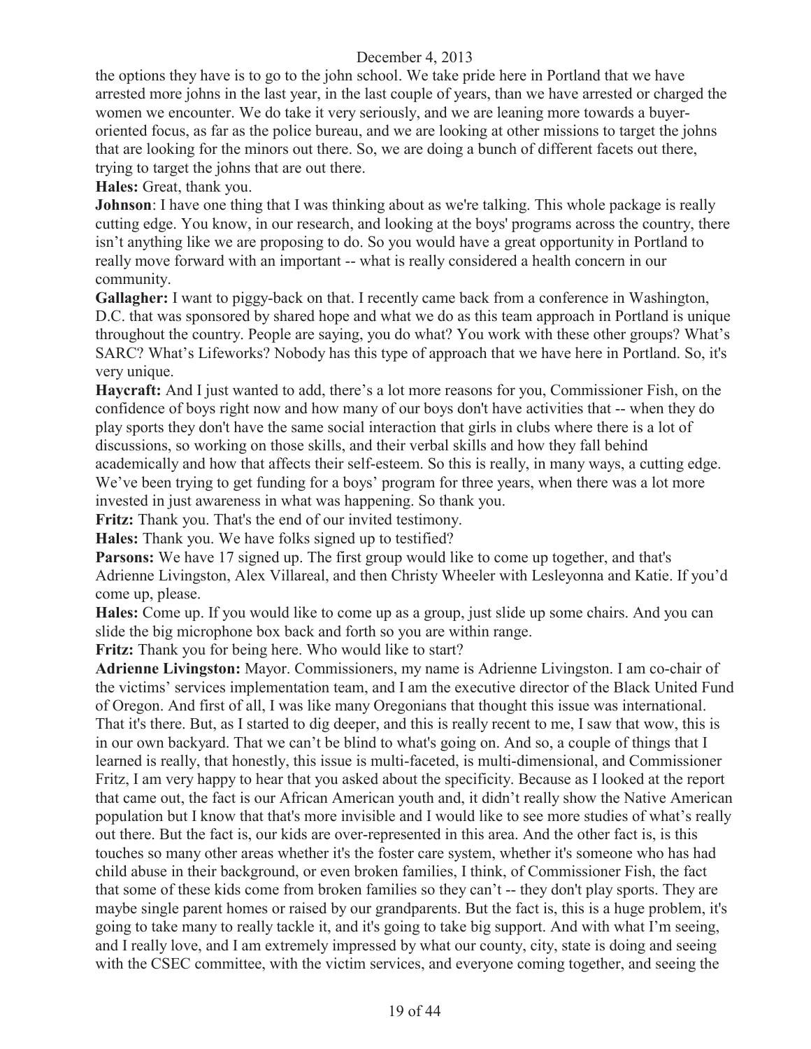the options they have is to go to the john school. We take pride here in Portland that we have arrested more johns in the last year, in the last couple of years, than we have arrested or charged the women we encounter. We do take it very seriously, and we are leaning more towards a buyer-oriented focus, as far as the police bureau, and we are looking at other missions to target the johns that are looking for the minors out there. So, we are doing a bunch of different facets out there, trying to target the johns that are out there.

**Hales:** Great, thank you.

**Johnson**: I have one thing that I was thinking about as we're talking. This whole package is really cutting edge. You know, in our research, and looking at the boys' programs across the country, there isn't anything like we are proposing to do. So you would have a great opportunity in Portland to really move forward with an important -- what is really considered a health concern in our community.

**Gallagher:** I want to piggy-back on that. I recently came back from a conference in Washington, D.C. that was sponsored by shared hope and what we do as this team approach in Portland is unique throughout the country. People are saying, you do what? You work with these other groups? What's SARC? What's Lifeworks? Nobody has this type of approach that we have here in Portland. So, it's very unique.

**Haycraft:** And I just wanted to add, there's a lot more reasons for you, Commissioner Fish, on the confidence of boys right now and how many of our boys don't have activities that -- when they do play sports they don't have the same social interaction that girls in clubs where there is a lot of discussions, so working on those skills, and their verbal skills and how they fall behind academically and how that affects their self-esteem. So this is really, in many ways, a cutting edge. We've been trying to get funding for a boys' program for three years, when there was a lot more invested in just awareness in what was happening. So thank you.

**Fritz:** Thank you. That's the end of our invited testimony.

**Hales:** Thank you. We have folks signed up to testified?

**Parsons:** We have 17 signed up. The first group would like to come up together, and that's Adrienne Livingston, Alex Villareal, and then Christy Wheeler with Lesleyonna and Katie. If you'd come up, please.

**Hales:** Come up. If you would like to come up as a group, just slide up some chairs. And you can slide the big microphone box back and forth so you are within range.

**Fritz:** Thank you for being here. Who would like to start?

**Adrienne Livingston:** Mayor. Commissioners, my name is Adrienne Livingston. I am co-chair of the victims' services implementation team, and I am the executive director of the Black United Fund of Oregon. And first of all, I was like many Oregonians that thought this issue was international. That it's there. But, as I started to dig deeper, and this is really recent to me, I saw that wow, this is in our own backyard. That we can't be blind to what's going on. And so, a couple of things that I learned is really, that honestly, this issue is multi-faceted, is multi-dimensional, and Commissioner Fritz, I am very happy to hear that you asked about the specificity. Because as I looked at the report that came out, the fact is our African American youth and, it didn't really show the Native American population but I know that that's more invisible and I would like to see more studies of what's really out there. But the fact is, our kids are over-represented in this area. And the other fact is, is this touches so many other areas whether it's the foster care system, whether it's someone who has had child abuse in their background, or even broken families, I think, of Commissioner Fish, the fact that some of these kids come from broken families so they can't -- they don't play sports. They are maybe single parent homes or raised by our grandparents. But the fact is, this is a huge problem, it's going to take many to really tackle it, and it's going to take big support. And with what I'm seeing, and I really love, and I am extremely impressed by what our county, city, state is doing and seeing with the CSEC committee, with the victim services, and everyone coming together, and seeing the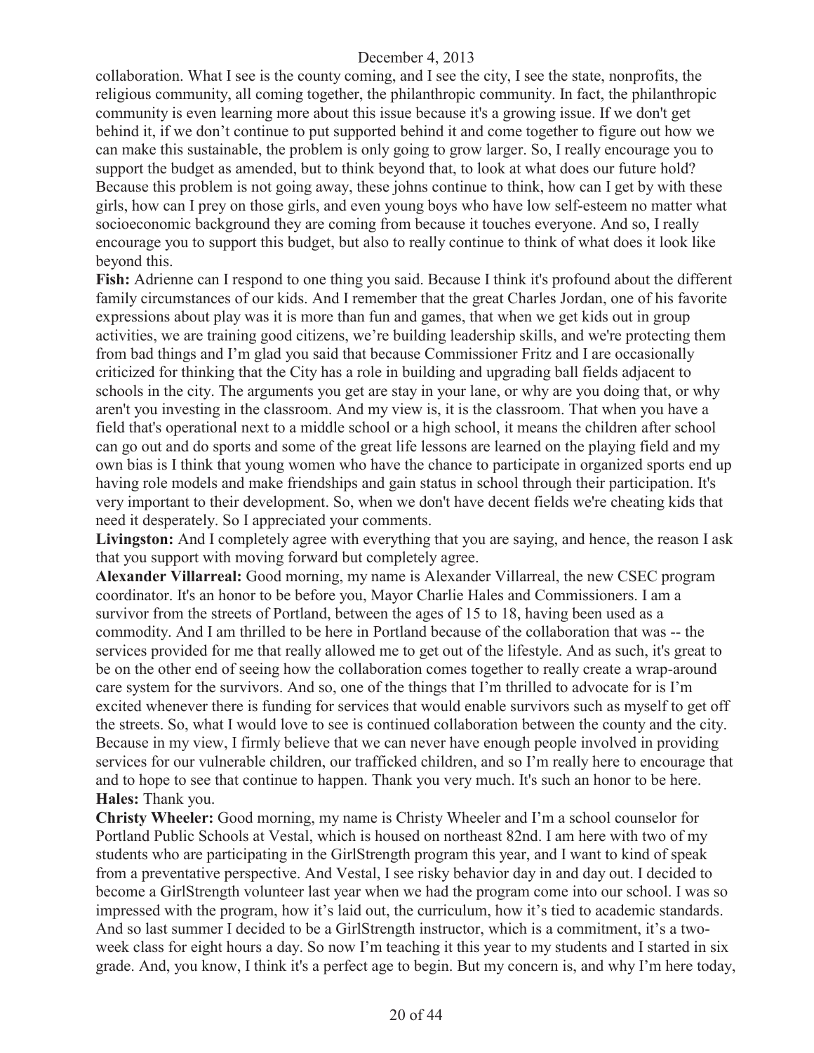collaboration. What I see is the county coming, and I see the city, I see the state, nonprofits, the religious community, all coming together, the philanthropic community. In fact, the philanthropic community is even learning more about this issue because it's a growing issue. If we don't get behind it, if we don't continue to put supported behind it and come together to figure out how we can make this sustainable, the problem is only going to grow larger. So, I really encourage you to support the budget as amended, but to think beyond that, to look at what does our future hold? Because this problem is not going away, these johns continue to think, how can I get by with these girls, how can I prey on those girls, and even young boys who have low self-esteem no matter what socioeconomic background they are coming from because it touches everyone. And so, I really encourage you to support this budget, but also to really continue to think of what does it look like beyond this.

**Fish:** Adrienne can I respond to one thing you said. Because I think it's profound about the different family circumstances of our kids. And I remember that the great Charles Jordan, one of his favorite expressions about play was it is more than fun and games, that when we get kids out in group activities, we are training good citizens, we're building leadership skills, and we're protecting them from bad things and I'm glad you said that because Commissioner Fritz and I are occasionally criticized for thinking that the City has a role in building and upgrading ball fields adjacent to schools in the city. The arguments you get are stay in your lane, or why are you doing that, or why aren't you investing in the classroom. And my view is, it is the classroom. That when you have a field that's operational next to a middle school or a high school, it means the children after school can go out and do sports and some of the great life lessons are learned on the playing field and my own bias is I think that young women who have the chance to participate in organized sports end up having role models and make friendships and gain status in school through their participation. It's very important to their development. So, when we don't have decent fields we're cheating kids that need it desperately. So I appreciated your comments.

**Livingston:** And I completely agree with everything that you are saying, and hence, the reason I ask that you support with moving forward but completely agree.

**Alexander Villarreal:** Good morning, my name is Alexander Villarreal, the new CSEC program coordinator. It's an honor to be before you, Mayor Charlie Hales and Commissioners. I am a survivor from the streets of Portland, between the ages of 15 to 18, having been used as a commodity. And I am thrilled to be here in Portland because of the collaboration that was -- the services provided for me that really allowed me to get out of the lifestyle. And as such, it's great to be on the other end of seeing how the collaboration comes together to really create a wrap-around care system for the survivors. And so, one of the things that I'm thrilled to advocate for is I'm excited whenever there is funding for services that would enable survivors such as myself to get off the streets. So, what I would love to see is continued collaboration between the county and the city. Because in my view, I firmly believe that we can never have enough people involved in providing services for our vulnerable children, our trafficked children, and so I'm really here to encourage that and to hope to see that continue to happen. Thank you very much. It's such an honor to be here.

**Hales:** Thank you.

**Christy Wheeler:** Good morning, my name is Christy Wheeler and I'm a school counselor for Portland Public Schools at Vestal, which is housed on northeast 82nd. I am here with two of my students who are participating in the GirlStrength program this year, and I want to kind of speak from a preventative perspective. And Vestal, I see risky behavior day in and day out. I decided to become a GirlStrength volunteer last year when we had the program come into our school. I was so impressed with the program, how it's laid out, the curriculum, how it's tied to academic standards. And so last summer I decided to be a GirlStrength instructor, which is a commitment, it's a two-week class for eight hours a day. So now I'm teaching it this year to my students and I started in six grade. And, you know, I think it's a perfect age to begin. But my concern is, and why I'm here today,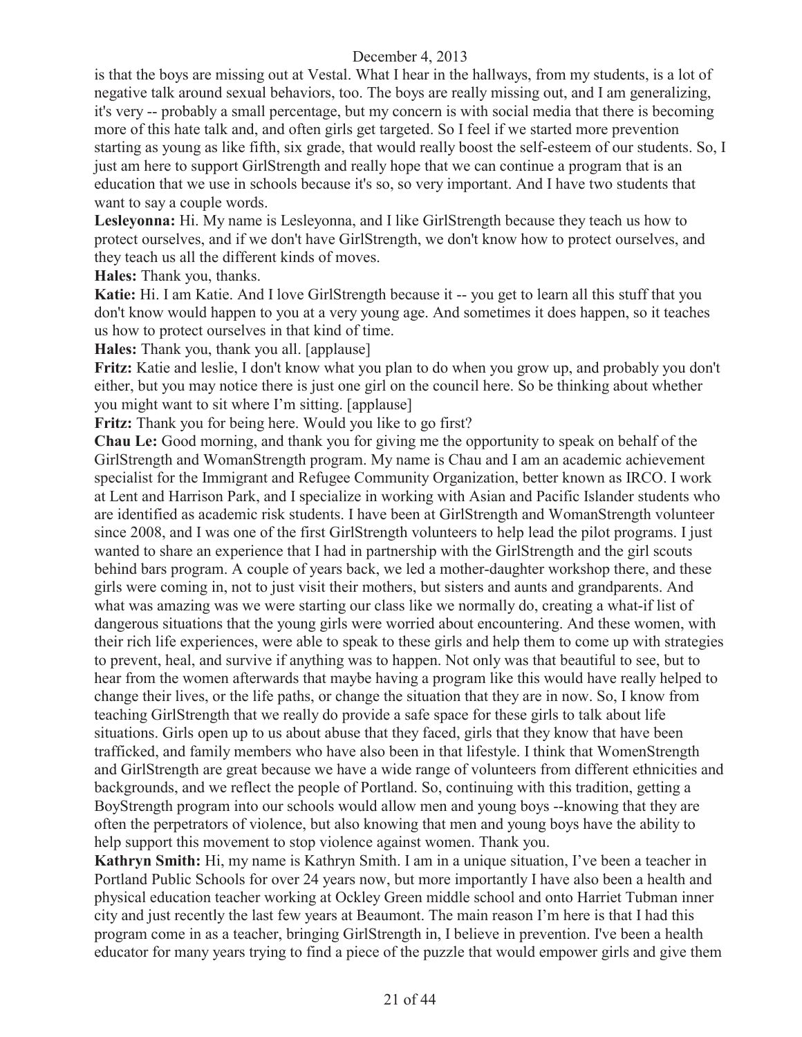is that the boys are missing out at Vestal. What I hear in the hallways, from my students, is a lot of negative talk around sexual behaviors, too. The boys are really missing out, and I am generalizing, it's very -- probably a small percentage, but my concern is with social media that there is becoming more of this hate talk and, and often girls get targeted. So I feel if we started more prevention starting as young as like fifth, six grade, that would really boost the self-esteem of our students. So, I just am here to support GirlStrength and really hope that we can continue a program that is an education that we use in schools because it's so, so very important. And I have two students that want to say a couple words.

**Lesleyonna:** Hi. My name is Lesleyonna, and I like GirlStrength because they teach us how to protect ourselves, and if we don't have GirlStrength, we don't know how to protect ourselves, and they teach us all the different kinds of moves.

**Hales:** Thank you, thanks.

**Katie:** Hi. I am Katie. And I love GirlStrength because it -- you get to learn all this stuff that you don't know would happen to you at a very young age. And sometimes it does happen, so it teaches us how to protect ourselves in that kind of time.

**Hales:** Thank you, thank you all. [applause]

**Fritz:** Katie and leslie, I don't know what you plan to do when you grow up, and probably you don't either, but you may notice there is just one girl on the council here. So be thinking about whether you might want to sit where I'm sitting. [applause]

**Fritz:** Thank you for being here. Would you like to go first?

**Chau Le:** Good morning, and thank you for giving me the opportunity to speak on behalf of the GirlStrength and WomanStrength program. My name is Chau and I am an academic achievement specialist for the Immigrant and Refugee Community Organization, better known as IRCO. I work at Lent and Harrison Park, and I specialize in working with Asian and Pacific Islander students who are identified as academic risk students. I have been at GirlStrength and WomanStrength volunteer since 2008, and I was one of the first GirlStrength volunteers to help lead the pilot programs. I just wanted to share an experience that I had in partnership with the GirlStrength and the girl scouts behind bars program. A couple of years back, we led a mother-daughter workshop there, and these girls were coming in, not to just visit their mothers, but sisters and aunts and grandparents. And what was amazing was we were starting our class like we normally do, creating a what-if list of dangerous situations that the young girls were worried about encountering. And these women, with their rich life experiences, were able to speak to these girls and help them to come up with strategies to prevent, heal, and survive if anything was to happen. Not only was that beautiful to see, but to hear from the women afterwards that maybe having a program like this would have really helped to change their lives, or the life paths, or change the situation that they are in now. So, I know from teaching GirlStrength that we really do provide a safe space for these girls to talk about life situations. Girls open up to us about abuse that they faced, girls that they know that have been trafficked, and family members who have also been in that lifestyle. I think that WomenStrength and GirlStrength are great because we have a wide range of volunteers from different ethnicities and backgrounds, and we reflect the people of Portland. So, continuing with this tradition, getting a BoyStrength program into our schools would allow men and young boys --knowing that they are often the perpetrators of violence, but also knowing that men and young boys have the ability to help support this movement to stop violence against women. Thank you.

**Kathryn Smith:** Hi, my name is Kathryn Smith. I am in a unique situation, I've been a teacher in Portland Public Schools for over 24 years now, but more importantly I have also been a health and physical education teacher working at Ockley Green middle school and onto Harriet Tubman inner city and just recently the last few years at Beaumont. The main reason I'm here is that I had this program come in as a teacher, bringing GirlStrength in, I believe in prevention. I've been a health educator for many years trying to find a piece of the puzzle that would empower girls and give them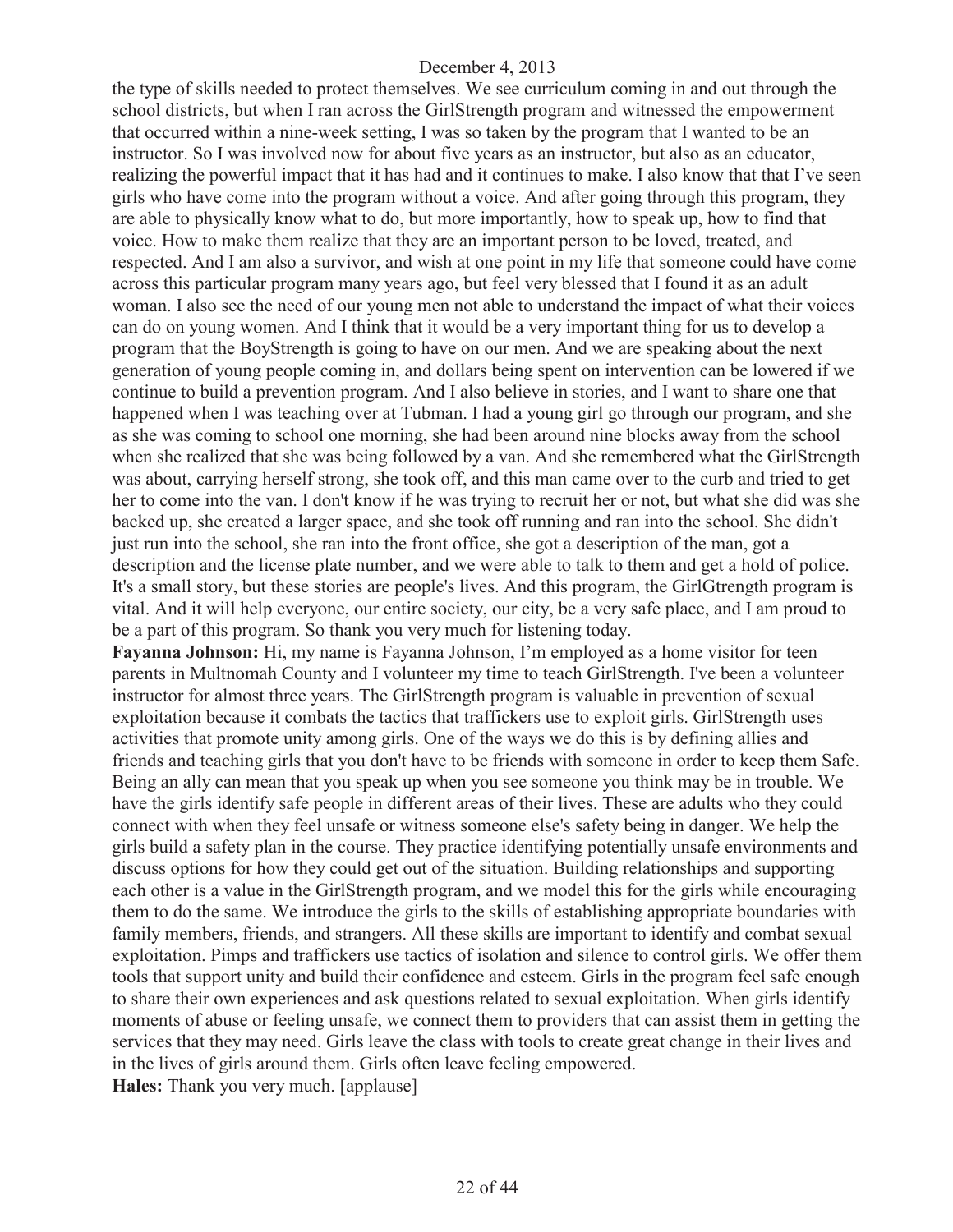the type of skills needed to protect themselves. We see curriculum coming in and out through the school districts, but when I ran across the GirlStrength program and witnessed the empowerment that occurred within a nine-week setting, I was so taken by the program that I wanted to be an instructor. So I was involved now for about five years as an instructor, but also as an educator, realizing the powerful impact that it has had and it continues to make. I also know that that I've seen girls who have come into the program without a voice. And after going through this program, they are able to physically know what to do, but more importantly, how to speak up, how to find that voice. How to make them realize that they are an important person to be loved, treated, and respected. And I am also a survivor, and wish at one point in my life that someone could have come across this particular program many years ago, but feel very blessed that I found it as an adult woman. I also see the need of our young men not able to understand the impact of what their voices can do on young women. And I think that it would be a very important thing for us to develop a program that the BoyStrength is going to have on our men. And we are speaking about the next generation of young people coming in, and dollars being spent on intervention can be lowered if we continue to build a prevention program. And I also believe in stories, and I want to share one that happened when I was teaching over at Tubman. I had a young girl go through our program, and she as she was coming to school one morning, she had been around nine blocks away from the school when she realized that she was being followed by a van. And she remembered what the GirlStrength was about, carrying herself strong, she took off, and this man came over to the curb and tried to get her to come into the van. I don't know if he was trying to recruit her or not, but what she did was she backed up, she created a larger space, and she took off running and ran into the school. She didn't just run into the school, she ran into the front office, she got a description of the man, got a description and the license plate number, and we were able to talk to them and get a hold of police. It's a small story, but these stories are people's lives. And this program, the GirlGtrength program is vital. And it will help everyone, our entire society, our city, be a very safe place, and I am proud to be a part of this program. So thank you very much for listening today.

**Fayanna Johnson:** Hi, my name is Fayanna Johnson, I'm employed as a home visitor for teen parents in Multnomah County and I volunteer my time to teach GirlStrength. I've been a volunteer instructor for almost three years. The GirlStrength program is valuable in prevention of sexual exploitation because it combats the tactics that traffickers use to exploit girls. GirlStrength uses activities that promote unity among girls. One of the ways we do this is by defining allies and friends and teaching girls that you don't have to be friends with someone in order to keep them Safe. Being an ally can mean that you speak up when you see someone you think may be in trouble. We have the girls identify safe people in different areas of their lives. These are adults who they could connect with when they feel unsafe or witness someone else's safety being in danger. We help the girls build a safety plan in the course. They practice identifying potentially unsafe environments and discuss options for how they could get out of the situation. Building relationships and supporting each other is a value in the GirlStrength program, and we model this for the girls while encouraging them to do the same. We introduce the girls to the skills of establishing appropriate boundaries with family members, friends, and strangers. All these skills are important to identify and combat sexual exploitation. Pimps and traffickers use tactics of isolation and silence to control girls. We offer them tools that support unity and build their confidence and esteem. Girls in the program feel safe enough to share their own experiences and ask questions related to sexual exploitation. When girls identify moments of abuse or feeling unsafe, we connect them to providers that can assist them in getting the services that they may need. Girls leave the class with tools to create great change in their lives and in the lives of girls around them. Girls often leave feeling empowered.

**Hales:** Thank you very much. [applause]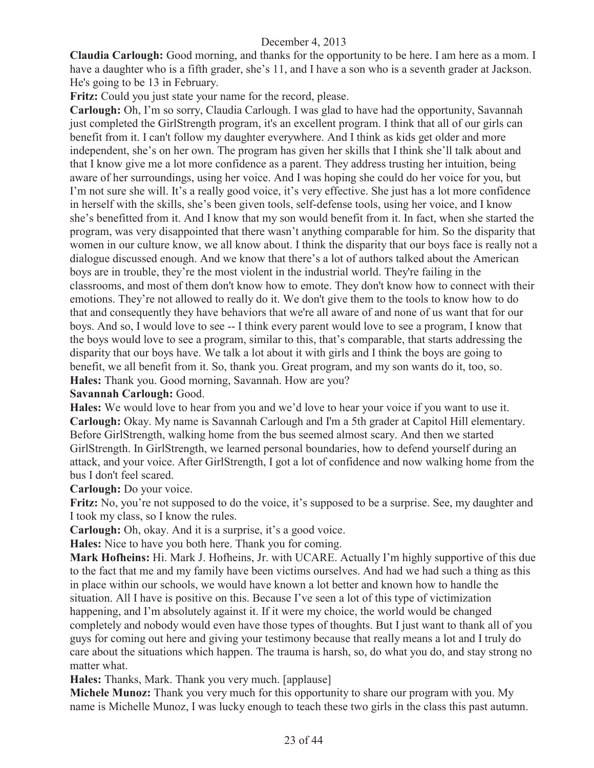**Claudia Carlough:** Good morning, and thanks for the opportunity to be here. I am here as a mom. I have a daughter who is a fifth grader, she's 11, and I have a son who is a seventh grader at Jackson. He's going to be 13 in February.

**Fritz:** Could you just state your name for the record, please.

**Carlough:** Oh, I'm so sorry, Claudia Carlough. I was glad to have had the opportunity, Savannah just completed the GirlStrength program, it's an excellent program. I think that all of our girls can benefit from it. I can't follow my daughter everywhere. And I think as kids get older and more independent, she's on her own. The program has given her skills that I think she'll talk about and that I know give me a lot more confidence as a parent. They address trusting her intuition, being aware of her surroundings, using her voice. And I was hoping she could do her voice for you, but I'm not sure she will. It's a really good voice, it's very effective. She just has a lot more confidence in herself with the skills, she's been given tools, self-defense tools, using her voice, and I know she's benefitted from it. And I know that my son would benefit from it. In fact, when she started the program, was very disappointed that there wasn't anything comparable for him. So the disparity that women in our culture know, we all know about. I think the disparity that our boys face is really not a dialogue discussed enough. And we know that there's a lot of authors talked about the American boys are in trouble, they're the most violent in the industrial world. They're failing in the classrooms, and most of them don't know how to emote. They don't know how to connect with their emotions. They're not allowed to really do it. We don't give them to the tools to know how to do that and consequently they have behaviors that we're all aware of and none of us want that for our boys. And so, I would love to see -- I think every parent would love to see a program, I know that the boys would love to see a program, similar to this, that's comparable, that starts addressing the disparity that our boys have. We talk a lot about it with girls and I think the boys are going to benefit, we all benefit from it. So, thank you. Great program, and my son wants do it, too, so.

**Hales:** Thank you. Good morning, Savannah. How are you?

**Savannah Carlough:** Good.

**Hales:** We would love to hear from you and we'd love to hear your voice if you want to use it.

**Carlough:** Okay. My name is Savannah Carlough and I'm a 5th grader at Capitol Hill elementary. Before GirlStrength, walking home from the bus seemed almost scary. And then we started GirlStrength. In GirlStrength, we learned personal boundaries, how to defend yourself during an attack, and your voice. After GirlStrength, I got a lot of confidence and now walking home from the bus I don't feel scared.

**Carlough:** Do your voice.

**Fritz:** No, you're not supposed to do the voice, it's supposed to be a surprise. See, my daughter and I took my class, so I know the rules.

**Carlough:** Oh, okay. And it is a surprise, it's a good voice.

**Hales:** Nice to have you both here. Thank you for coming.

**Mark Hofheins:** Hi. Mark J. Hofheins, Jr. with UCARE. Actually I'm highly supportive of this due to the fact that me and my family have been victims ourselves. And had we had such a thing as this in place within our schools, we would have known a lot better and known how to handle the situation. All I have is positive on this. Because I've seen a lot of this type of victimization happening, and I'm absolutely against it. If it were my choice, the world would be changed completely and nobody would even have those types of thoughts. But I just want to thank all of you guys for coming out here and giving your testimony because that really means a lot and I truly do care about the situations which happen. The trauma is harsh, so, do what you do, and stay strong no matter what.

**Hales:** Thanks, Mark. Thank you very much. [applause]

**Michele Munoz:** Thank you very much for this opportunity to share our program with you. My name is Michelle Munoz, I was lucky enough to teach these two girls in the class this past autumn.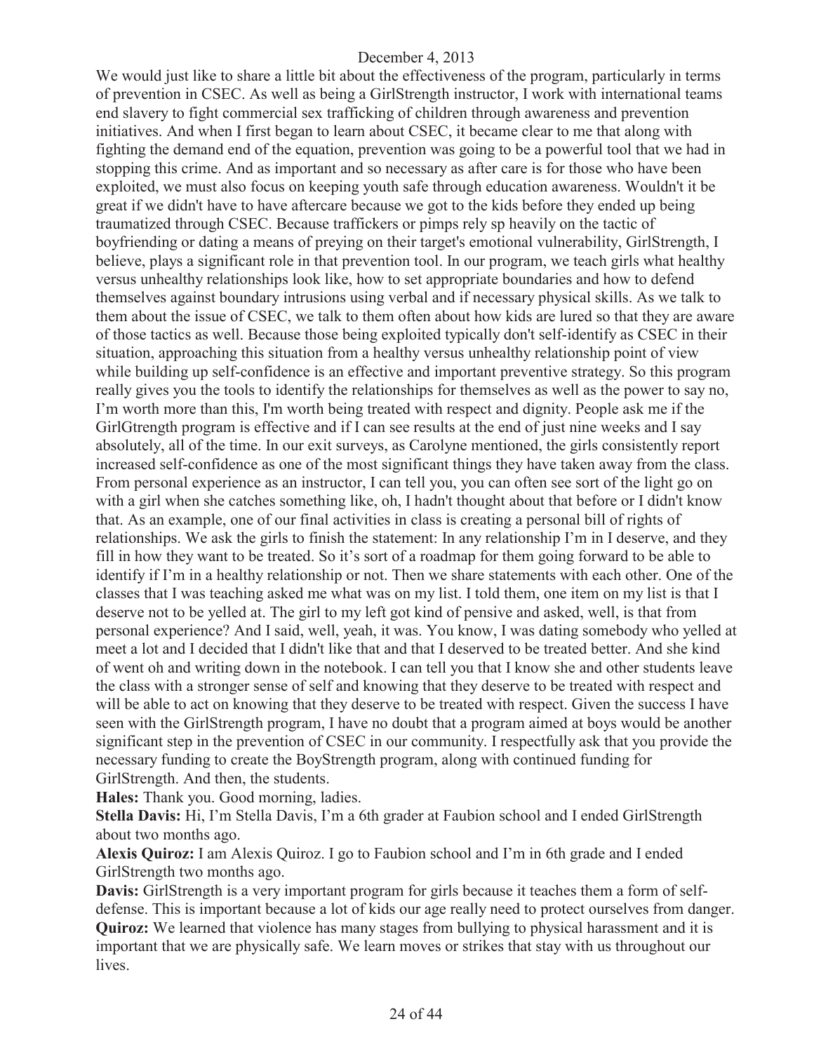We would just like to share a little bit about the effectiveness of the program, particularly in terms of prevention in CSEC. As well as being a GirlStrength instructor, I work with international teams end slavery to fight commercial sex trafficking of children through awareness and prevention initiatives. And when I first began to learn about CSEC, it became clear to me that along with fighting the demand end of the equation, prevention was going to be a powerful tool that we had in stopping this crime. And as important and so necessary as after care is for those who have been exploited, we must also focus on keeping youth safe through education awareness. Wouldn't it be great if we didn't have to have aftercare because we got to the kids before they ended up being traumatized through CSEC. Because traffickers or pimps rely sp heavily on the tactic of boyfriending or dating a means of preying on their target's emotional vulnerability, GirlStrength, I believe, plays a significant role in that prevention tool. In our program, we teach girls what healthy versus unhealthy relationships look like, how to set appropriate boundaries and how to defend themselves against boundary intrusions using verbal and if necessary physical skills. As we talk to them about the issue of CSEC, we talk to them often about how kids are lured so that they are aware of those tactics as well. Because those being exploited typically don't self-identify as CSEC in their situation, approaching this situation from a healthy versus unhealthy relationship point of view while building up self-confidence is an effective and important preventive strategy. So this program really gives you the tools to identify the relationships for themselves as well as the power to say no, I'm worth more than this, I'm worth being treated with respect and dignity. People ask me if the GirlGtrength program is effective and if I can see results at the end of just nine weeks and I say absolutely, all of the time. In our exit surveys, as Carolyne mentioned, the girls consistently report increased self-confidence as one of the most significant things they have taken away from the class. From personal experience as an instructor, I can tell you, you can often see sort of the light go on with a girl when she catches something like, oh, I hadn't thought about that before or I didn't know that. As an example, one of our final activities in class is creating a personal bill of rights of relationships. We ask the girls to finish the statement: In any relationship I'm in I deserve, and they fill in how they want to be treated. So it's sort of a roadmap for them going forward to be able to identify if I'm in a healthy relationship or not. Then we share statements with each other. One of the classes that I was teaching asked me what was on my list. I told them, one item on my list is that I deserve not to be yelled at. The girl to my left got kind of pensive and asked, well, is that from personal experience? And I said, well, yeah, it was. You know, I was dating somebody who yelled at meet a lot and I decided that I didn't like that and that I deserved to be treated better. And she kind of went oh and writing down in the notebook. I can tell you that I know she and other students leave the class with a stronger sense of self and knowing that they deserve to be treated with respect and will be able to act on knowing that they deserve to be treated with respect. Given the success I have seen with the GirlStrength program, I have no doubt that a program aimed at boys would be another significant step in the prevention of CSEC in our community. I respectfully ask that you provide the necessary funding to create the BoyStrength program, along with continued funding for GirlStrength. And then, the students.

**Hales:** Thank you. Good morning, ladies.

**Stella Davis:** Hi, I'm Stella Davis, I'm a 6th grader at Faubion school and I ended GirlStrength about two months ago.

**Alexis Quiroz:** I am Alexis Quiroz. I go to Faubion school and I'm in 6th grade and I ended GirlStrength two months ago.

**Davis:** GirlStrength is a very important program for girls because it teaches them a form of self-defense. This is important because a lot of kids our age really need to protect ourselves from danger.

**Quiroz:** We learned that violence has many stages from bullying to physical harassment and it is important that we are physically safe. We learn moves or strikes that stay with us throughout our lives.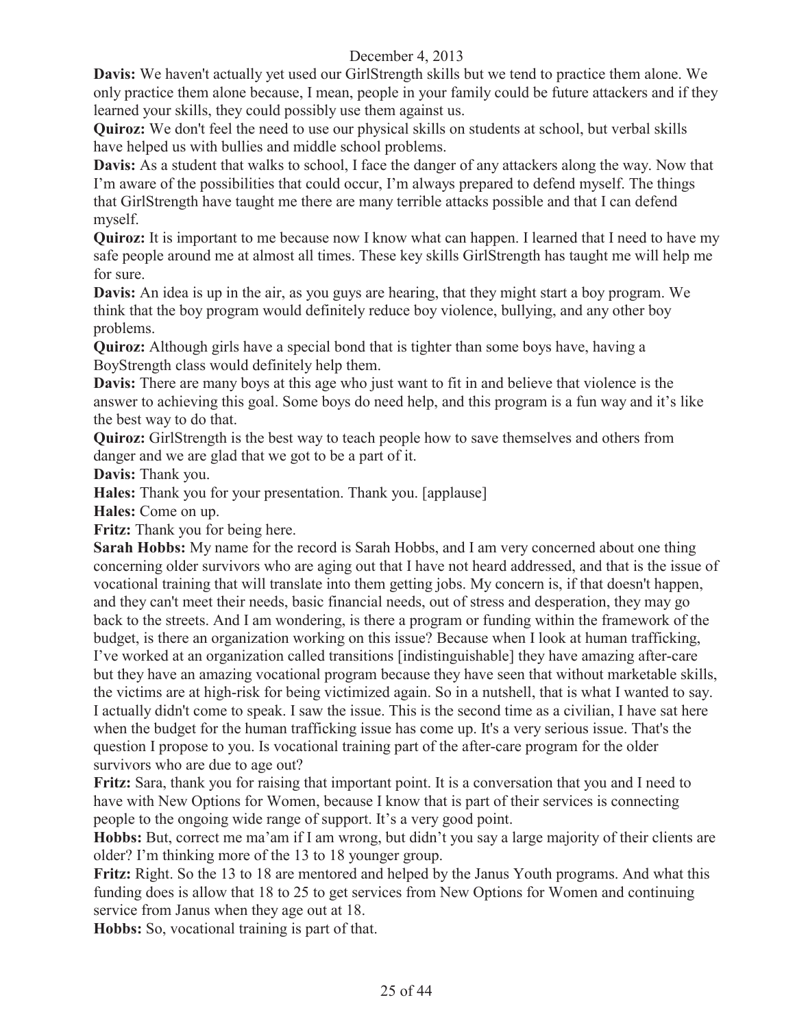**Davis:** We haven't actually yet used our GirlStrength skills but we tend to practice them alone. We only practice them alone because, I mean, people in your family could be future attackers and if they learned your skills, they could possibly use them against us.

**Quiroz:** We don't feel the need to use our physical skills on students at school, but verbal skills have helped us with bullies and middle school problems.

**Davis:** As a student that walks to school, I face the danger of any attackers along the way. Now that I'm aware of the possibilities that could occur, I'm always prepared to defend myself. The things that GirlStrength have taught me there are many terrible attacks possible and that I can defend myself.

**Quiroz:** It is important to me because now I know what can happen. I learned that I need to have my safe people around me at almost all times. These key skills GirlStrength has taught me will help me for sure.

**Davis:** An idea is up in the air, as you guys are hearing, that they might start a boy program. We think that the boy program would definitely reduce boy violence, bullying, and any other boy problems.

**Quiroz:** Although girls have a special bond that is tighter than some boys have, having a BoyStrength class would definitely help them.

**Davis:** There are many boys at this age who just want to fit in and believe that violence is the answer to achieving this goal. Some boys do need help, and this program is a fun way and it's like the best way to do that.

**Quiroz:** GirlStrength is the best way to teach people how to save themselves and others from danger and we are glad that we got to be a part of it.

**Davis:** Thank you.

**Hales:** Thank you for your presentation. Thank you. [applause]

**Hales:** Come on up.

**Fritz:** Thank you for being here.

**Sarah Hobbs:** My name for the record is Sarah Hobbs, and I am very concerned about one thing concerning older survivors who are aging out that I have not heard addressed, and that is the issue of vocational training that will translate into them getting jobs. My concern is, if that doesn't happen, and they can't meet their needs, basic financial needs, out of stress and desperation, they may go back to the streets. And I am wondering, is there a program or funding within the framework of the budget, is there an organization working on this issue? Because when I look at human trafficking, I've worked at an organization called transitions [indistinguishable] they have amazing after-care but they have an amazing vocational program because they have seen that without marketable skills, the victims are at high-risk for being victimized again. So in a nutshell, that is what I wanted to say. I actually didn't come to speak. I saw the issue. This is the second time as a civilian, I have sat here when the budget for the human trafficking issue has come up. It's a very serious issue. That's the question I propose to you. Is vocational training part of the after-care program for the older survivors who are due to age out?

**Fritz:** Sara, thank you for raising that important point. It is a conversation that you and I need to have with New Options for Women, because I know that is part of their services is connecting people to the ongoing wide range of support. It's a very good point.

**Hobbs:** But, correct me ma'am if I am wrong, but didn't you say a large majority of their clients are older? I'm thinking more of the 13 to 18 younger group.

**Fritz:** Right. So the 13 to 18 are mentored and helped by the Janus Youth programs. And what this funding does is allow that 18 to 25 to get services from New Options for Women and continuing service from Janus when they age out at 18.

**Hobbs:** So, vocational training is part of that.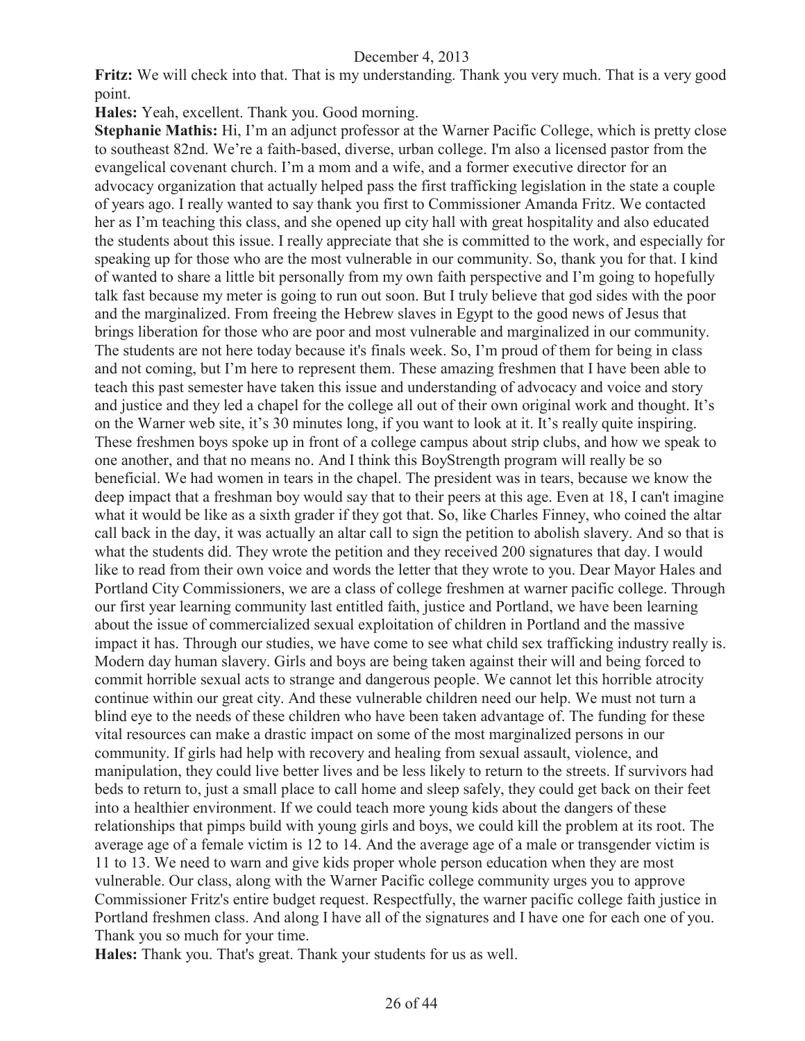**Fritz:** We will check into that. That is my understanding. Thank you very much. That is a very good point.

**Hales:** Yeah, excellent. Thank you. Good morning.

**Stephanie Mathis:** Hi, I'm an adjunct professor at the Warner Pacific College, which is pretty close to southeast 82nd. We're a faith-based, diverse, urban college. I'm also a licensed pastor from the evangelical covenant church. I'm a mom and a wife, and a former executive director for an advocacy organization that actually helped pass the first trafficking legislation in the state a couple of years ago. I really wanted to say thank you first to Commissioner Amanda Fritz. We contacted her as I'm teaching this class, and she opened up city hall with great hospitality and also educated the students about this issue. I really appreciate that she is committed to the work, and especially for speaking up for those who are the most vulnerable in our community. So, thank you for that. I kind of wanted to share a little bit personally from my own faith perspective and I'm going to hopefully talk fast because my meter is going to run out soon. But I truly believe that god sides with the poor and the marginalized. From freeing the Hebrew slaves in Egypt to the good news of Jesus that brings liberation for those who are poor and most vulnerable and marginalized in our community. The students are not here today because it's finals week. So, I'm proud of them for being in class and not coming, but I'm here to represent them. These amazing freshmen that I have been able to teach this past semester have taken this issue and understanding of advocacy and voice and story and justice and they led a chapel for the college all out of their own original work and thought. It's on the Warner web site, it's 30 minutes long, if you want to look at it. It's really quite inspiring. These freshmen boys spoke up in front of a college campus about strip clubs, and how we speak to one another, and that no means no. And I think this BoyStrength program will really be so beneficial. We had women in tears in the chapel. The president was in tears, because we know the deep impact that a freshman boy would say that to their peers at this age. Even at 18, I can't imagine what it would be like as a sixth grader if they got that. So, like Charles Finney, who coined the altar call back in the day, it was actually an altar call to sign the petition to abolish slavery. And so that is what the students did. They wrote the petition and they received 200 signatures that day. I would like to read from their own voice and words the letter that they wrote to you. Dear Mayor Hales and Portland City Commissioners, we are a class of college freshmen at warner pacific college. Through our first year learning community last entitled faith, justice and Portland, we have been learning about the issue of commercialized sexual exploitation of children in Portland and the massive impact it has. Through our studies, we have come to see what child sex trafficking industry really is. Modern day human slavery. Girls and boys are being taken against their will and being forced to commit horrible sexual acts to strange and dangerous people. We cannot let this horrible atrocity continue within our great city. And these vulnerable children need our help. We must not turn a blind eye to the needs of these children who have been taken advantage of. The funding for these vital resources can make a drastic impact on some of the most marginalized persons in our community. If girls had help with recovery and healing from sexual assault, violence, and manipulation, they could live better lives and be less likely to return to the streets. If survivors had beds to return to, just a small place to call home and sleep safely, they could get back on their feet into a healthier environment. If we could teach more young kids about the dangers of these relationships that pimps build with young girls and boys, we could kill the problem at its root. The average age of a female victim is 12 to 14. And the average age of a male or transgender victim is 11 to 13. We need to warn and give kids proper whole person education when they are most vulnerable. Our class, along with the Warner Pacific college community urges you to approve Commissioner Fritz's entire budget request. Respectfully, the warner pacific college faith justice in Portland freshmen class. And along I have all of the signatures and I have one for each one of you. Thank you so much for your time.

**Hales:** Thank you. That's great. Thank your students for us as well.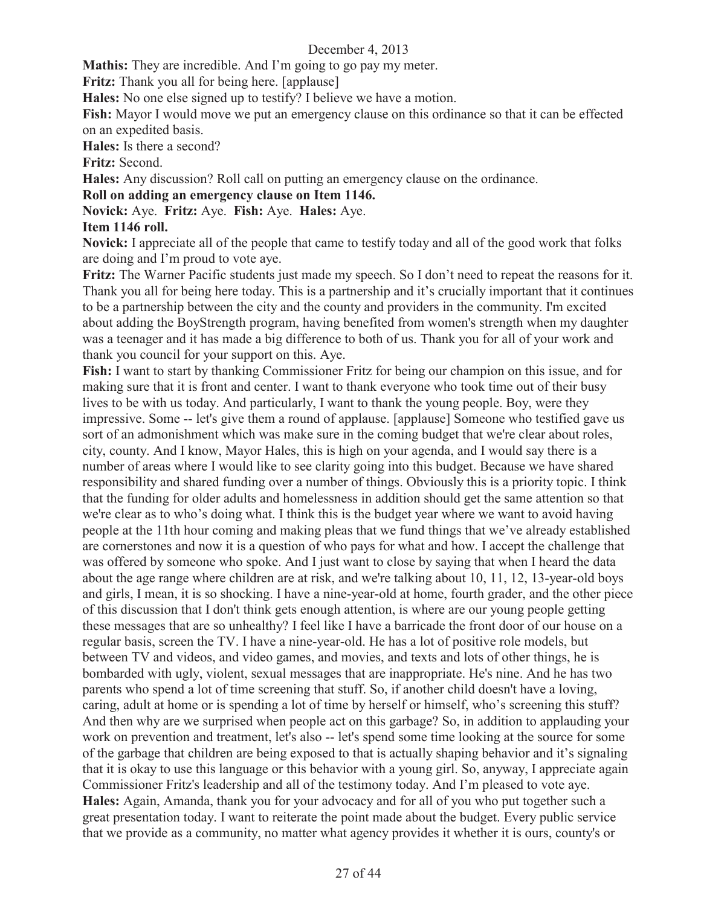**Mathis:** They are incredible. And I'm going to go pay my meter.

**Fritz:** Thank you all for being here. [applause]

**Hales:** No one else signed up to testify? I believe we have a motion.

**Fish:** Mayor I would move we put an emergency clause on this ordinance so that it can be effected on an expedited basis.

**Hales:** Is there a second?

**Fritz:** Second.

**Hales:** Any discussion? Roll call on putting an emergency clause on the ordinance.

**Roll on adding an emergency clause on Item 1146.**

**Novick:** Aye. **Fritz:** Aye. **Fish:** Aye. **Hales:** Aye.

**Item 1146 roll.**

**Novick:** I appreciate all of the people that came to testify today and all of the good work that folks are doing and I'm proud to vote aye.

**Fritz:** The Warner Pacific students just made my speech. So I don't need to repeat the reasons for it. Thank you all for being here today. This is a partnership and it's crucially important that it continues to be a partnership between the city and the county and providers in the community. I'm excited about adding the BoyStrength program, having benefited from women's strength when my daughter was a teenager and it has made a big difference to both of us. Thank you for all of your work and thank you council for your support on this. Aye.

**Fish:** I want to start by thanking Commissioner Fritz for being our champion on this issue, and for making sure that it is front and center. I want to thank everyone who took time out of their busy lives to be with us today. And particularly, I want to thank the young people. Boy, were they impressive. Some -- let's give them a round of applause. [applause] Someone who testified gave us sort of an admonishment which was make sure in the coming budget that we're clear about roles, city, county. And I know, Mayor Hales, this is high on your agenda, and I would say there is a number of areas where I would like to see clarity going into this budget. Because we have shared responsibility and shared funding over a number of things. Obviously this is a priority topic. I think that the funding for older adults and homelessness in addition should get the same attention so that we're clear as to who's doing what. I think this is the budget year where we want to avoid having people at the 11th hour coming and making pleas that we fund things that we've already established are cornerstones and now it is a question of who pays for what and how. I accept the challenge that was offered by someone who spoke. And I just want to close by saying that when I heard the data about the age range where children are at risk, and we're talking about 10, 11, 12, 13-year-old boys and girls, I mean, it is so shocking. I have a nine-year-old at home, fourth grader, and the other piece of this discussion that I don't think gets enough attention, is where are our young people getting these messages that are so unhealthy? I feel like I have a barricade the front door of our house on a regular basis, screen the TV. I have a nine-year-old. He has a lot of positive role models, but between TV and videos, and video games, and movies, and texts and lots of other things, he is bombarded with ugly, violent, sexual messages that are inappropriate. He's nine. And he has two parents who spend a lot of time screening that stuff. So, if another child doesn't have a loving, caring, adult at home or is spending a lot of time by herself or himself, who's screening this stuff? And then why are we surprised when people act on this garbage? So, in addition to applauding your work on prevention and treatment, let's also -- let's spend some time looking at the source for some of the garbage that children are being exposed to that is actually shaping behavior and it's signaling that it is okay to use this language or this behavior with a young girl. So, anyway, I appreciate again Commissioner Fritz's leadership and all of the testimony today. And I'm pleased to vote aye.

**Hales:** Again, Amanda, thank you for your advocacy and for all of you who put together such a great presentation today. I want to reiterate the point made about the budget. Every public service that we provide as a community, no matter what agency provides it whether it is ours, county's or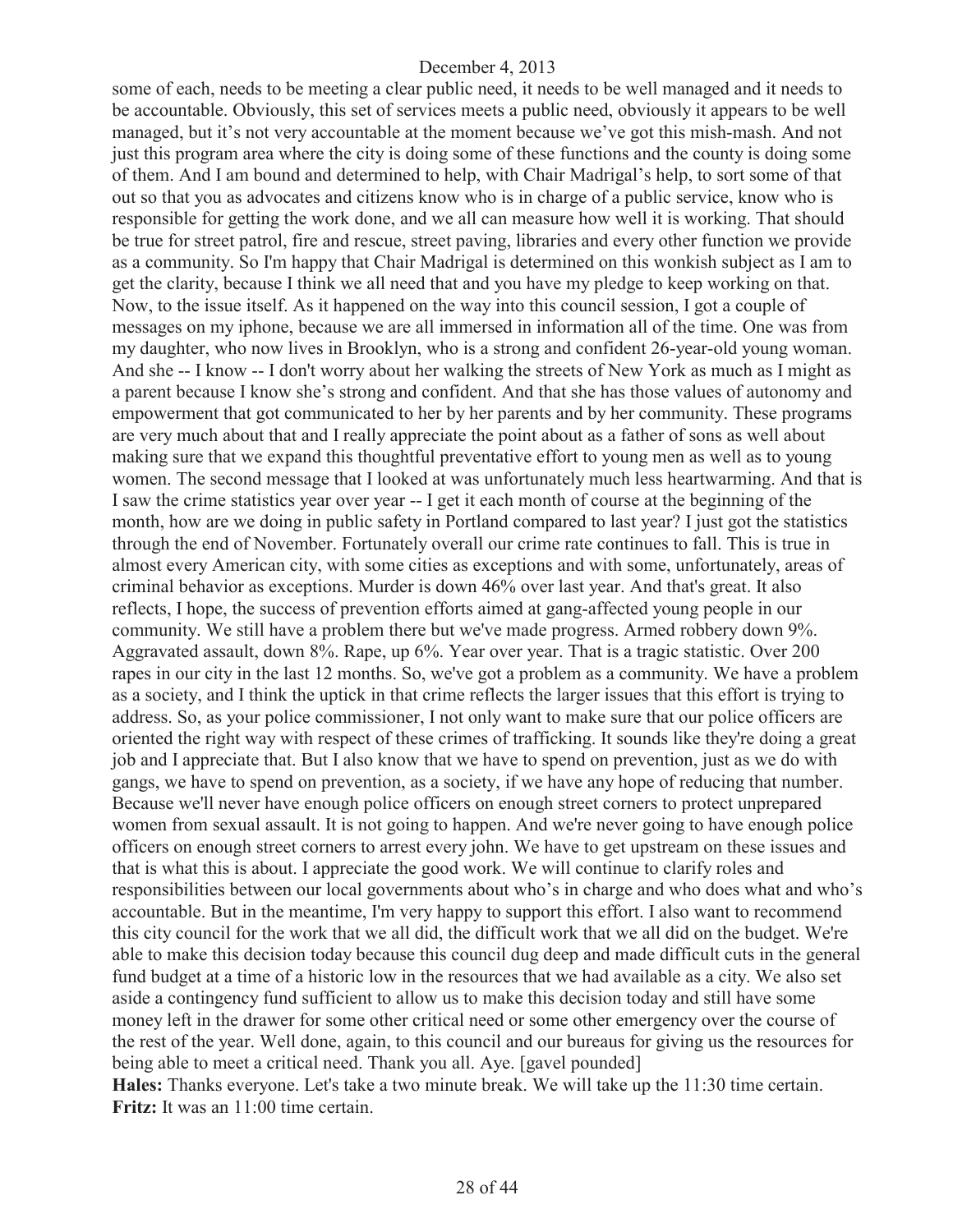some of each, needs to be meeting a clear public need, it needs to be well managed and it needs to be accountable. Obviously, this set of services meets a public need, obviously it appears to be well managed, but it's not very accountable at the moment because we've got this mish-mash. And not just this program area where the city is doing some of these functions and the county is doing some of them. And I am bound and determined to help, with Chair Madrigal's help, to sort some of that out so that you as advocates and citizens know who is in charge of a public service, know who is responsible for getting the work done, and we all can measure how well it is working. That should be true for street patrol, fire and rescue, street paving, libraries and every other function we provide as a community. So I'm happy that Chair Madrigal is determined on this wonkish subject as I am to get the clarity, because I think we all need that and you have my pledge to keep working on that. Now, to the issue itself. As it happened on the way into this council session, I got a couple of messages on my iphone, because we are all immersed in information all of the time. One was from my daughter, who now lives in Brooklyn, who is a strong and confident 26-year-old young woman. And she -- I know -- I don't worry about her walking the streets of New York as much as I might as a parent because I know she's strong and confident. And that she has those values of autonomy and empowerment that got communicated to her by her parents and by her community. These programs are very much about that and I really appreciate the point about as a father of sons as well about making sure that we expand this thoughtful preventative effort to young men as well as to young women. The second message that I looked at was unfortunately much less heartwarming. And that is I saw the crime statistics year over year -- I get it each month of course at the beginning of the month, how are we doing in public safety in Portland compared to last year? I just got the statistics through the end of November. Fortunately overall our crime rate continues to fall. This is true in almost every American city, with some cities as exceptions and with some, unfortunately, areas of criminal behavior as exceptions. Murder is down 46% over last year. And that's great. It also reflects, I hope, the success of prevention efforts aimed at gang-affected young people in our community. We still have a problem there but we've made progress. Armed robbery down 9%. Aggravated assault, down 8%. Rape, up 6%. Year over year. That is a tragic statistic. Over 200 rapes in our city in the last 12 months. So, we've got a problem as a community. We have a problem as a society, and I think the uptick in that crime reflects the larger issues that this effort is trying to address. So, as your police commissioner, I not only want to make sure that our police officers are oriented the right way with respect of these crimes of trafficking. It sounds like they're doing a great job and I appreciate that. But I also know that we have to spend on prevention, just as we do with gangs, we have to spend on prevention, as a society, if we have any hope of reducing that number. Because we'll never have enough police officers on enough street corners to protect unprepared women from sexual assault. It is not going to happen. And we're never going to have enough police officers on enough street corners to arrest every john. We have to get upstream on these issues and that is what this is about. I appreciate the good work. We will continue to clarify roles and responsibilities between our local governments about who's in charge and who does what and who's accountable. But in the meantime, I'm very happy to support this effort. I also want to recommend this city council for the work that we all did, the difficult work that we all did on the budget. We're able to make this decision today because this council dug deep and made difficult cuts in the general fund budget at a time of a historic low in the resources that we had available as a city. We also set aside a contingency fund sufficient to allow us to make this decision today and still have some money left in the drawer for some other critical need or some other emergency over the course of the rest of the year. Well done, again, to this council and our bureaus for giving us the resources for being able to meet a critical need. Thank you all. Aye. [gavel pounded]

**Hales:** Thanks everyone. Let's take a two minute break. We will take up the 11:30 time certain.

**Fritz:** It was an 11:00 time certain.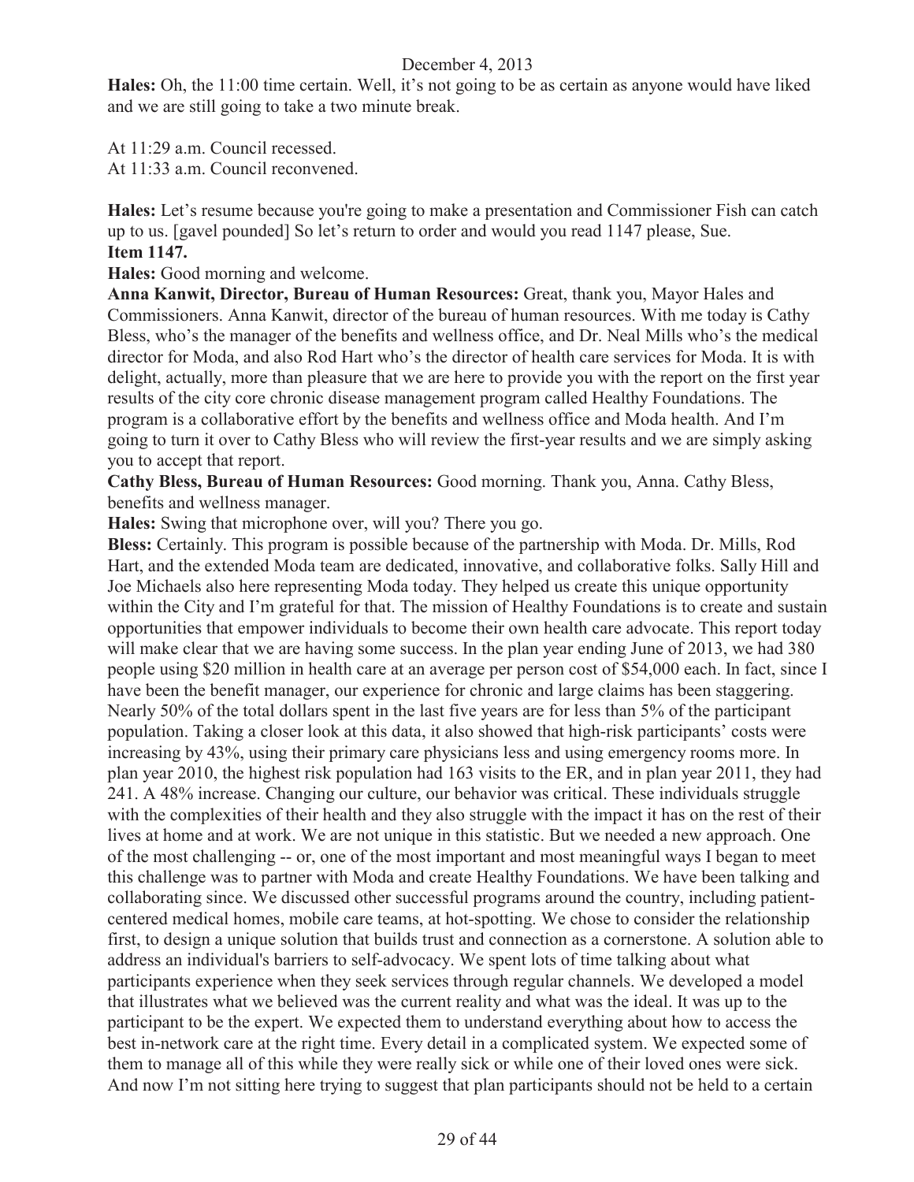**Hales:** Oh, the 11:00 time certain. Well, it's not going to be as certain as anyone would have liked and we are still going to take a two minute break.

At 11:29 a.m. Council recessed.
At 11:33 a.m. Council reconvened.

**Hales:** Let's resume because you're going to make a presentation and Commissioner Fish can catch up to us. [gavel pounded] So let's return to order and would you read 1147 please, Sue.

**Item 1147.**

**Hales:** Good morning and welcome.

**Anna Kanwit, Director, Bureau of Human Resources:** Great, thank you, Mayor Hales and Commissioners. Anna Kanwit, director of the bureau of human resources. With me today is Cathy Bless, who's the manager of the benefits and wellness office, and Dr. Neal Mills who's the medical director for Moda, and also Rod Hart who's the director of health care services for Moda. It is with delight, actually, more than pleasure that we are here to provide you with the report on the first year results of the city core chronic disease management program called Healthy Foundations. The program is a collaborative effort by the benefits and wellness office and Moda health. And I'm going to turn it over to Cathy Bless who will review the first-year results and we are simply asking you to accept that report.

**Cathy Bless, Bureau of Human Resources:** Good morning. Thank you, Anna. Cathy Bless, benefits and wellness manager.

**Hales:** Swing that microphone over, will you? There you go.

**Bless:** Certainly. This program is possible because of the partnership with Moda. Dr. Mills, Rod Hart, and the extended Moda team are dedicated, innovative, and collaborative folks. Sally Hill and Joe Michaels also here representing Moda today. They helped us create this unique opportunity within the City and I'm grateful for that. The mission of Healthy Foundations is to create and sustain opportunities that empower individuals to become their own health care advocate. This report today will make clear that we are having some success. In the plan year ending June of 2013, we had 380 people using $20 million in health care at an average per person cost of $54,000 each. In fact, since I have been the benefit manager, our experience for chronic and large claims has been staggering. Nearly 50% of the total dollars spent in the last five years are for less than 5% of the participant population. Taking a closer look at this data, it also showed that high-risk participants' costs were increasing by 43%, using their primary care physicians less and using emergency rooms more. In plan year 2010, the highest risk population had 163 visits to the ER, and in plan year 2011, they had 241. A 48% increase. Changing our culture, our behavior was critical. These individuals struggle with the complexities of their health and they also struggle with the impact it has on the rest of their lives at home and at work. We are not unique in this statistic. But we needed a new approach. One of the most challenging -- or, one of the most important and most meaningful ways I began to meet this challenge was to partner with Moda and create Healthy Foundations. We have been talking and collaborating since. We discussed other successful programs around the country, including patient-centered medical homes, mobile care teams, at hot-spotting. We chose to consider the relationship first, to design a unique solution that builds trust and connection as a cornerstone. A solution able to address an individual's barriers to self-advocacy. We spent lots of time talking about what participants experience when they seek services through regular channels. We developed a model that illustrates what we believed was the current reality and what was the ideal. It was up to the participant to be the expert. We expected them to understand everything about how to access the best in-network care at the right time. Every detail in a complicated system. We expected some of them to manage all of this while they were really sick or while one of their loved ones were sick. And now I'm not sitting here trying to suggest that plan participants should not be held to a certain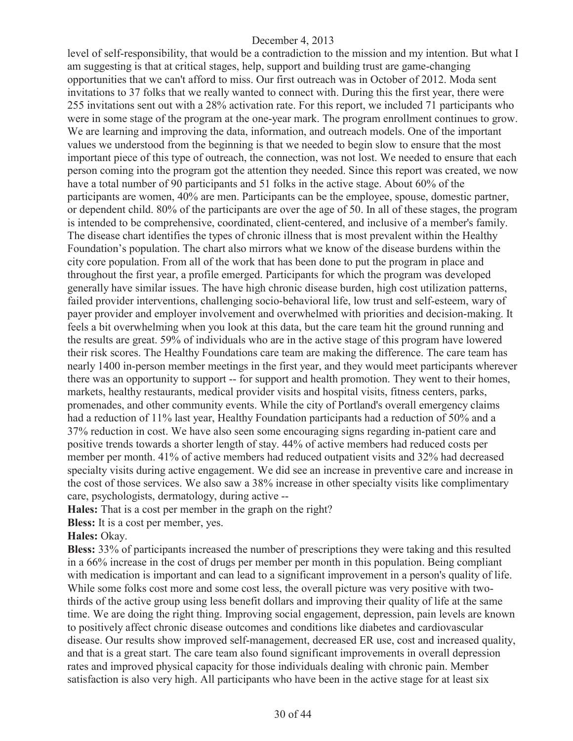level of self-responsibility, that would be a contradiction to the mission and my intention. But what I am suggesting is that at critical stages, help, support and building trust are game-changing opportunities that we can't afford to miss. Our first outreach was in October of 2012. Moda sent invitations to 37 folks that we really wanted to connect with. During this the first year, there were 255 invitations sent out with a 28% activation rate. For this report, we included 71 participants who were in some stage of the program at the one-year mark. The program enrollment continues to grow. We are learning and improving the data, information, and outreach models. One of the important values we understood from the beginning is that we needed to begin slow to ensure that the most important piece of this type of outreach, the connection, was not lost. We needed to ensure that each person coming into the program got the attention they needed. Since this report was created, we now have a total number of 90 participants and 51 folks in the active stage. About 60% of the participants are women, 40% are men. Participants can be the employee, spouse, domestic partner, or dependent child. 80% of the participants are over the age of 50. In all of these stages, the program is intended to be comprehensive, coordinated, client-centered, and inclusive of a member's family. The disease chart identifies the types of chronic illness that is most prevalent within the Healthy Foundation's population. The chart also mirrors what we know of the disease burdens within the city core population. From all of the work that has been done to put the program in place and throughout the first year, a profile emerged. Participants for which the program was developed generally have similar issues. The have high chronic disease burden, high cost utilization patterns, failed provider interventions, challenging socio-behavioral life, low trust and self-esteem, wary of payer provider and employer involvement and overwhelmed with priorities and decision-making. It feels a bit overwhelming when you look at this data, but the care team hit the ground running and the results are great. 59% of individuals who are in the active stage of this program have lowered their risk scores. The Healthy Foundations care team are making the difference. The care team has nearly 1400 in-person member meetings in the first year, and they would meet participants wherever there was an opportunity to support -- for support and health promotion. They went to their homes, markets, healthy restaurants, medical provider visits and hospital visits, fitness centers, parks, promenades, and other community events. While the city of Portland's overall emergency claims had a reduction of 11% last year, Healthy Foundation participants had a reduction of 50% and a 37% reduction in cost. We have also seen some encouraging signs regarding in-patient care and positive trends towards a shorter length of stay. 44% of active members had reduced costs per member per month. 41% of active members had reduced outpatient visits and 32% had decreased specialty visits during active engagement. We did see an increase in preventive care and increase in the cost of those services. We also saw a 38% increase in other specialty visits like complimentary care, psychologists, dermatology, during active --

**Hales:** That is a cost per member in the graph on the right?

**Bless:** It is a cost per member, yes.

**Hales:** Okay.

**Bless:** 33% of participants increased the number of prescriptions they were taking and this resulted in a 66% increase in the cost of drugs per member per month in this population. Being compliant with medication is important and can lead to a significant improvement in a person's quality of life. While some folks cost more and some cost less, the overall picture was very positive with two-thirds of the active group using less benefit dollars and improving their quality of life at the same time. We are doing the right thing. Improving social engagement, depression, pain levels are known to positively affect chronic disease outcomes and conditions like diabetes and cardiovascular disease. Our results show improved self-management, decreased ER use, cost and increased quality, and that is a great start. The care team also found significant improvements in overall depression rates and improved physical capacity for those individuals dealing with chronic pain. Member satisfaction is also very high. All participants who have been in the active stage for at least six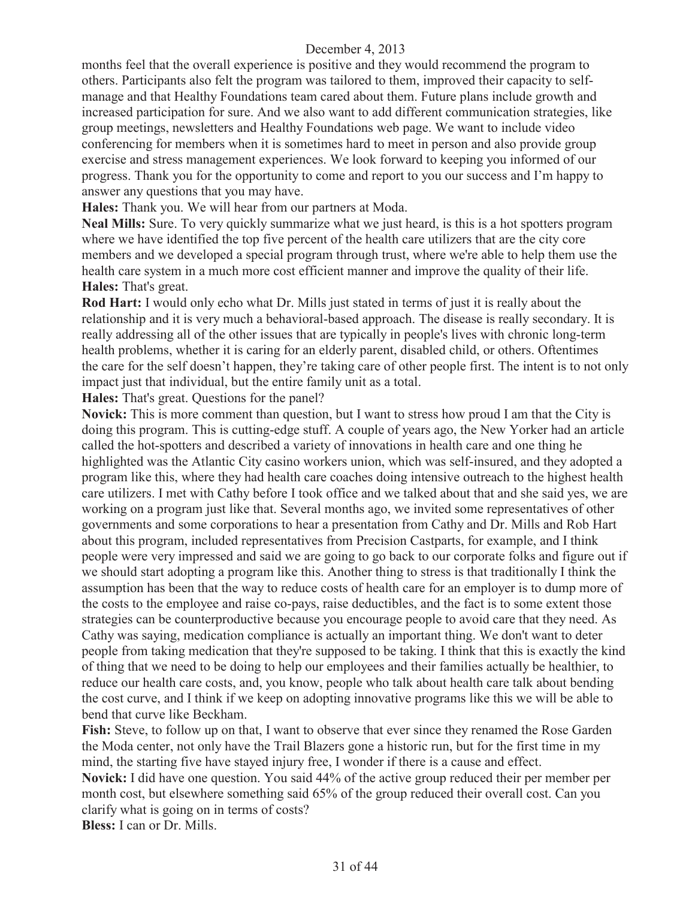months feel that the overall experience is positive and they would recommend the program to others. Participants also felt the program was tailored to them, improved their capacity to self-manage and that Healthy Foundations team cared about them. Future plans include growth and increased participation for sure. And we also want to add different communication strategies, like group meetings, newsletters and Healthy Foundations web page. We want to include video conferencing for members when it is sometimes hard to meet in person and also provide group exercise and stress management experiences. We look forward to keeping you informed of our progress. Thank you for the opportunity to come and report to you our success and I'm happy to answer any questions that you may have.

**Hales:** Thank you. We will hear from our partners at Moda.

**Neal Mills:** Sure. To very quickly summarize what we just heard, is this is a hot spotters program where we have identified the top five percent of the health care utilizers that are the city core members and we developed a special program through trust, where we're able to help them use the health care system in a much more cost efficient manner and improve the quality of their life.

**Hales:** That's great.

**Rod Hart:** I would only echo what Dr. Mills just stated in terms of just it is really about the relationship and it is very much a behavioral-based approach. The disease is really secondary. It is really addressing all of the other issues that are typically in people's lives with chronic long-term health problems, whether it is caring for an elderly parent, disabled child, or others. Oftentimes the care for the self doesn't happen, they're taking care of other people first. The intent is to not only impact just that individual, but the entire family unit as a total.

**Hales:** That's great. Questions for the panel?

**Novick:** This is more comment than question, but I want to stress how proud I am that the City is doing this program. This is cutting-edge stuff. A couple of years ago, the New Yorker had an article called the hot-spotters and described a variety of innovations in health care and one thing he highlighted was the Atlantic City casino workers union, which was self-insured, and they adopted a program like this, where they had health care coaches doing intensive outreach to the highest health care utilizers. I met with Cathy before I took office and we talked about that and she said yes, we are working on a program just like that. Several months ago, we invited some representatives of other governments and some corporations to hear a presentation from Cathy and Dr. Mills and Rob Hart about this program, included representatives from Precision Castparts, for example, and I think people were very impressed and said we are going to go back to our corporate folks and figure out if we should start adopting a program like this. Another thing to stress is that traditionally I think the assumption has been that the way to reduce costs of health care for an employer is to dump more of the costs to the employee and raise co-pays, raise deductibles, and the fact is to some extent those strategies can be counterproductive because you encourage people to avoid care that they need. As Cathy was saying, medication compliance is actually an important thing. We don't want to deter people from taking medication that they're supposed to be taking. I think that this is exactly the kind of thing that we need to be doing to help our employees and their families actually be healthier, to reduce our health care costs, and, you know, people who talk about health care talk about bending the cost curve, and I think if we keep on adopting innovative programs like this we will be able to bend that curve like Beckham.

**Fish:** Steve, to follow up on that, I want to observe that ever since they renamed the Rose Garden the Moda center, not only have the Trail Blazers gone a historic run, but for the first time in my mind, the starting five have stayed injury free, I wonder if there is a cause and effect.

**Novick:** I did have one question. You said 44% of the active group reduced their per member per month cost, but elsewhere something said 65% of the group reduced their overall cost. Can you clarify what is going on in terms of costs?

**Bless:** I can or Dr. Mills.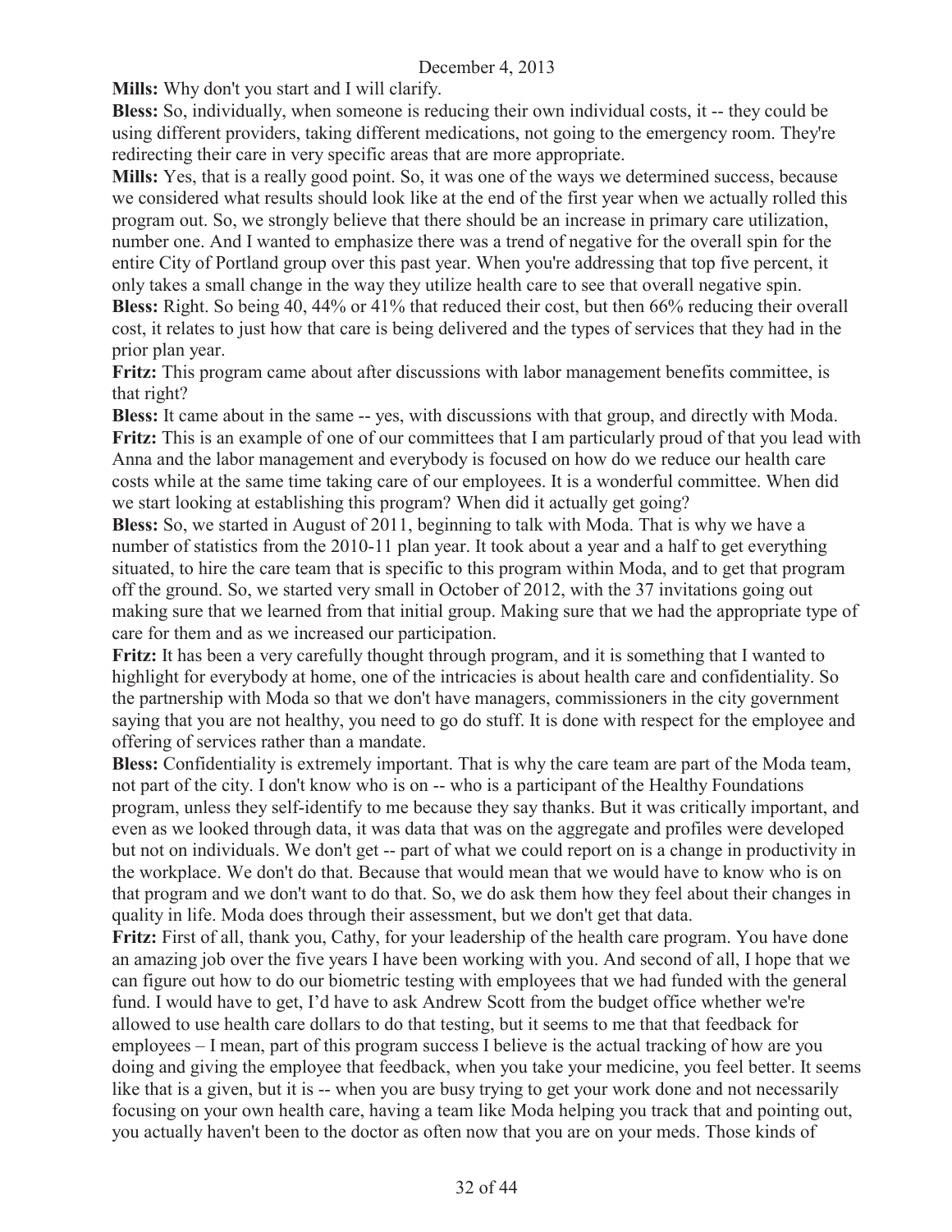**Mills:** Why don't you start and I will clarify.

**Bless:** So, individually, when someone is reducing their own individual costs, it -- they could be using different providers, taking different medications, not going to the emergency room. They're redirecting their care in very specific areas that are more appropriate.

**Mills:** Yes, that is a really good point. So, it was one of the ways we determined success, because we considered what results should look like at the end of the first year when we actually rolled this program out. So, we strongly believe that there should be an increase in primary care utilization, number one. And I wanted to emphasize there was a trend of negative for the overall spin for the entire City of Portland group over this past year. When you're addressing that top five percent, it only takes a small change in the way they utilize health care to see that overall negative spin.

**Bless:** Right. So being 40, 44% or 41% that reduced their cost, but then 66% reducing their overall cost, it relates to just how that care is being delivered and the types of services that they had in the prior plan year.

**Fritz:** This program came about after discussions with labor management benefits committee, is that right?

**Bless:** It came about in the same -- yes, with discussions with that group, and directly with Moda.

**Fritz:** This is an example of one of our committees that I am particularly proud of that you lead with Anna and the labor management and everybody is focused on how do we reduce our health care costs while at the same time taking care of our employees. It is a wonderful committee. When did we start looking at establishing this program? When did it actually get going?

**Bless:** So, we started in August of 2011, beginning to talk with Moda. That is why we have a number of statistics from the 2010-11 plan year. It took about a year and a half to get everything situated, to hire the care team that is specific to this program within Moda, and to get that program off the ground. So, we started very small in October of 2012, with the 37 invitations going out making sure that we learned from that initial group. Making sure that we had the appropriate type of care for them and as we increased our participation.

**Fritz:** It has been a very carefully thought through program, and it is something that I wanted to highlight for everybody at home, one of the intricacies is about health care and confidentiality. So the partnership with Moda so that we don't have managers, commissioners in the city government saying that you are not healthy, you need to go do stuff. It is done with respect for the employee and offering of services rather than a mandate.

**Bless:** Confidentiality is extremely important. That is why the care team are part of the Moda team, not part of the city. I don't know who is on -- who is a participant of the Healthy Foundations program, unless they self-identify to me because they say thanks. But it was critically important, and even as we looked through data, it was data that was on the aggregate and profiles were developed but not on individuals. We don't get -- part of what we could report on is a change in productivity in the workplace. We don't do that. Because that would mean that we would have to know who is on that program and we don't want to do that. So, we do ask them how they feel about their changes in quality in life. Moda does through their assessment, but we don't get that data.

**Fritz:** First of all, thank you, Cathy, for your leadership of the health care program. You have done an amazing job over the five years I have been working with you. And second of all, I hope that we can figure out how to do our biometric testing with employees that we had funded with the general fund. I would have to get, I'd have to ask Andrew Scott from the budget office whether we're allowed to use health care dollars to do that testing, but it seems to me that that feedback for employees – I mean, part of this program success I believe is the actual tracking of how are you doing and giving the employee that feedback, when you take your medicine, you feel better. It seems like that is a given, but it is -- when you are busy trying to get your work done and not necessarily focusing on your own health care, having a team like Moda helping you track that and pointing out, you actually haven't been to the doctor as often now that you are on your meds. Those kinds of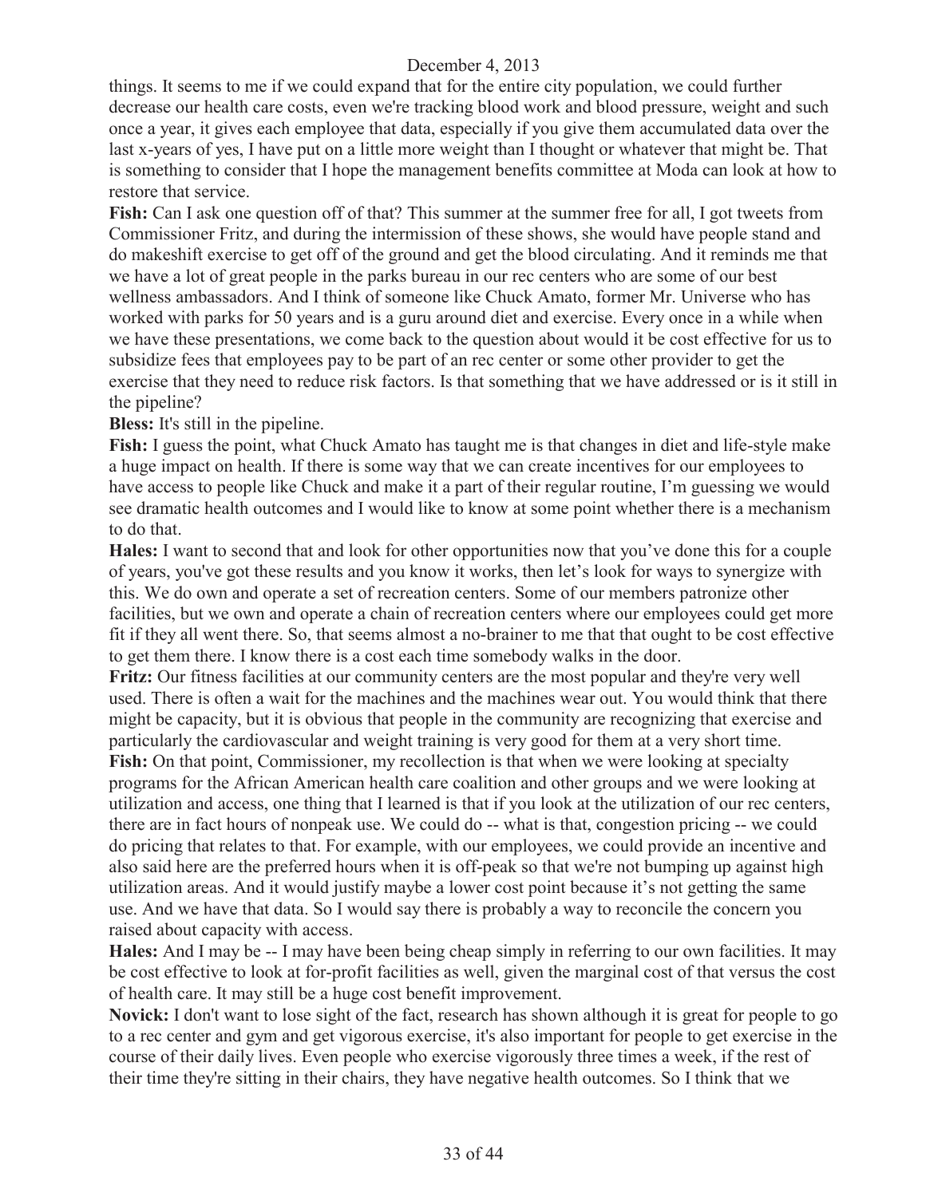things. It seems to me if we could expand that for the entire city population, we could further decrease our health care costs, even we're tracking blood work and blood pressure, weight and such once a year, it gives each employee that data, especially if you give them accumulated data over the last x-years of yes, I have put on a little more weight than I thought or whatever that might be. That is something to consider that I hope the management benefits committee at Moda can look at how to restore that service.

**Fish:** Can I ask one question off of that? This summer at the summer free for all, I got tweets from Commissioner Fritz, and during the intermission of these shows, she would have people stand and do makeshift exercise to get off of the ground and get the blood circulating. And it reminds me that we have a lot of great people in the parks bureau in our rec centers who are some of our best wellness ambassadors. And I think of someone like Chuck Amato, former Mr. Universe who has worked with parks for 50 years and is a guru around diet and exercise. Every once in a while when we have these presentations, we come back to the question about would it be cost effective for us to subsidize fees that employees pay to be part of an rec center or some other provider to get the exercise that they need to reduce risk factors. Is that something that we have addressed or is it still in the pipeline?

**Bless:** It's still in the pipeline.

**Fish:** I guess the point, what Chuck Amato has taught me is that changes in diet and life-style make a huge impact on health. If there is some way that we can create incentives for our employees to have access to people like Chuck and make it a part of their regular routine, I'm guessing we would see dramatic health outcomes and I would like to know at some point whether there is a mechanism to do that.

**Hales:** I want to second that and look for other opportunities now that you've done this for a couple of years, you've got these results and you know it works, then let's look for ways to synergize with this. We do own and operate a set of recreation centers. Some of our members patronize other facilities, but we own and operate a chain of recreation centers where our employees could get more fit if they all went there. So, that seems almost a no-brainer to me that that ought to be cost effective to get them there. I know there is a cost each time somebody walks in the door.

**Fritz:** Our fitness facilities at our community centers are the most popular and they're very well used. There is often a wait for the machines and the machines wear out. You would think that there might be capacity, but it is obvious that people in the community are recognizing that exercise and particularly the cardiovascular and weight training is very good for them at a very short time.

**Fish:** On that point, Commissioner, my recollection is that when we were looking at specialty programs for the African American health care coalition and other groups and we were looking at utilization and access, one thing that I learned is that if you look at the utilization of our rec centers, there are in fact hours of nonpeak use. We could do -- what is that, congestion pricing -- we could do pricing that relates to that. For example, with our employees, we could provide an incentive and also said here are the preferred hours when it is off-peak so that we're not bumping up against high utilization areas. And it would justify maybe a lower cost point because it's not getting the same use. And we have that data. So I would say there is probably a way to reconcile the concern you raised about capacity with access.

**Hales:** And I may be -- I may have been being cheap simply in referring to our own facilities. It may be cost effective to look at for-profit facilities as well, given the marginal cost of that versus the cost of health care. It may still be a huge cost benefit improvement.

**Novick:** I don't want to lose sight of the fact, research has shown although it is great for people to go to a rec center and gym and get vigorous exercise, it's also important for people to get exercise in the course of their daily lives. Even people who exercise vigorously three times a week, if the rest of their time they're sitting in their chairs, they have negative health outcomes. So I think that we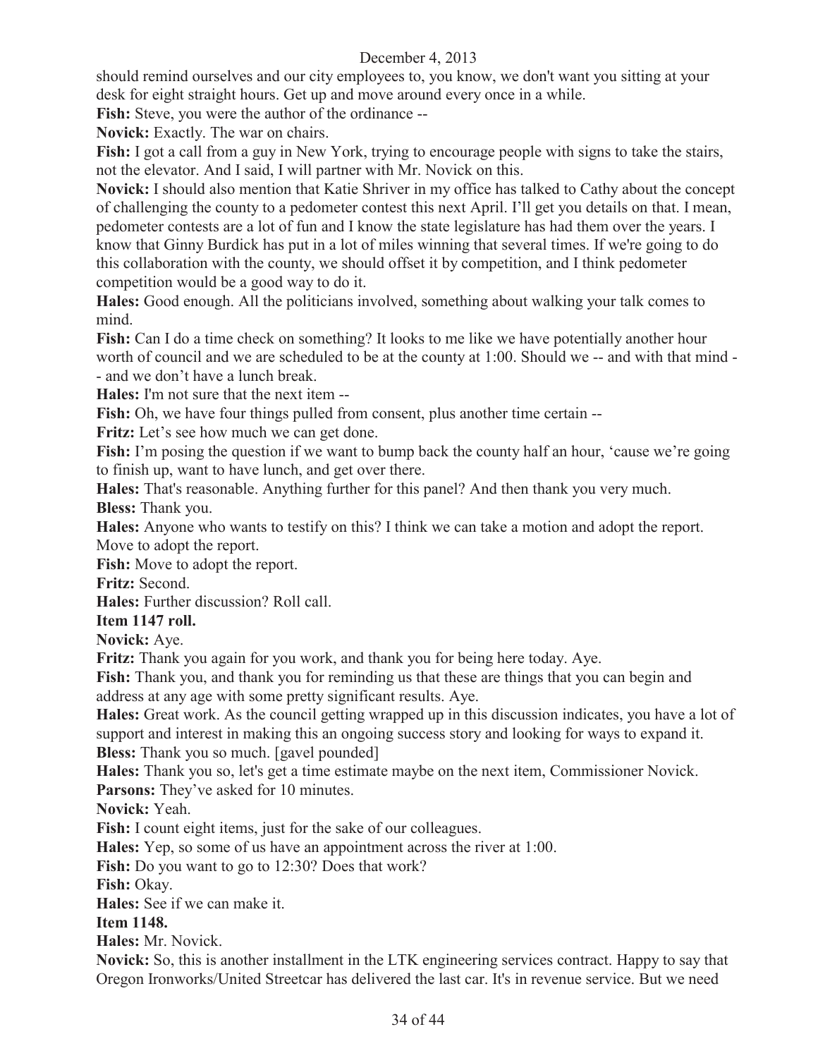should remind ourselves and our city employees to, you know, we don't want you sitting at your desk for eight straight hours. Get up and move around every once in a while.

**Fish:** Steve, you were the author of the ordinance --

**Novick:** Exactly. The war on chairs.

**Fish:** I got a call from a guy in New York, trying to encourage people with signs to take the stairs, not the elevator. And I said, I will partner with Mr. Novick on this.

**Novick:** I should also mention that Katie Shriver in my office has talked to Cathy about the concept of challenging the county to a pedometer contest this next April. I'll get you details on that. I mean, pedometer contests are a lot of fun and I know the state legislature has had them over the years. I know that Ginny Burdick has put in a lot of miles winning that several times. If we're going to do this collaboration with the county, we should offset it by competition, and I think pedometer competition would be a good way to do it.

**Hales:** Good enough. All the politicians involved, something about walking your talk comes to mind.

**Fish:** Can I do a time check on something? It looks to me like we have potentially another hour worth of council and we are scheduled to be at the county at 1:00. Should we -- and with that mind -- and we don't have a lunch break.

**Hales:** I'm not sure that the next item --

**Fish:** Oh, we have four things pulled from consent, plus another time certain --

**Fritz:** Let's see how much we can get done.

**Fish:** I'm posing the question if we want to bump back the county half an hour, 'cause we're going to finish up, want to have lunch, and get over there.

**Hales:** That's reasonable. Anything further for this panel? And then thank you very much.

**Bless:** Thank you.

**Hales:** Anyone who wants to testify on this? I think we can take a motion and adopt the report. Move to adopt the report.

**Fish:** Move to adopt the report.

**Fritz:** Second.

**Hales:** Further discussion? Roll call.

**Item 1147 roll.**

**Novick:** Aye.

**Fritz:** Thank you again for you work, and thank you for being here today. Aye.

**Fish:** Thank you, and thank you for reminding us that these are things that you can begin and address at any age with some pretty significant results. Aye.

**Hales:** Great work. As the council getting wrapped up in this discussion indicates, you have a lot of support and interest in making this an ongoing success story and looking for ways to expand it.

**Bless:** Thank you so much. [gavel pounded]

**Hales:** Thank you so, let's get a time estimate maybe on the next item, Commissioner Novick.

**Parsons:** They've asked for 10 minutes.

**Novick:** Yeah.

**Fish:** I count eight items, just for the sake of our colleagues.

**Hales:** Yep, so some of us have an appointment across the river at 1:00.

**Fish:** Do you want to go to 12:30? Does that work?

**Fish:** Okay.

**Hales:** See if we can make it.

**Item 1148.**

**Hales:** Mr. Novick.

**Novick:** So, this is another installment in the LTK engineering services contract. Happy to say that Oregon Ironworks/United Streetcar has delivered the last car. It's in revenue service. But we need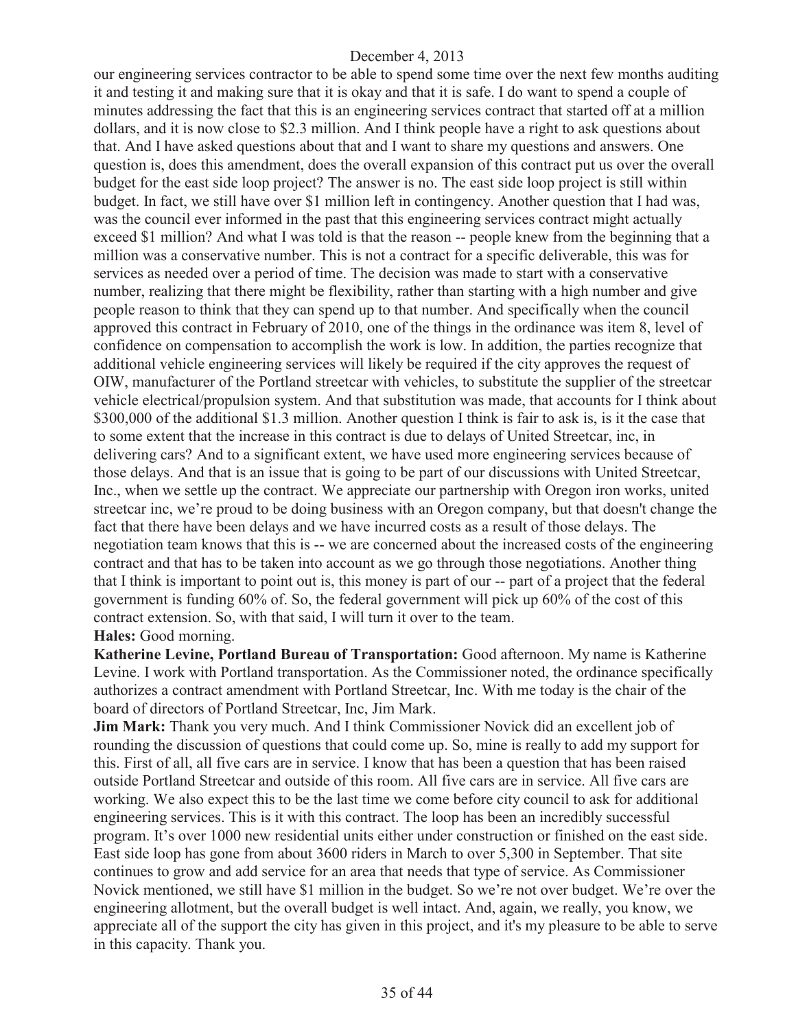our engineering services contractor to be able to spend some time over the next few months auditing it and testing it and making sure that it is okay and that it is safe. I do want to spend a couple of minutes addressing the fact that this is an engineering services contract that started off at a million dollars, and it is now close to $2.3 million. And I think people have a right to ask questions about that. And I have asked questions about that and I want to share my questions and answers. One question is, does this amendment, does the overall expansion of this contract put us over the overall budget for the east side loop project? The answer is no. The east side loop project is still within budget. In fact, we still have over $1 million left in contingency. Another question that I had was, was the council ever informed in the past that this engineering services contract might actually exceed $1 million? And what I was told is that the reason -- people knew from the beginning that a million was a conservative number. This is not a contract for a specific deliverable, this was for services as needed over a period of time. The decision was made to start with a conservative number, realizing that there might be flexibility, rather than starting with a high number and give people reason to think that they can spend up to that number. And specifically when the council approved this contract in February of 2010, one of the things in the ordinance was item 8, level of confidence on compensation to accomplish the work is low. In addition, the parties recognize that additional vehicle engineering services will likely be required if the city approves the request of OIW, manufacturer of the Portland streetcar with vehicles, to substitute the supplier of the streetcar vehicle electrical/propulsion system. And that substitution was made, that accounts for I think about $300,000 of the additional $1.3 million. Another question I think is fair to ask is, is it the case that to some extent that the increase in this contract is due to delays of United Streetcar, inc, in delivering cars? And to a significant extent, we have used more engineering services because of those delays. And that is an issue that is going to be part of our discussions with United Streetcar, Inc., when we settle up the contract. We appreciate our partnership with Oregon iron works, united streetcar inc, we're proud to be doing business with an Oregon company, but that doesn't change the fact that there have been delays and we have incurred costs as a result of those delays. The negotiation team knows that this is -- we are concerned about the increased costs of the engineering contract and that has to be taken into account as we go through those negotiations. Another thing that I think is important to point out is, this money is part of our -- part of a project that the federal government is funding 60% of. So, the federal government will pick up 60% of the cost of this contract extension. So, with that said, I will turn it over to the team.

**Hales:** Good morning.

**Katherine Levine, Portland Bureau of Transportation:** Good afternoon. My name is Katherine Levine. I work with Portland transportation. As the Commissioner noted, the ordinance specifically authorizes a contract amendment with Portland Streetcar, Inc. With me today is the chair of the board of directors of Portland Streetcar, Inc, Jim Mark.

**Jim Mark:** Thank you very much. And I think Commissioner Novick did an excellent job of rounding the discussion of questions that could come up. So, mine is really to add my support for this. First of all, all five cars are in service. I know that has been a question that has been raised outside Portland Streetcar and outside of this room. All five cars are in service. All five cars are working. We also expect this to be the last time we come before city council to ask for additional engineering services. This is it with this contract. The loop has been an incredibly successful program. It's over 1000 new residential units either under construction or finished on the east side. East side loop has gone from about 3600 riders in March to over 5,300 in September. That site continues to grow and add service for an area that needs that type of service. As Commissioner Novick mentioned, we still have $1 million in the budget. So we're not over budget. We're over the engineering allotment, but the overall budget is well intact. And, again, we really, you know, we appreciate all of the support the city has given in this project, and it's my pleasure to be able to serve in this capacity. Thank you.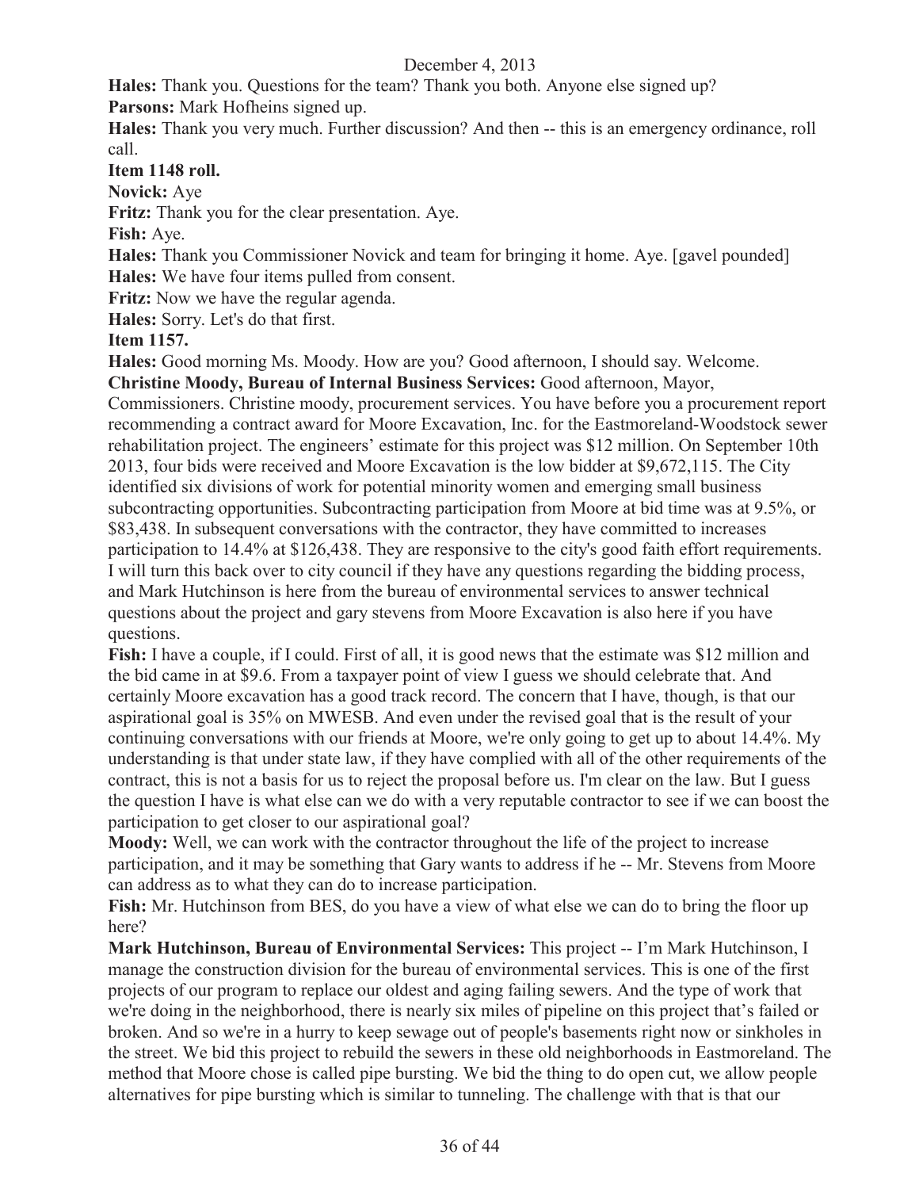**Hales:** Thank you. Questions for the team? Thank you both. Anyone else signed up?

**Parsons:** Mark Hofheins signed up.

**Hales:** Thank you very much. Further discussion? And then -- this is an emergency ordinance, roll call.

**Item 1148 roll.**

**Novick:** Aye

**Fritz:** Thank you for the clear presentation. Aye.

**Fish:** Aye.

**Hales:** Thank you Commissioner Novick and team for bringing it home. Aye. [gavel pounded]

**Hales:** We have four items pulled from consent.

**Fritz:** Now we have the regular agenda.

**Hales:** Sorry. Let's do that first.

**Item 1157.**

**Hales:** Good morning Ms. Moody. How are you? Good afternoon, I should say. Welcome.

**Christine Moody, Bureau of Internal Business Services:** Good afternoon, Mayor, Commissioners. Christine moody, procurement services. You have before you a procurement report recommending a contract award for Moore Excavation, Inc. for the Eastmoreland-Woodstock sewer rehabilitation project. The engineers' estimate for this project was $12 million. On September 10th 2013, four bids were received and Moore Excavation is the low bidder at $9,672,115. The City identified six divisions of work for potential minority women and emerging small business subcontracting opportunities. Subcontracting participation from Moore at bid time was at 9.5%, or $83,438. In subsequent conversations with the contractor, they have committed to increases participation to 14.4% at $126,438. They are responsive to the city's good faith effort requirements. I will turn this back over to city council if they have any questions regarding the bidding process, and Mark Hutchinson is here from the bureau of environmental services to answer technical questions about the project and gary stevens from Moore Excavation is also here if you have questions.

**Fish:** I have a couple, if I could. First of all, it is good news that the estimate was $12 million and the bid came in at $9.6. From a taxpayer point of view I guess we should celebrate that. And certainly Moore excavation has a good track record. The concern that I have, though, is that our aspirational goal is 35% on MWESB. And even under the revised goal that is the result of your continuing conversations with our friends at Moore, we're only going to get up to about 14.4%. My understanding is that under state law, if they have complied with all of the other requirements of the contract, this is not a basis for us to reject the proposal before us. I'm clear on the law. But I guess the question I have is what else can we do with a very reputable contractor to see if we can boost the participation to get closer to our aspirational goal?

**Moody:** Well, we can work with the contractor throughout the life of the project to increase participation, and it may be something that Gary wants to address if he -- Mr. Stevens from Moore can address as to what they can do to increase participation.

**Fish:** Mr. Hutchinson from BES, do you have a view of what else we can do to bring the floor up here?

**Mark Hutchinson, Bureau of Environmental Services:** This project -- I'm Mark Hutchinson, I manage the construction division for the bureau of environmental services. This is one of the first projects of our program to replace our oldest and aging failing sewers. And the type of work that we're doing in the neighborhood, there is nearly six miles of pipeline on this project that's failed or broken. And so we're in a hurry to keep sewage out of people's basements right now or sinkholes in the street. We bid this project to rebuild the sewers in these old neighborhoods in Eastmoreland. The method that Moore chose is called pipe bursting. We bid the thing to do open cut, we allow people alternatives for pipe bursting which is similar to tunneling. The challenge with that is that our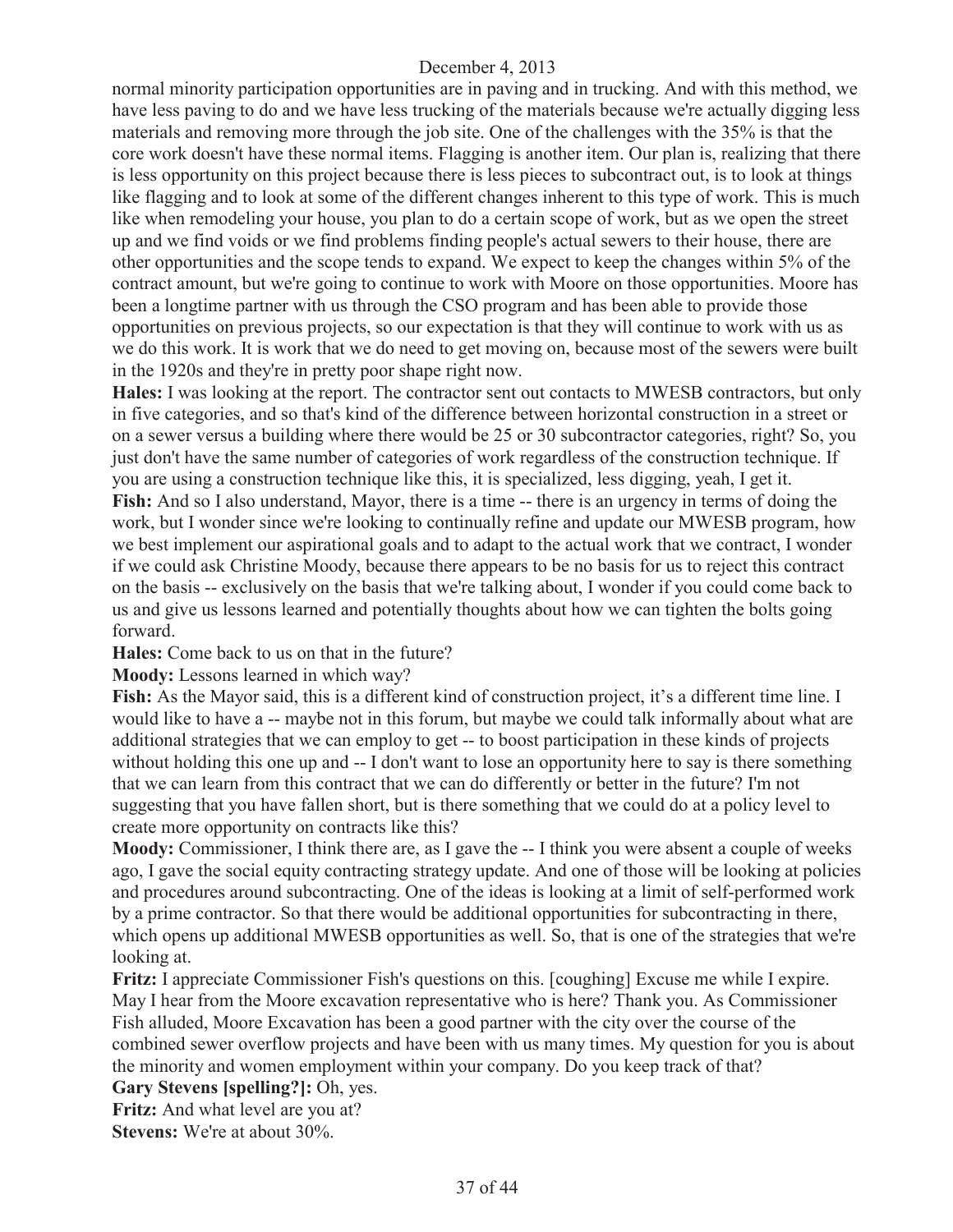normal minority participation opportunities are in paving and in trucking. And with this method, we have less paving to do and we have less trucking of the materials because we're actually digging less materials and removing more through the job site. One of the challenges with the 35% is that the core work doesn't have these normal items. Flagging is another item. Our plan is, realizing that there is less opportunity on this project because there is less pieces to subcontract out, is to look at things like flagging and to look at some of the different changes inherent to this type of work. This is much like when remodeling your house, you plan to do a certain scope of work, but as we open the street up and we find voids or we find problems finding people's actual sewers to their house, there are other opportunities and the scope tends to expand. We expect to keep the changes within 5% of the contract amount, but we're going to continue to work with Moore on those opportunities. Moore has been a longtime partner with us through the CSO program and has been able to provide those opportunities on previous projects, so our expectation is that they will continue to work with us as we do this work. It is work that we do need to get moving on, because most of the sewers were built in the 1920s and they're in pretty poor shape right now.

**Hales:** I was looking at the report. The contractor sent out contacts to MWESB contractors, but only in five categories, and so that's kind of the difference between horizontal construction in a street or on a sewer versus a building where there would be 25 or 30 subcontractor categories, right? So, you just don't have the same number of categories of work regardless of the construction technique. If you are using a construction technique like this, it is specialized, less digging, yeah, I get it.

**Fish:** And so I also understand, Mayor, there is a time -- there is an urgency in terms of doing the work, but I wonder since we're looking to continually refine and update our MWESB program, how we best implement our aspirational goals and to adapt to the actual work that we contract, I wonder if we could ask Christine Moody, because there appears to be no basis for us to reject this contract on the basis -- exclusively on the basis that we're talking about, I wonder if you could come back to us and give us lessons learned and potentially thoughts about how we can tighten the bolts going forward.

**Hales:** Come back to us on that in the future?

**Moody:** Lessons learned in which way?

**Fish:** As the Mayor said, this is a different kind of construction project, it's a different time line. I would like to have a -- maybe not in this forum, but maybe we could talk informally about what are additional strategies that we can employ to get -- to boost participation in these kinds of projects without holding this one up and -- I don't want to lose an opportunity here to say is there something that we can learn from this contract that we can do differently or better in the future? I'm not suggesting that you have fallen short, but is there something that we could do at a policy level to create more opportunity on contracts like this?

**Moody:** Commissioner, I think there are, as I gave the -- I think you were absent a couple of weeks ago, I gave the social equity contracting strategy update. And one of those will be looking at policies and procedures around subcontracting. One of the ideas is looking at a limit of self-performed work by a prime contractor. So that there would be additional opportunities for subcontracting in there, which opens up additional MWESB opportunities as well. So, that is one of the strategies that we're looking at.

**Fritz:** I appreciate Commissioner Fish's questions on this. [coughing] Excuse me while I expire. May I hear from the Moore excavation representative who is here? Thank you. As Commissioner Fish alluded, Moore Excavation has been a good partner with the city over the course of the combined sewer overflow projects and have been with us many times. My question for you is about the minority and women employment within your company. Do you keep track of that?

**Gary Stevens [spelling?]:** Oh, yes.

**Fritz:** And what level are you at?

**Stevens:** We're at about 30%.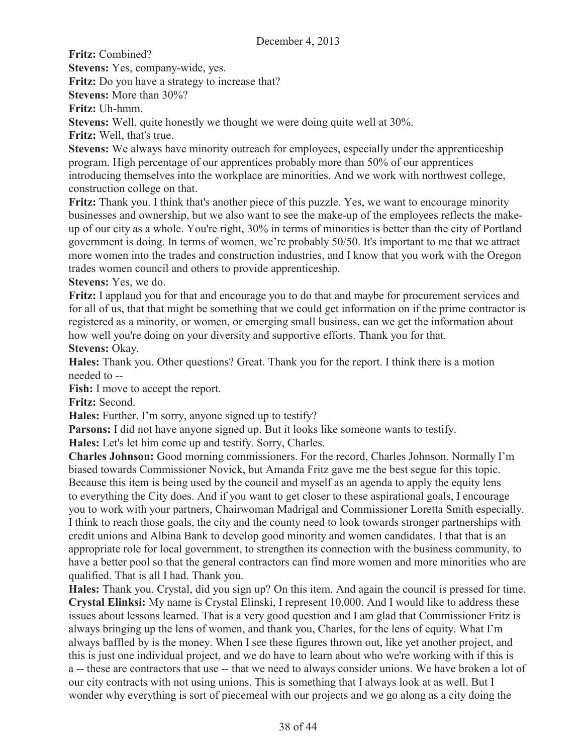**Fritz:** Combined?

**Stevens:** Yes, company-wide, yes.

**Fritz:** Do you have a strategy to increase that?

**Stevens:** More than 30%?

**Fritz:** Uh-hmm.

**Stevens:** Well, quite honestly we thought we were doing quite well at 30%.

**Fritz:** Well, that's true.

**Stevens:** We always have minority outreach for employees, especially under the apprenticeship program. High percentage of our apprentices probably more than 50% of our apprentices introducing themselves into the workplace are minorities. And we work with northwest college, construction college on that.

**Fritz:** Thank you. I think that's another piece of this puzzle. Yes, we want to encourage minority businesses and ownership, but we also want to see the make-up of the employees reflects the make-up of our city as a whole. You're right, 30% in terms of minorities is better than the city of Portland government is doing. In terms of women, we're probably 50/50. It's important to me that we attract more women into the trades and construction industries, and I know that you work with the Oregon trades women council and others to provide apprenticeship.

**Stevens:** Yes, we do.

**Fritz:** I applaud you for that and encourage you to do that and maybe for procurement services and for all of us, that that might be something that we could get information on if the prime contractor is registered as a minority, or women, or emerging small business, can we get the information about how well you're doing on your diversity and supportive efforts. Thank you for that.

**Stevens:** Okay.

**Hales:** Thank you. Other questions? Great. Thank you for the report. I think there is a motion needed to --

**Fish:** I move to accept the report.

**Fritz:** Second.

**Hales:** Further. I'm sorry, anyone signed up to testify?

**Parsons:** I did not have anyone signed up. But it looks like someone wants to testify.

**Hales:** Let's let him come up and testify. Sorry, Charles.

**Charles Johnson:** Good morning commissioners. For the record, Charles Johnson. Normally I'm biased towards Commissioner Novick, but Amanda Fritz gave me the best segue for this topic. Because this item is being used by the council and myself as an agenda to apply the equity lens to everything the City does. And if you want to get closer to these aspirational goals, I encourage you to work with your partners, Chairwoman Madrigal and Commissioner Loretta Smith especially. I think to reach those goals, the city and the county need to look towards stronger partnerships with credit unions and Albina Bank to develop good minority and women candidates. I that that is an appropriate role for local government, to strengthen its connection with the business community, to have a better pool so that the general contractors can find more women and more minorities who are qualified. That is all I had. Thank you.

**Hales:** Thank you. Crystal, did you sign up? On this item. And again the council is pressed for time.

**Crystal Elinksi:** My name is Crystal Elinski, I represent 10,000. And I would like to address these issues about lessons learned. That is a very good question and I am glad that Commissioner Fritz is always bringing up the lens of women, and thank you, Charles, for the lens of equity. What I'm always baffled by is the money. When I see these figures thrown out, like yet another project, and this is just one individual project, and we do have to learn about who we're working with if this is a -- these are contractors that use -- that we need to always consider unions. We have broken a lot of our city contracts with not using unions. This is something that I always look at as well. But I wonder why everything is sort of piecemeal with our projects and we go along as a city doing the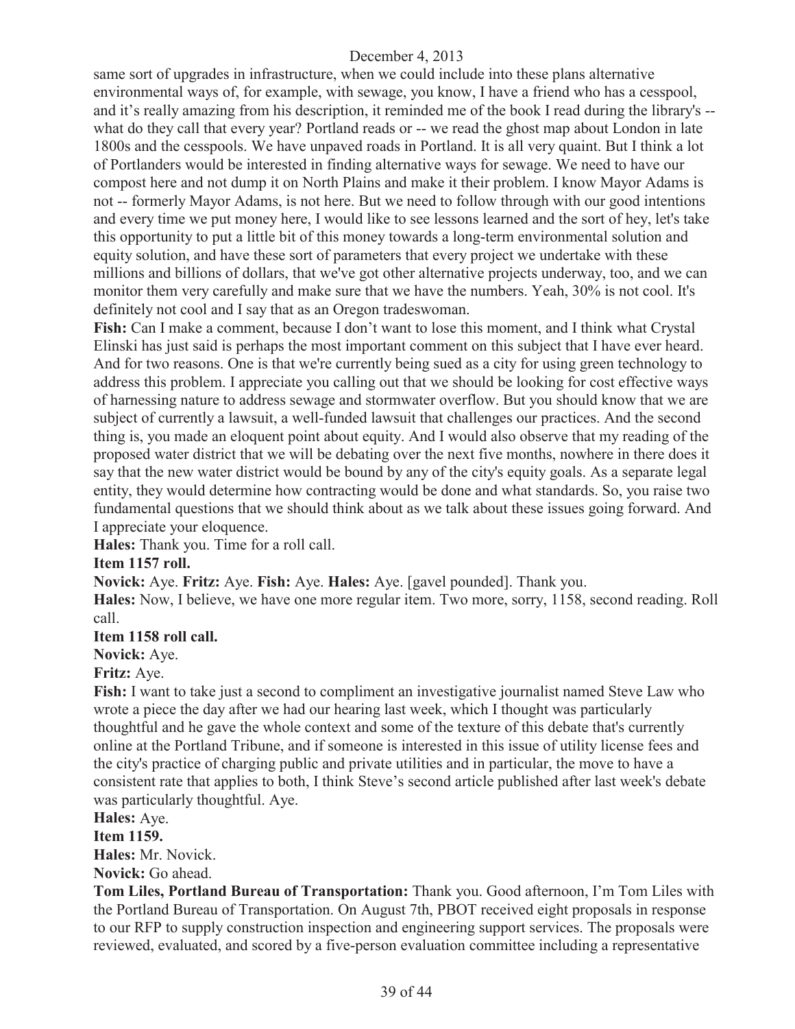same sort of upgrades in infrastructure, when we could include into these plans alternative environmental ways of, for example, with sewage, you know, I have a friend who has a cesspool, and it's really amazing from his description, it reminded me of the book I read during the library's -- what do they call that every year? Portland reads or -- we read the ghost map about London in late 1800s and the cesspools. We have unpaved roads in Portland. It is all very quaint. But I think a lot of Portlanders would be interested in finding alternative ways for sewage. We need to have our compost here and not dump it on North Plains and make it their problem. I know Mayor Adams is not -- formerly Mayor Adams, is not here. But we need to follow through with our good intentions and every time we put money here, I would like to see lessons learned and the sort of hey, let's take this opportunity to put a little bit of this money towards a long-term environmental solution and equity solution, and have these sort of parameters that every project we undertake with these millions and billions of dollars, that we've got other alternative projects underway, too, and we can monitor them very carefully and make sure that we have the numbers. Yeah, 30% is not cool. It's definitely not cool and I say that as an Oregon tradeswoman.

**Fish:** Can I make a comment, because I don't want to lose this moment, and I think what Crystal Elinski has just said is perhaps the most important comment on this subject that I have ever heard. And for two reasons. One is that we're currently being sued as a city for using green technology to address this problem. I appreciate you calling out that we should be looking for cost effective ways of harnessing nature to address sewage and stormwater overflow. But you should know that we are subject of currently a lawsuit, a well-funded lawsuit that challenges our practices. And the second thing is, you made an eloquent point about equity. And I would also observe that my reading of the proposed water district that we will be debating over the next five months, nowhere in there does it say that the new water district would be bound by any of the city's equity goals. As a separate legal entity, they would determine how contracting would be done and what standards. So, you raise two fundamental questions that we should think about as we talk about these issues going forward. And I appreciate your eloquence.

**Hales:** Thank you. Time for a roll call.

**Item 1157 roll.**

**Novick:** Aye. **Fritz:** Aye. **Fish:** Aye. **Hales:** Aye. [gavel pounded]. Thank you.

**Hales:** Now, I believe, we have one more regular item. Two more, sorry, 1158, second reading. Roll call.

**Item 1158 roll call.**

**Novick:** Aye.

**Fritz:** Aye.

**Fish:** I want to take just a second to compliment an investigative journalist named Steve Law who wrote a piece the day after we had our hearing last week, which I thought was particularly thoughtful and he gave the whole context and some of the texture of this debate that's currently online at the Portland Tribune, and if someone is interested in this issue of utility license fees and the city's practice of charging public and private utilities and in particular, the move to have a consistent rate that applies to both, I think Steve's second article published after last week's debate was particularly thoughtful. Aye.

**Hales:** Aye.

**Item 1159.**

**Hales:** Mr. Novick.

**Novick:** Go ahead.

**Tom Liles, Portland Bureau of Transportation:** Thank you. Good afternoon, I'm Tom Liles with the Portland Bureau of Transportation. On August 7th, PBOT received eight proposals in response to our RFP to supply construction inspection and engineering support services. The proposals were reviewed, evaluated, and scored by a five-person evaluation committee including a representative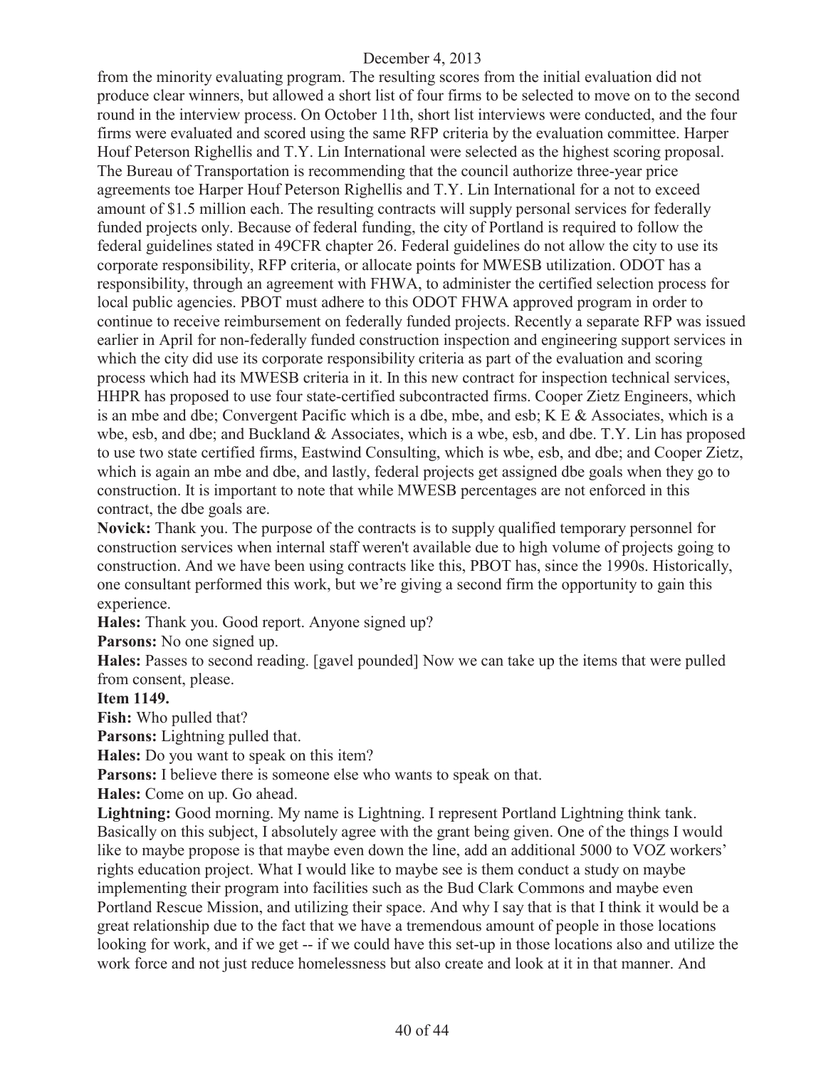from the minority evaluating program. The resulting scores from the initial evaluation did not produce clear winners, but allowed a short list of four firms to be selected to move on to the second round in the interview process. On October 11th, short list interviews were conducted, and the four firms were evaluated and scored using the same RFP criteria by the evaluation committee. Harper Houf Peterson Righellis and T.Y. Lin International were selected as the highest scoring proposal. The Bureau of Transportation is recommending that the council authorize three-year price agreements toe Harper Houf Peterson Righellis and T.Y. Lin International for a not to exceed amount of $1.5 million each. The resulting contracts will supply personal services for federally funded projects only. Because of federal funding, the city of Portland is required to follow the federal guidelines stated in 49CFR chapter 26. Federal guidelines do not allow the city to use its corporate responsibility, RFP criteria, or allocate points for MWESB utilization. ODOT has a responsibility, through an agreement with FHWA, to administer the certified selection process for local public agencies. PBOT must adhere to this ODOT FHWA approved program in order to continue to receive reimbursement on federally funded projects. Recently a separate RFP was issued earlier in April for non-federally funded construction inspection and engineering support services in which the city did use its corporate responsibility criteria as part of the evaluation and scoring process which had its MWESB criteria in it. In this new contract for inspection technical services, HHPR has proposed to use four state-certified subcontracted firms. Cooper Zietz Engineers, which is an mbe and dbe; Convergent Pacific which is a dbe, mbe, and esb; K E & Associates, which is a wbe, esb, and dbe; and Buckland & Associates, which is a wbe, esb, and dbe. T.Y. Lin has proposed to use two state certified firms, Eastwind Consulting, which is wbe, esb, and dbe; and Cooper Zietz, which is again an mbe and dbe, and lastly, federal projects get assigned dbe goals when they go to construction. It is important to note that while MWESB percentages are not enforced in this contract, the dbe goals are.

**Novick:** Thank you. The purpose of the contracts is to supply qualified temporary personnel for construction services when internal staff weren't available due to high volume of projects going to construction. And we have been using contracts like this, PBOT has, since the 1990s. Historically, one consultant performed this work, but we're giving a second firm the opportunity to gain this experience.

**Hales:** Thank you. Good report. Anyone signed up?

**Parsons:** No one signed up.

**Hales:** Passes to second reading. [gavel pounded] Now we can take up the items that were pulled from consent, please.

**Item 1149.**

**Fish:** Who pulled that?

**Parsons:** Lightning pulled that.

**Hales:** Do you want to speak on this item?

**Parsons:** I believe there is someone else who wants to speak on that.

**Hales:** Come on up. Go ahead.

**Lightning:** Good morning. My name is Lightning. I represent Portland Lightning think tank. Basically on this subject, I absolutely agree with the grant being given. One of the things I would like to maybe propose is that maybe even down the line, add an additional 5000 to VOZ workers' rights education project. What I would like to maybe see is them conduct a study on maybe implementing their program into facilities such as the Bud Clark Commons and maybe even Portland Rescue Mission, and utilizing their space. And why I say that is that I think it would be a great relationship due to the fact that we have a tremendous amount of people in those locations looking for work, and if we get -- if we could have this set-up in those locations also and utilize the work force and not just reduce homelessness but also create and look at it in that manner. And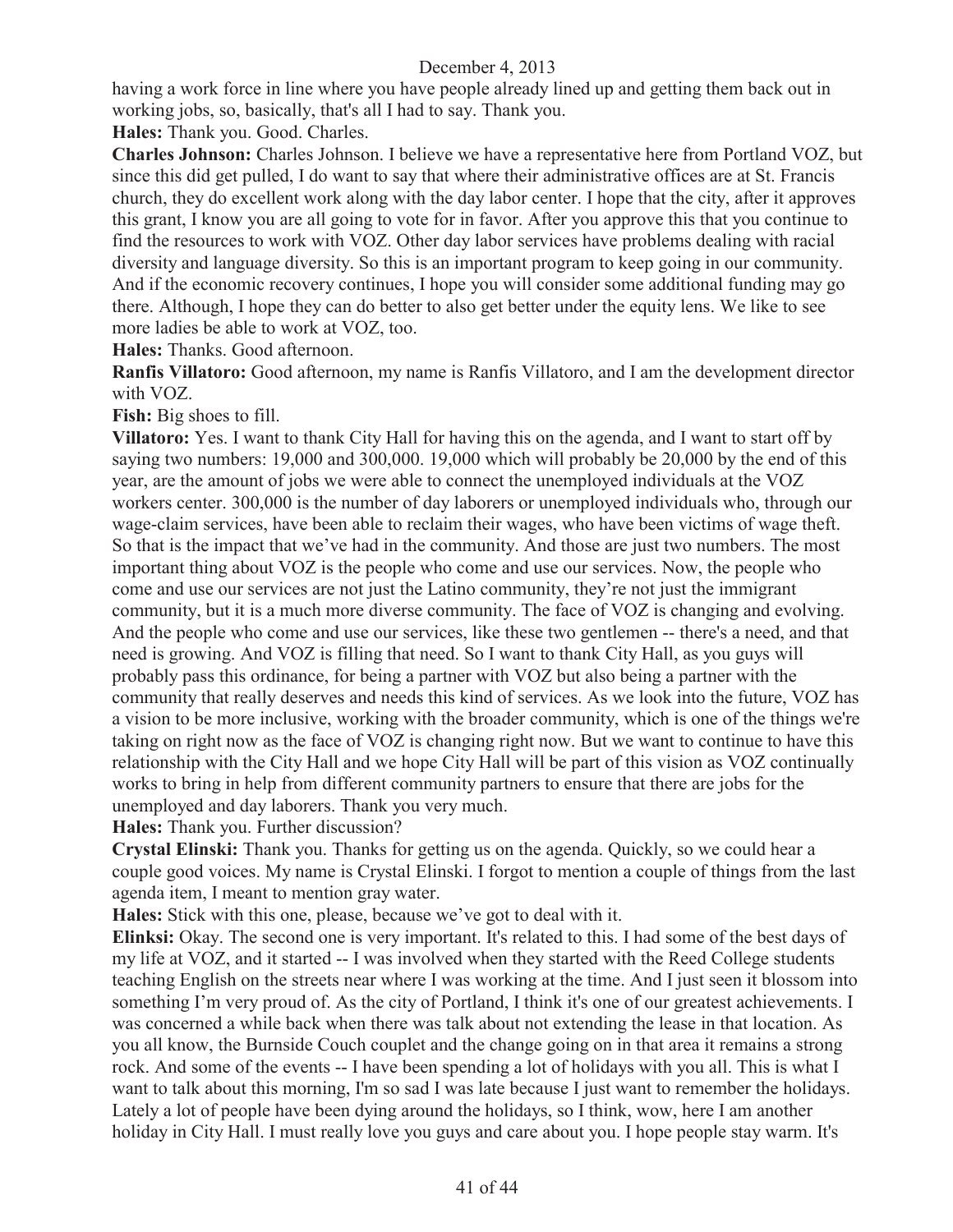having a work force in line where you have people already lined up and getting them back out in working jobs, so, basically, that's all I had to say. Thank you.

**Hales:** Thank you. Good. Charles.

**Charles Johnson:** Charles Johnson. I believe we have a representative here from Portland VOZ, but since this did get pulled, I do want to say that where their administrative offices are at St. Francis church, they do excellent work along with the day labor center. I hope that the city, after it approves this grant, I know you are all going to vote for in favor. After you approve this that you continue to find the resources to work with VOZ. Other day labor services have problems dealing with racial diversity and language diversity. So this is an important program to keep going in our community. And if the economic recovery continues, I hope you will consider some additional funding may go there. Although, I hope they can do better to also get better under the equity lens. We like to see more ladies be able to work at VOZ, too.

**Hales:** Thanks. Good afternoon.

**Ranfis Villatoro:** Good afternoon, my name is Ranfis Villatoro, and I am the development director with VOZ.

**Fish:** Big shoes to fill.

**Villatoro:** Yes. I want to thank City Hall for having this on the agenda, and I want to start off by saying two numbers: 19,000 and 300,000. 19,000 which will probably be 20,000 by the end of this year, are the amount of jobs we were able to connect the unemployed individuals at the VOZ workers center. 300,000 is the number of day laborers or unemployed individuals who, through our wage-claim services, have been able to reclaim their wages, who have been victims of wage theft. So that is the impact that we've had in the community. And those are just two numbers. The most important thing about VOZ is the people who come and use our services. Now, the people who come and use our services are not just the Latino community, they're not just the immigrant community, but it is a much more diverse community. The face of VOZ is changing and evolving. And the people who come and use our services, like these two gentlemen -- there's a need, and that need is growing. And VOZ is filling that need. So I want to thank City Hall, as you guys will probably pass this ordinance, for being a partner with VOZ but also being a partner with the community that really deserves and needs this kind of services. As we look into the future, VOZ has a vision to be more inclusive, working with the broader community, which is one of the things we're taking on right now as the face of VOZ is changing right now. But we want to continue to have this relationship with the City Hall and we hope City Hall will be part of this vision as VOZ continually works to bring in help from different community partners to ensure that there are jobs for the unemployed and day laborers. Thank you very much.

**Hales:** Thank you. Further discussion?

**Crystal Elinski:** Thank you. Thanks for getting us on the agenda. Quickly, so we could hear a couple good voices. My name is Crystal Elinski. I forgot to mention a couple of things from the last agenda item, I meant to mention gray water.

**Hales:** Stick with this one, please, because we've got to deal with it.

**Elinksi:** Okay. The second one is very important. It's related to this. I had some of the best days of my life at VOZ, and it started -- I was involved when they started with the Reed College students teaching English on the streets near where I was working at the time. And I just seen it blossom into something I'm very proud of. As the city of Portland, I think it's one of our greatest achievements. I was concerned a while back when there was talk about not extending the lease in that location. As you all know, the Burnside Couch couplet and the change going on in that area it remains a strong rock. And some of the events -- I have been spending a lot of holidays with you all. This is what I want to talk about this morning, I'm so sad I was late because I just want to remember the holidays. Lately a lot of people have been dying around the holidays, so I think, wow, here I am another holiday in City Hall. I must really love you guys and care about you. I hope people stay warm. It's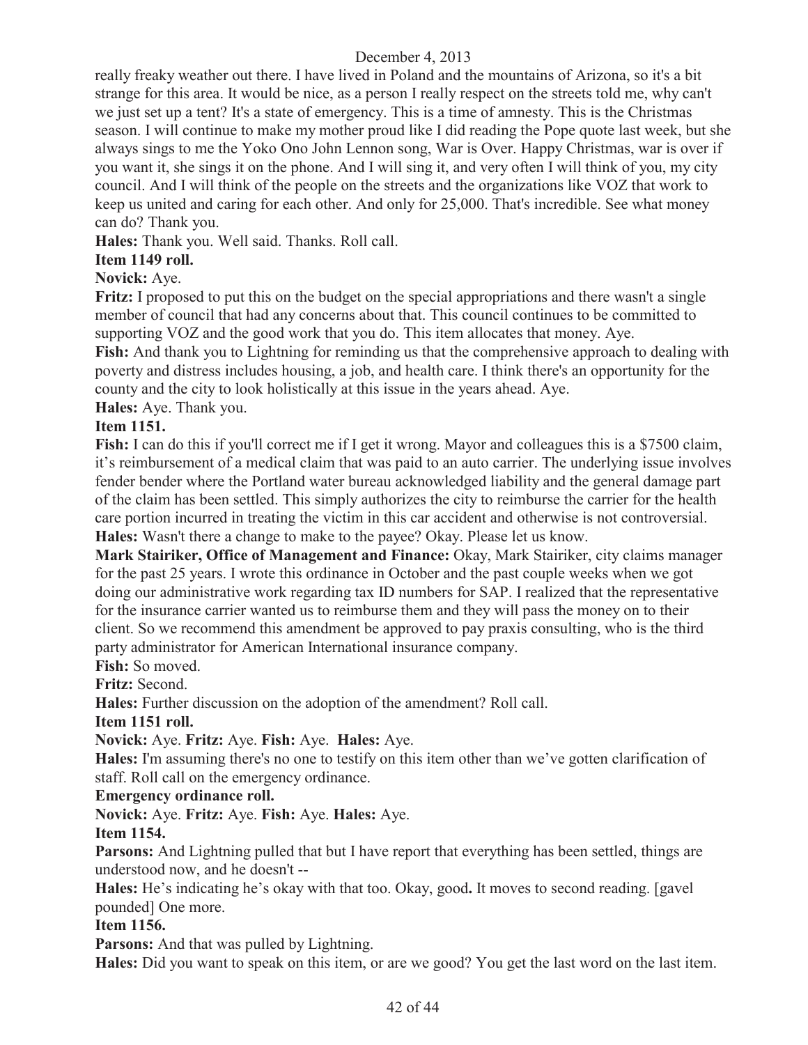really freaky weather out there. I have lived in Poland and the mountains of Arizona, so it's a bit strange for this area. It would be nice, as a person I really respect on the streets told me, why can't we just set up a tent? It's a state of emergency. This is a time of amnesty. This is the Christmas season. I will continue to make my mother proud like I did reading the Pope quote last week, but she always sings to me the Yoko Ono John Lennon song, War is Over. Happy Christmas, war is over if you want it, she sings it on the phone. And I will sing it, and very often I will think of you, my city council. And I will think of the people on the streets and the organizations like VOZ that work to keep us united and caring for each other. And only for 25,000. That's incredible. See what money can do? Thank you.

**Hales:** Thank you. Well said. Thanks. Roll call.

**Item 1149 roll.**

**Novick:** Aye.

**Fritz:** I proposed to put this on the budget on the special appropriations and there wasn't a single member of council that had any concerns about that. This council continues to be committed to supporting VOZ and the good work that you do. This item allocates that money. Aye.

**Fish:** And thank you to Lightning for reminding us that the comprehensive approach to dealing with poverty and distress includes housing, a job, and health care. I think there's an opportunity for the county and the city to look holistically at this issue in the years ahead. Aye.

**Hales:** Aye. Thank you.

**Item 1151.**

**Fish:** I can do this if you'll correct me if I get it wrong. Mayor and colleagues this is a $7500 claim, it's reimbursement of a medical claim that was paid to an auto carrier. The underlying issue involves fender bender where the Portland water bureau acknowledged liability and the general damage part of the claim has been settled. This simply authorizes the city to reimburse the carrier for the health care portion incurred in treating the victim in this car accident and otherwise is not controversial.

**Hales:** Wasn't there a change to make to the payee? Okay. Please let us know.

**Mark Stairiker, Office of Management and Finance:** Okay, Mark Stairiker, city claims manager for the past 25 years. I wrote this ordinance in October and the past couple weeks when we got doing our administrative work regarding tax ID numbers for SAP. I realized that the representative for the insurance carrier wanted us to reimburse them and they will pass the money on to their client. So we recommend this amendment be approved to pay praxis consulting, who is the third party administrator for American International insurance company.

**Fish:** So moved.

**Fritz:** Second.

**Hales:** Further discussion on the adoption of the amendment? Roll call.

**Item 1151 roll.**

**Novick:** Aye. **Fritz:** Aye. **Fish:** Aye. **Hales:** Aye.

**Hales:** I'm assuming there's no one to testify on this item other than we've gotten clarification of staff. Roll call on the emergency ordinance.

**Emergency ordinance roll.**

**Novick:** Aye. **Fritz:** Aye. **Fish:** Aye. **Hales:** Aye.

**Item 1154.**

**Parsons:** And Lightning pulled that but I have report that everything has been settled, things are understood now, and he doesn't --

**Hales:** He's indicating he's okay with that too. Okay, good. It moves to second reading. [gavel pounded] One more.

**Item 1156.**

**Parsons:** And that was pulled by Lightning.

**Hales:** Did you want to speak on this item, or are we good? You get the last word on the last item.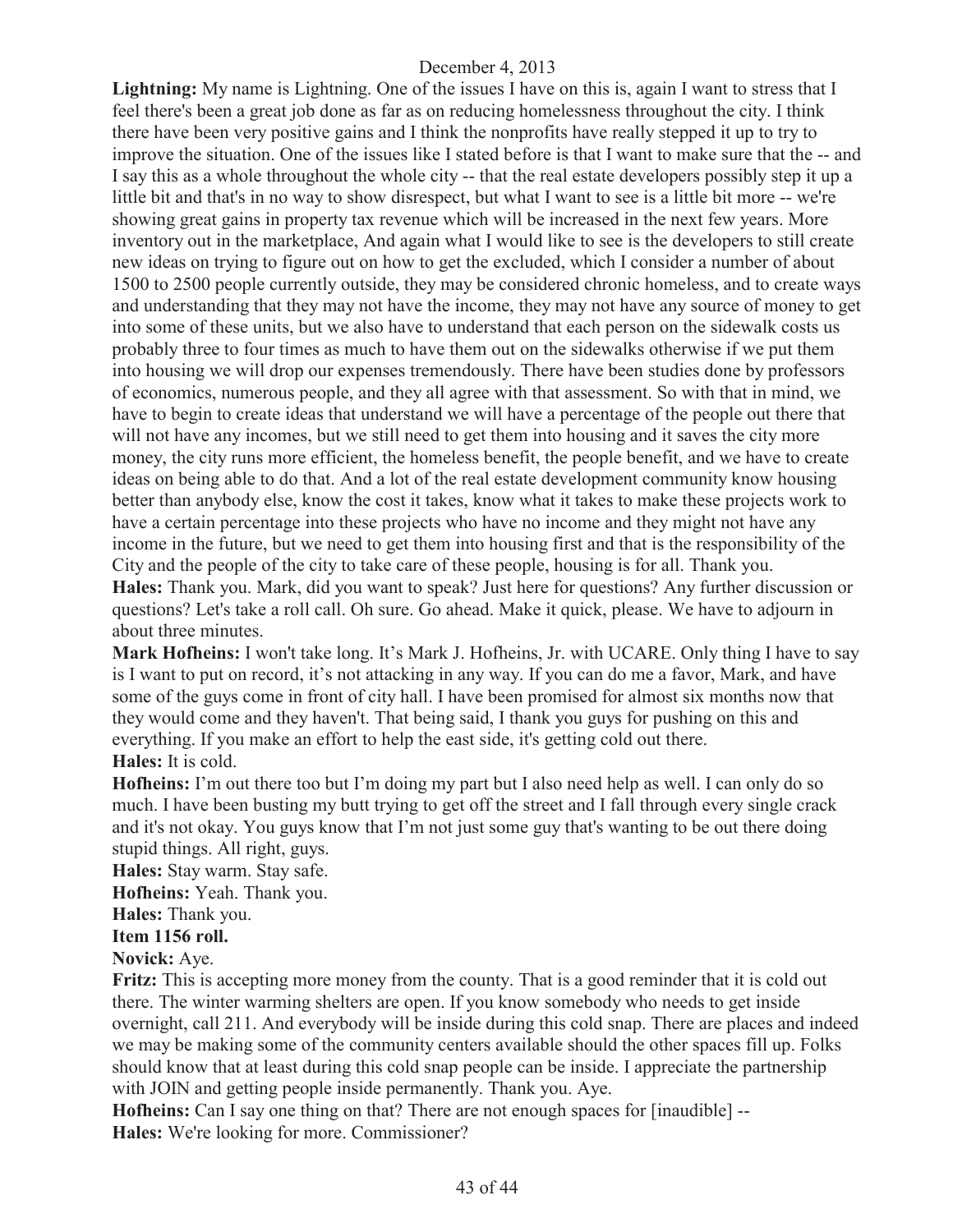**Lightning:** My name is Lightning. One of the issues I have on this is, again I want to stress that I feel there's been a great job done as far as on reducing homelessness throughout the city. I think there have been very positive gains and I think the nonprofits have really stepped it up to try to improve the situation. One of the issues like I stated before is that I want to make sure that the -- and I say this as a whole throughout the whole city -- that the real estate developers possibly step it up a little bit and that's in no way to show disrespect, but what I want to see is a little bit more -- we're showing great gains in property tax revenue which will be increased in the next few years. More inventory out in the marketplace, And again what I would like to see is the developers to still create new ideas on trying to figure out on how to get the excluded, which I consider a number of about 1500 to 2500 people currently outside, they may be considered chronic homeless, and to create ways and understanding that they may not have the income, they may not have any source of money to get into some of these units, but we also have to understand that each person on the sidewalk costs us probably three to four times as much to have them out on the sidewalks otherwise if we put them into housing we will drop our expenses tremendously. There have been studies done by professors of economics, numerous people, and they all agree with that assessment. So with that in mind, we have to begin to create ideas that understand we will have a percentage of the people out there that will not have any incomes, but we still need to get them into housing and it saves the city more money, the city runs more efficient, the homeless benefit, the people benefit, and we have to create ideas on being able to do that. And a lot of the real estate development community know housing better than anybody else, know the cost it takes, know what it takes to make these projects work to have a certain percentage into these projects who have no income and they might not have any income in the future, but we need to get them into housing first and that is the responsibility of the City and the people of the city to take care of these people, housing is for all. Thank you.

**Hales:** Thank you. Mark, did you want to speak? Just here for questions? Any further discussion or questions? Let's take a roll call. Oh sure. Go ahead. Make it quick, please. We have to adjourn in about three minutes.

**Mark Hofheins:** I won't take long. It's Mark J. Hofheins, Jr. with UCARE. Only thing I have to say is I want to put on record, it's not attacking in any way. If you can do me a favor, Mark, and have some of the guys come in front of city hall. I have been promised for almost six months now that they would come and they haven't. That being said, I thank you guys for pushing on this and everything. If you make an effort to help the east side, it's getting cold out there.

**Hales:** It is cold.

**Hofheins:** I'm out there too but I'm doing my part but I also need help as well. I can only do so much. I have been busting my butt trying to get off the street and I fall through every single crack and it's not okay. You guys know that I'm not just some guy that's wanting to be out there doing stupid things. All right, guys.

**Hales:** Stay warm. Stay safe.

**Hofheins:** Yeah. Thank you.

**Hales:** Thank you.

**Item 1156 roll.**

**Novick:** Aye.

**Fritz:** This is accepting more money from the county. That is a good reminder that it is cold out there. The winter warming shelters are open. If you know somebody who needs to get inside overnight, call 211. And everybody will be inside during this cold snap. There are places and indeed we may be making some of the community centers available should the other spaces fill up. Folks should know that at least during this cold snap people can be inside. I appreciate the partnership with JOIN and getting people inside permanently. Thank you. Aye.

**Hofheins:** Can I say one thing on that? There are not enough spaces for [inaudible] --

**Hales:** We're looking for more. Commissioner?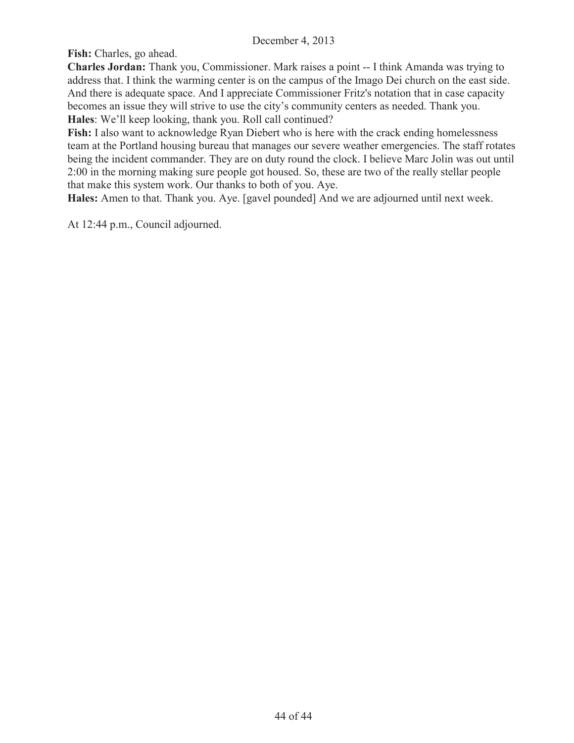**Fish:** Charles, go ahead.

**Charles Jordan:** Thank you, Commissioner. Mark raises a point -- I think Amanda was trying to address that. I think the warming center is on the campus of the Imago Dei church on the east side. And there is adequate space. And I appreciate Commissioner Fritz's notation that in case capacity becomes an issue they will strive to use the city's community centers as needed. Thank you.

**Hales**: We'll keep looking, thank you. Roll call continued?

**Fish:** I also want to acknowledge Ryan Diebert who is here with the crack ending homelessness team at the Portland housing bureau that manages our severe weather emergencies. The staff rotates being the incident commander. They are on duty round the clock. I believe Marc Jolin was out until 2:00 in the morning making sure people got housed. So, these are two of the really stellar people that make this system work. Our thanks to both of you. Aye.

**Hales:** Amen to that. Thank you. Aye. [gavel pounded] And we are adjourned until next week.

At 12:44 p.m., Council adjourned.